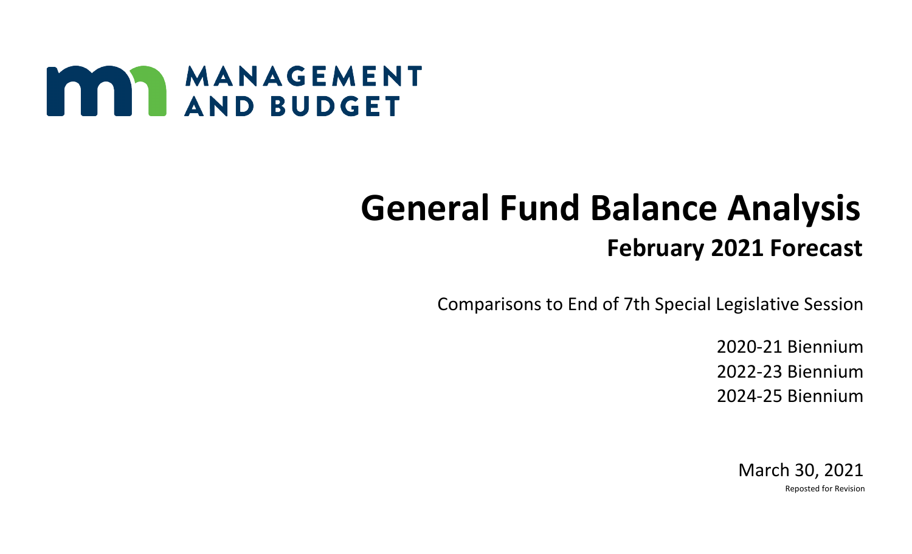MANAGEMENT AND BUDGET

# General Fund Balance Analysis

## February 2021 Forecast

Comparisons to End of 7th Special Legislative Session

2020-21 Biennium

2022-23 Biennium

2024-25 Biennium

March 30, 2021

Reposted for Revision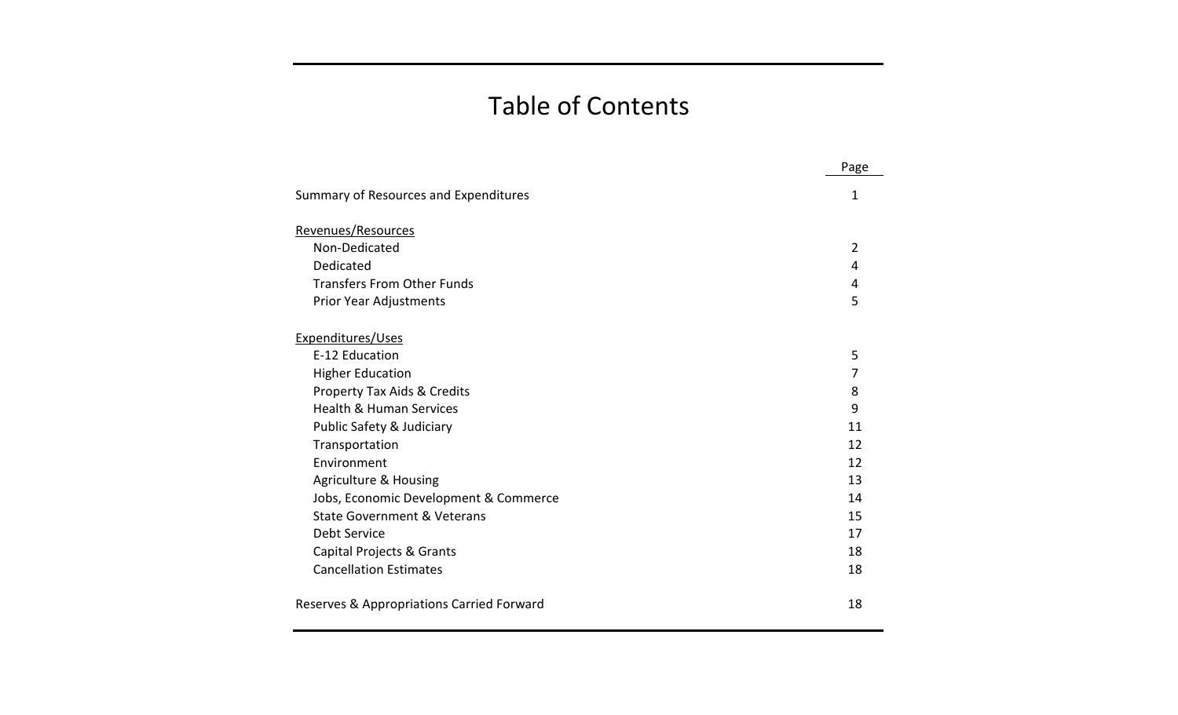# Table of Contents

| | Page |
|---|---|
| Summary of Resources and Expenditures | 1 |
| Revenues/Resources | |
| Non-Dedicated | 2 |
| Dedicated | 4 |
| Transfers From Other Funds | 4 |
| Prior Year Adjustments | 5 |
| Expenditures/Uses | |
| E-12 Education | 5 |
| Higher Education | 7 |
| Property Tax Aids & Credits | 8 |
| Health & Human Services | 9 |
| Public Safety & Judiciary | 11 |
| Transportation | 12 |
| Environment | 12 |
| Agriculture & Housing | 13 |
| Jobs, Economic Development & Commerce | 14 |
| State Government & Veterans | 15 |
| Debt Service | 17 |
| Capital Projects & Grants | 18 |
| Cancellation Estimates | 18 |
| Reserves & Appropriations Carried Forward | 18 |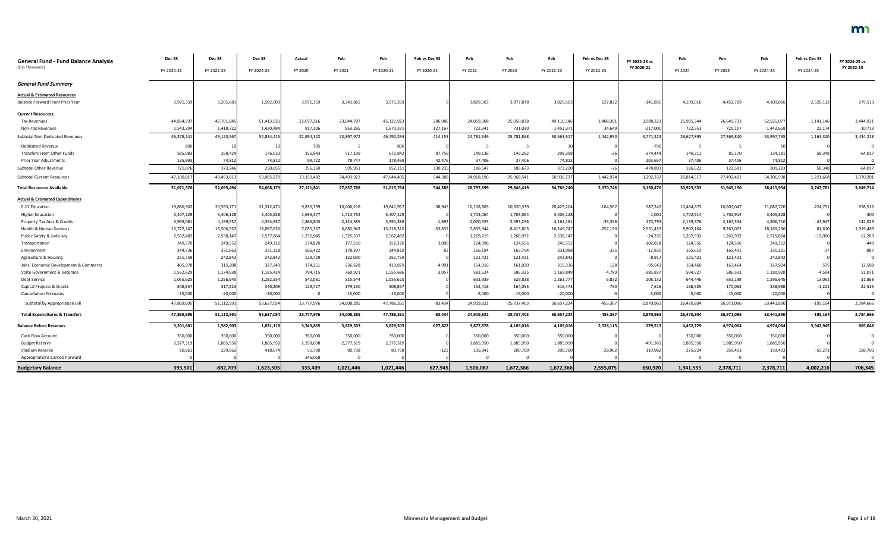| General Fund - Fund Balance Analysis<br>($ in Thousands) | Dec SS<br>FY 2020-21 | Dec SS<br>FY 2022-23 | Dec SS<br>FY 2024-25 | Actual<br>FY 2020 | Feb<br>FY 2021 | Feb<br>FY 2020-21 | Feb vs Dec SS<br>FY 2020-21 | Feb<br>FY 2022 | Feb<br>FY 2023 | Feb<br>FY 2022-23 | Feb vs Dec SS<br>FY 2022-23 | FY 2022-23 vs FY 2020-21 | Feb<br>FY 2024 | Feb<br>FY 2025 | Feb<br>FY 2024-25 | Feb vs Dec SS<br>FY 2024-25 | FY 2024-25 vs FY 2022-23 |
|---|---|---|---|---|---|---|---|---|---|---|---|---|---|---|---|---|---|
| ***General Fund Summary*** | | | | | | | | | | | | | | | | | |
| **Actual & Estimated Resources** | | | | | | | | | | | | | | | | | |
| Balance Forward From Prior Year | 3,971,359 | 3,201,681 | 1,582,903 | 3,971,359 | 3,343,865 | 3,971,359 | 0 | 3,829,503 | 3,877,878 | 3,829,503 | 627,822 | -141,856 | 4,109,016 | 4,452,729 | 4,109,016 | 2,526,113 | 279,513 |
| **Current Resources:** | | | | | | | | | | | | | | | | | |
| Tax Revenues | 44,834,937 | 47,701,845 | 51,413,931 | 22,077,216 | 23,044,707 | 45,121,923 | 286,986 | 24,059,308 | 25,050,838 | 49,110,146 | 1,408,301 | 3,988,223 | 25,905,344 | 26,649,733 | 52,555,077 | 1,141,146 | 3,444,931 |
| Non-Tax Revenues | 1,543,204 | 1,418,722 | 1,420,484 | 817,106 | 853,265 | 1,670,371 | 127,167 | 722,341 | 731,030 | 1,453,371 | 34,649 | -217,000 | 722,551 | 720,107 | 1,442,658 | 22,174 | -10,713 |
| Subtotal Non-Dedicated Revenues | 46,378,141 | 49,120,567 | 52,834,415 | 22,894,322 | 23,897,972 | 46,792,294 | 414,153 | 24,781,649 | 25,781,868 | 50,563,517 | 1,442,950 | 3,771,223 | 26,627,895 | 27,369,840 | 53,997,735 | 1,163,320 | 3,434,218 |
| Dedicated Revenue | 800 | 10 | 10 | 795 | 5 | 800 | 0 | 5 | 5 | 10 | 0 | -790 | 5 | 5 | 10 | 0 | 0 |
| Transfers From Other Funds | 585,083 | 298,424 | 176,033 | 155,643 | 517,199 | 672,842 | 87,759 | 149,136 | 149,262 | 298,398 | -26 | -374,444 | 149,211 | 85,170 | 234,381 | 58,348 | -64,017 |
| Prior Year Adjustments | 135,993 | 74,812 | 74,812 | 99,722 | 78,747 | 178,469 | 42,476 | 37,406 | 37,406 | 74,812 | 0 | -103,657 | 37,406 | 37,406 | 74,812 | 0 | 0 |
| Subtotal Other Revenue | 721,876 | 373,246 | 250,855 | 256,160 | 595,951 | 852,111 | 130,235 | 186,547 | 186,673 | 373,220 | -26 | -478,891 | 186,622 | 122,581 | 309,203 | 58,348 | -64,017 |
| Subtotal Current Resources | 47,100,017 | 49,493,813 | 53,085,270 | 23,150,482 | 24,493,923 | 47,644,405 | 544,388 | 24,968,196 | 25,968,541 | 50,936,737 | 1,442,924 | 3,292,332 | 26,814,517 | 27,492,421 | 54,306,938 | 1,221,668 | 3,370,201 |
| **Total Resources Available** | **51,071,376** | **52,695,494** | **54,668,173** | **27,121,841** | **27,837,788** | **51,615,764** | **544,388** | **28,797,699** | **29,846,419** | **54,766,240** | **2,070,746** | **3,150,476** | **30,923,533** | **31,945,150** | **58,415,954** | **3,747,781** | **3,649,714** |
| **Actual & Estimated Expenditures** | | | | | | | | | | | | | | | | | |
| E-12 Education | 19,880,902 | 20,593,771 | 21,312,471 | 9,835,739 | 10,006,218 | 19,841,957 | -38,945 | 10,108,865 | 10,320,339 | 20,429,204 | -164,567 | 587,247 | 10,484,673 | 10,603,047 | 21,087,720 | -224,751 | 658,516 |
| Higher Education | 3,407,129 | 3,406,128 | 3,405,828 | 1,693,377 | 1,713,752 | 3,407,129 | 0 | 1,703,064 | 1,703,064 | 3,406,128 | 0 | -1,001 | 1,702,914 | 1,702,914 | 3,405,828 | 0 | -300 |
| Property Tax Aids & Credits | 3,993,081 | 4,199,537 | 4,354,657 | 1,866,803 | 2,124,585 | 3,991,388 | -1,693 | 2,070,925 | 2,093,256 | 4,164,181 | -35,356 | 172,793 | 2,139,376 | 2,167,334 | 4,306,710 | -47,947 | 142,529 |
| Health & Human Services | 13,772,147 | 16,506,937 | 18,087,626 | 7,035,367 | 6,682,943 | 13,718,310 | -53,837 | 7,835,944 | 8,413,803 | 16,249,747 | -257,190 | 2,531,437 | 8,902,164 | 9,267,072 | 18,169,236 | 81,610 | 1,919,489 |
| Public Safety & Judiciary | 2,562,482 | 2,538,147 | 2,537,864 | 1,236,945 | 1,325,537 | 2,562,482 | 0 | 1,269,215 | 1,268,932 | 2,538,147 | 0 | -24,335 | 1,262,932 | 1,262,932 | 2,525,864 | -12,000 | -12,283 |
| Transportation | 349,370 | 249,552 | 249,112 | 174,820 | 177,550 | 352,370 | 3,000 | 124,996 | 124,556 | 249,552 | 0 | -102,818 | 124,556 | 124,556 | 249,112 | 0 | -440 |
| Environment | 344,736 | 331,663 | 331,118 | 166,422 | 178,397 | 344,819 | 83 | 166,194 | 165,794 | 331,988 | 325 | -12,831 | 165,610 | 165,491 | 331,101 | -17 | -887 |
| Agriculture & Housing | 251,759 | 242,842 | 242,842 | 129,729 | 122,030 | 251,759 | 0 | 121,421 | 121,421 | 242,842 | 0 | -8,917 | 121,421 | 121,421 | 242,842 | 0 | 0 |
| Jobs, Economic Development & Commerce | 405,978 | 315,208 | 327,349 | 174,251 | 236,628 | 410,879 | 4,901 | 154,316 | 161,020 | 315,336 | 128 | -95,543 | 164,460 | 163,464 | 327,924 | 575 | 12,588 |
| State Government & Veterans | 1,552,629 | 1,174,638 | 1,185,424 | 794,715 | 760,971 | 1,555,686 | 3,057 | 583,524 | 586,325 | 1,169,849 | -4,789 | -385,837 | 594,327 | 586,593 | 1,180,920 | -4,504 | 11,071 |
| Debt Service | 1,055,625 | 1,256,945 | 1,282,554 | 540,081 | 515,544 | 1,055,625 | 0 | 633,939 | 629,838 | 1,263,777 | 6,832 | 208,152 | 644,446 | 651,199 | 1,295,645 | 13,091 | 31,868 |
| Capital Projects & Grants | 308,857 | 317,223 | 340,209 | 129,727 | 179,130 | 308,857 | 0 | 152,418 | 164,055 | 316,473 | -750 | 7,616 | 168,925 | 170,063 | 338,988 | -1,221 | 22,515 |
| Cancellation Estimates | -15,000 | -20,000 | -20,000 | 0 | -15,000 | -15,000 | 0 | -5,000 | -15,000 | -20,000 | 0 | -5,000 | -5,000 | -15,000 | -20,000 | 0 | 0 |
| Subtotal by Appropriation Bill | 47,869,695 | 51,112,591 | 53,637,054 | 23,777,976 | 24,008,285 | 47,786,261 | -83,434 | 24,919,821 | 25,737,403 | 50,657,224 | -455,367 | 2,870,963 | 26,470,804 | 26,971,086 | 53,441,890 | -195,164 | 2,784,666 |
| **Total Expenditures & Transfers** | **47,869,695** | **51,112,591** | **53,637,054** | **23,777,976** | **24,008,285** | **47,786,261** | **-83,434** | **24,919,821** | **25,737,403** | **50,657,224** | **-455,367** | **2,870,963** | **26,470,804** | **26,971,086** | **53,441,890** | **-195,164** | **2,784,666** |
| **Balance Before Reserves** | **3,201,681** | **1,582,903** | **1,031,119** | **3,343,865** | **3,829,503** | **3,829,503** | **627,822** | **3,877,878** | **4,109,016** | **4,109,016** | **2,526,113** | **279,513** | **4,452,729** | **4,974,064** | **4,974,064** | **3,942,945** | **865,048** |
| Cash Flow Account | 350,000 | 350,000 | 350,000 | 350,000 | 350,000 | 350,000 | 0 | 350,000 | 350,000 | 350,000 | 0 | 0 | 350,000 | 350,000 | 350,000 | 0 | 0 |
| Budget Reserve | 2,377,319 | 1,885,950 | 1,885,950 | 2,358,698 | 2,377,319 | 2,377,319 | 0 | 1,885,950 | 1,885,950 | 1,885,950 | 0 | -491,369 | 1,885,950 | 1,885,950 | 1,885,950 | 0 | 0 |
| Stadium Reserve | 80,861 | 229,662 | 418,674 | 55,700 | 80,738 | 80,738 | -123 | 135,841 | 200,700 | 200,700 | -28,962 | 119,962 | 275,224 | 359,403 | 359,403 | -59,271 | 158,703 |
| Appropriations Carried Forward | 0 | 0 | 0 | 246,058 | 0 | 0 | 0 | 0 | 0 | 0 | 0 | 0 | 0 | 0 | 0 | 0 | 0 |
| **Budgetary Balance** | **393,501** | **-882,709** | **-1,623,505** | **333,409** | **1,021,446** | **1,021,446** | **627,945** | **1,506,087** | **1,672,366** | **1,672,366** | **2,555,075** | **650,920** | **1,941,555** | **2,378,711** | **2,378,711** | **4,002,216** | **706,345** |

March 30, 2021 — Minnesota Management and Budget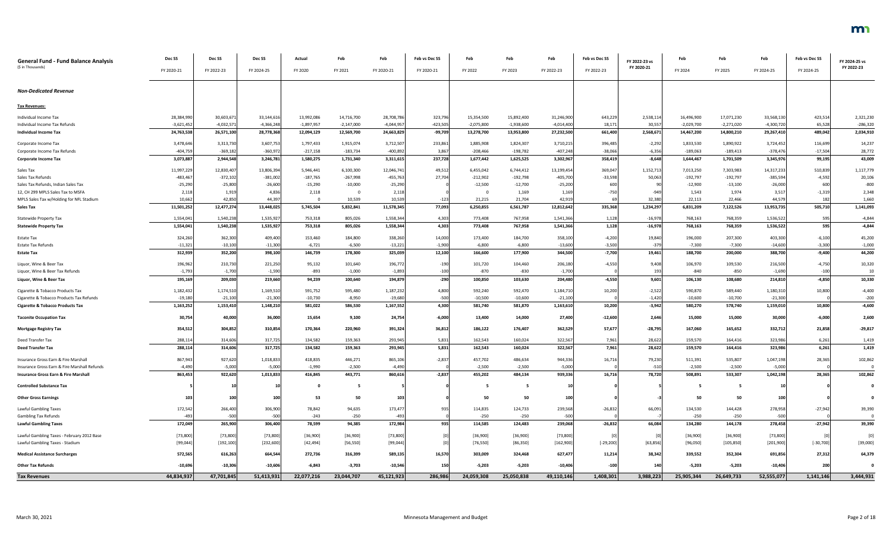## General Fund - Fund Balance Analysis

($ in Thousands)

| | Dec SS FY 2020-21 | Dec SS FY 2022-23 | Dec SS FY 2024-25 | Actual FY 2020 | Feb FY 2021 | Feb FY 2020-21 | Feb vs Dec SS FY 2020-21 | Feb FY 2022 | Feb FY 2023 | Feb FY 2022-23 | Feb vs Dec SS FY 2022-23 | FY 2022-23 vs FY 2020-21 | Feb FY 2024 | Feb FY 2025 | Feb FY 2024-25 | Feb vs Dec SS FY 2024-25 | FY 2024-25 vs FY 2022-23 |
|---|---|---|---|---|---|---|---|---|---|---|---|---|---|---|---|---|---|
| ***Non-Dedicated Revenue*** | | | | | | | | | | | | | | | | | |
| **Tax Revenues:** | | | | | | | | | | | | | | | | | |
| Individual Income Tax | 28,384,990 | 30,603,671 | 33,144,616 | 13,992,086 | 14,716,700 | 28,708,786 | 323,796 | 15,354,500 | 15,892,400 | 31,246,900 | 643,229 | 2,538,114 | 16,496,900 | 17,071,230 | 33,568,130 | 423,514 | 2,321,230 |
| Individual Income Tax Refunds | -3,621,452 | -4,032,571 | -4,366,248 | -1,897,957 | -2,147,000 | -4,044,957 | -423,505 | -2,075,800 | -1,938,600 | -4,014,400 | 18,171 | 30,557 | -2,029,700 | -2,271,020 | -4,300,720 | 65,528 | -286,320 |
| **Individual Income Tax** | **24,763,538** | **26,571,100** | **28,778,368** | **12,094,129** | **12,569,700** | **24,663,829** | **-99,709** | **13,278,700** | **13,953,800** | **27,232,500** | **661,400** | **2,568,671** | **14,467,200** | **14,800,210** | **29,267,410** | **489,042** | **2,034,910** |
| Corporate Income Tax | 3,478,646 | 3,313,730 | 3,607,753 | 1,797,433 | 1,915,074 | 3,712,507 | 233,861 | 1,885,908 | 1,824,307 | 3,710,215 | 396,485 | -2,292 | 1,833,530 | 1,890,922 | 3,724,452 | 116,699 | 14,237 |
| Corporate Income Tax Refunds | -404,759 | -369,182 | -360,972 | -217,158 | -183,734 | -400,892 | 3,867 | -208,466 | -198,782 | -407,248 | -38,066 | -6,356 | -189,063 | -189,413 | -378,476 | -17,504 | 28,772 |
| **Corporate Income Tax** | **3,073,887** | **2,944,548** | **3,246,781** | **1,580,275** | **1,731,340** | **3,311,615** | **237,728** | **1,677,442** | **1,625,525** | **3,302,967** | **358,419** | **-8,648** | **1,644,467** | **1,701,509** | **3,345,976** | **99,195** | **43,009** |
| Sales Tax | 11,997,229 | 12,830,407 | 13,806,394 | 5,946,441 | 6,100,300 | 12,046,741 | 49,512 | 6,455,042 | 6,744,412 | 13,199,454 | 369,047 | 1,152,713 | 7,013,250 | 7,303,983 | 14,317,233 | 510,839 | 1,117,779 |
| Sales Tax Refunds | -483,467 | -372,102 | -381,002 | -187,765 | -267,998 | -455,763 | 27,704 | -212,902 | -192,798 | -405,700 | -33,598 | 50,063 | -192,797 | -192,797 | -385,594 | -4,592 | 20,106 |
| Sales Tax Refunds, Indian Sales Tax | -25,290 | -25,800 | -26,600 | -15,290 | -10,000 | -25,290 | 0 | -12,500 | -12,700 | -25,200 | 600 | 90 | -12,900 | -13,100 | -26,000 | 600 | -800 |
| 12, CH 299 MPLS Sales Tax to MSFA | 2,118 | 1,919 | 4,836 | 2,118 | 0 | 2,118 | 0 | 0 | 1,169 | 1,169 | -750 | -949 | 1,543 | 1,974 | 3,517 | -1,319 | 2,348 |
| MPLS Sales Tax w/Holding for NFL Stadium | 10,662 | 42,850 | 44,397 | 0 | 10,539 | 10,539 | -123 | 21,215 | 21,704 | 42,919 | 69 | 32,380 | 22,113 | 22,466 | 44,579 | 182 | 1,660 |
| **Sales Tax** | **11,501,252** | **12,477,274** | **13,448,025** | **5,745,504** | **5,832,841** | **11,578,345** | **77,093** | **6,250,855** | **6,561,787** | **12,812,642** | **335,368** | **1,234,297** | **6,831,209** | **7,122,526** | **13,953,735** | **505,710** | **1,141,093** |
| Statewide Property Tax | 1,554,041 | 1,540,238 | 1,535,927 | 753,318 | 805,026 | 1,558,344 | 4,303 | 773,408 | 767,958 | 1,541,366 | 1,128 | -16,978 | 768,163 | 768,359 | 1,536,522 | 595 | -4,844 |
| **Statewide Property Tax** | **1,554,041** | **1,540,238** | **1,535,927** | **753,318** | **805,026** | **1,558,344** | **4,303** | **773,408** | **767,958** | **1,541,366** | **1,128** | **-16,978** | **768,163** | **768,359** | **1,536,522** | **595** | **-4,844** |
| Estate Tax | 324,260 | 362,300 | 409,400 | 153,460 | 184,800 | 338,260 | 14,000 | 173,400 | 184,700 | 358,100 | -4,200 | 19,840 | 196,000 | 207,300 | 403,300 | -6,100 | 45,200 |
| Estate Tax Refunds | -11,321 | -10,100 | -11,300 | -6,721 | -6,500 | -13,221 | -1,900 | -6,800 | -6,800 | -13,600 | -3,500 | -379 | -7,300 | -7,300 | -14,600 | -3,300 | -1,000 |
| **Estate Tax** | **312,939** | **352,200** | **398,100** | **146,739** | **178,300** | **325,039** | **12,100** | **166,600** | **177,900** | **344,500** | **-7,700** | **19,461** | **188,700** | **200,000** | **388,700** | **-9,400** | **44,200** |
| Liquor, Wine & Beer Tax | 196,962 | 210,730 | 221,250 | 95,132 | 101,640 | 196,772 | -190 | 101,720 | 104,460 | 206,180 | -4,550 | 9,408 | 106,970 | 109,530 | 216,500 | -4,750 | 10,320 |
| Liquor, Wine & Beer Tax Refunds | -1,793 | -1,700 | -1,590 | -893 | -1,000 | -1,893 | -100 | -870 | -830 | -1,700 | 0 | 193 | -840 | -850 | -1,690 | -100 | 10 |
| **Liquor, Wine & Beer Tax** | **195,169** | **209,030** | **219,660** | **94,239** | **100,640** | **194,879** | **-290** | **100,850** | **103,630** | **204,480** | **-4,550** | **9,601** | **106,130** | **108,680** | **214,810** | **-4,850** | **10,330** |
| Cigarette & Tobacco Products Tax | 1,182,432 | 1,174,510 | 1,169,510 | 591,752 | 595,480 | 1,187,232 | 4,800 | 592,240 | 592,470 | 1,184,710 | 10,200 | -2,522 | 590,870 | 589,440 | 1,180,310 | 10,800 | -4,400 |
| Cigarette & Tobacco Products Tax Refunds | -19,180 | -21,100 | -21,300 | -10,730 | -8,950 | -19,680 | -500 | -10,500 | -10,600 | -21,100 | 0 | -1,420 | -10,600 | -10,700 | -21,300 | 0 | -200 |
| **Cigarette & Tobacco Products Tax** | **1,163,252** | **1,153,410** | **1,148,210** | **581,022** | **586,530** | **1,167,552** | **4,300** | **581,740** | **581,870** | **1,163,610** | **10,200** | **-3,942** | **580,270** | **578,740** | **1,159,010** | **10,800** | **-4,600** |
| **Taconite Occupation Tax** | **30,754** | **40,000** | **36,000** | **15,654** | **9,100** | **24,754** | **-6,000** | **13,400** | **14,000** | **27,400** | **-12,600** | **2,646** | **15,000** | **15,000** | **30,000** | **-6,000** | **2,600** |
| **Mortgage Registry Tax** | **354,512** | **304,852** | **310,854** | **170,364** | **220,960** | **391,324** | **36,812** | **186,122** | **176,407** | **362,529** | **57,677** | **-28,795** | **167,060** | **165,652** | **332,712** | **21,858** | **-29,817** |
| Deed Transfer Tax | 288,114 | 314,606 | 317,725 | 134,582 | 159,363 | 293,945 | 5,831 | 162,543 | 160,024 | 322,567 | 7,961 | 28,622 | 159,570 | 164,416 | 323,986 | 6,261 | 1,419 |
| **Deed Transfer Tax** | **288,114** | **314,606** | **317,725** | **134,582** | **159,363** | **293,945** | **5,831** | **162,543** | **160,024** | **322,567** | **7,961** | **28,622** | **159,570** | **164,416** | **323,986** | **6,261** | **1,419** |
| Insurance Gross Earn & Fire Marshall | 867,943 | 927,620 | 1,018,833 | 418,835 | 446,271 | 865,106 | -2,837 | 457,702 | 486,634 | 944,336 | 16,716 | 79,230 | 511,391 | 535,807 | 1,047,198 | 28,365 | 102,862 |
| Insurance Gross Earn & Fire Marshall Refunds | -4,490 | -5,000 | -5,000 | -1,990 | -2,500 | -4,490 | 0 | -2,500 | -2,500 | -5,000 | 0 | -510 | -2,500 | -2,500 | -5,000 | 0 | 0 |
| **Insurance Gross Earn & Fire Marshall** | **863,453** | **922,620** | **1,013,833** | **416,845** | **443,771** | **860,616** | **-2,837** | **455,202** | **484,134** | **939,336** | **16,716** | **78,720** | **508,891** | **533,307** | **1,042,198** | **28,365** | **102,862** |
| **Controlled Substance Tax** | **5** | **10** | **10** | **0** | **5** | **5** | **0** | **5** | **5** | **10** | **0** | **5** | **5** | **5** | **10** | **0** | **0** |
| **Other Gross Earnings** | **103** | **100** | **100** | **53** | **50** | **103** | **0** | **50** | **50** | **100** | **0** | **-3** | **50** | **50** | **100** | **0** | **0** |
| Lawful Gambling Taxes | 172,542 | 266,400 | 306,900 | 78,842 | 94,635 | 173,477 | 935 | 114,835 | 124,733 | 239,568 | -26,832 | 66,091 | 134,530 | 144,428 | 278,958 | -27,942 | 39,390 |
| Gambling Tax Refunds | -493 | -500 | -500 | -243 | -250 | -493 | 0 | -250 | -250 | -500 | 0 | -7 | -250 | -250 | -500 | 0 | 0 |
| **Lawful Gambling Taxes** | **172,049** | **265,900** | **306,400** | **78,599** | **94,385** | **172,984** | **935** | **114,585** | **124,483** | **239,068** | **-26,832** | **66,084** | **134,280** | **144,178** | **278,458** | **-27,942** | **39,390** |
| Lawful Gambling Taxes - February 2012 Base | [73,800] | [73,800] | [73,800] | [36,900] | [36,900] | [73,800] | [0] | [36,900] | [36,900] | [73,800] | [0] | [0] | [36,900] | [36,900] | [73,800] | [0] | [0] |
| Lawful Gambling Taxes - Stadium | [99,044] | [192,100] | [232,600] | [42,494] | [56,550] | [99,044] | [0] | [76,550] | [86,350] | [162,900] | [-29,200] | [63,856] | [96,050] | [105,850] | [201,900] | [-30,700] | [39,000] |
| **Medical Assistance Surcharges** | **572,565** | **616,263** | **664,544** | **272,736** | **316,399** | **589,135** | **16,570** | **303,009** | **324,468** | **627,477** | **11,214** | **38,342** | **339,552** | **352,304** | **691,856** | **27,312** | **64,379** |
| **Other Tax Refunds** | **-10,696** | **-10,306** | **-10,606** | **-6,843** | **-3,703** | **-10,546** | **150** | **-5,203** | **-5,203** | **-10,406** | **-100** | **140** | **-5,203** | **-5,203** | **-10,406** | **200** | **0** |
| **Tax Revenues** | **44,834,937** | **47,701,845** | **51,413,931** | **22,077,216** | **23,044,707** | **45,121,923** | **286,986** | **24,059,308** | **25,050,838** | **49,110,146** | **1,408,301** | **3,988,223** | **25,905,344** | **26,649,733** | **52,555,077** | **1,141,146** | **3,444,931** |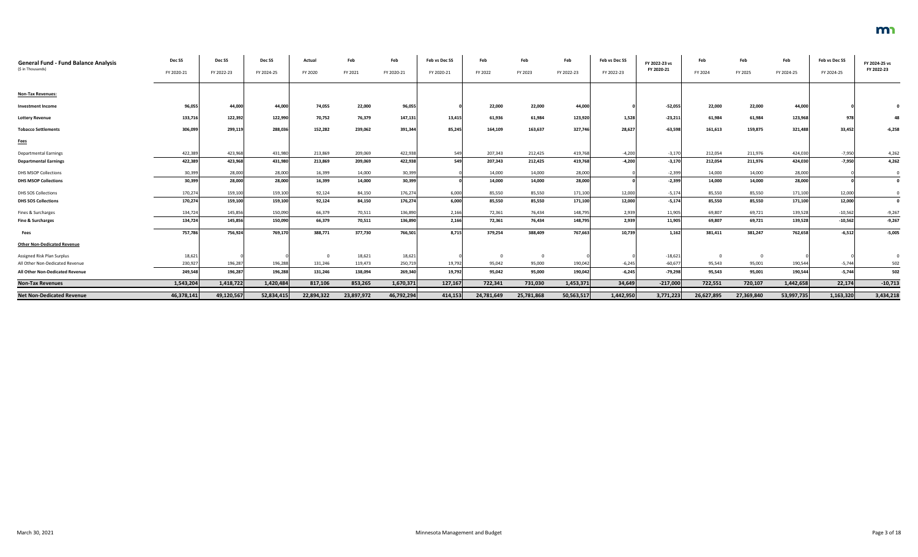| General Fund - Fund Balance Analysis<br>($ in Thousands) | Dec SS<br>FY 2020-21 | Dec SS<br>FY 2022-23 | Dec SS<br>FY 2024-25 | Actual<br>FY 2020 | Feb<br>FY 2021 | Feb<br>FY 2020-21 | Feb vs Dec SS<br>FY 2020-21 | Feb<br>FY 2022 | Feb<br>FY 2023 | Feb<br>FY 2022-23 | Feb vs Dec SS<br>FY 2022-23 | FY 2022-23 vs FY 2020-21 | Feb<br>FY 2024 | Feb<br>FY 2025 | Feb<br>FY 2024-25 | Feb vs Dec SS<br>FY 2024-25 | FY 2024-25 vs FY 2022-23 |
|---|---|---|---|---|---|---|---|---|---|---|---|---|---|---|---|---|---|
| **Non-Tax Revenues:** | | | | | | | | | | | | | | | | | |
| **Investment Income** | 96,055 | 44,000 | 44,000 | 74,055 | 22,000 | 96,055 | 0 | 22,000 | 22,000 | 44,000 | 0 | -52,055 | 22,000 | 22,000 | 44,000 | 0 | 0 |
| **Lottery Revenue** | 133,716 | 122,392 | 122,990 | 70,752 | 76,379 | 147,131 | 13,415 | 61,936 | 61,984 | 123,920 | 1,528 | -23,211 | 61,984 | 61,984 | 123,968 | 978 | 48 |
| **Tobacco Settlements** | 306,099 | 299,119 | 288,036 | 152,282 | 239,062 | 391,344 | 85,245 | 164,109 | 163,637 | 327,746 | 28,627 | -63,598 | 161,613 | 159,875 | 321,488 | 33,452 | -6,258 |
| **Fees** | | | | | | | | | | | | | | | | | |
| Departmental Earnings | 422,389 | 423,968 | 431,980 | 213,869 | 209,069 | 422,938 | 549 | 207,343 | 212,425 | 419,768 | -4,200 | -3,170 | 212,054 | 211,976 | 424,030 | -7,950 | 4,262 |
| **Departmental Earnings** | 422,389 | 423,968 | 431,980 | 213,869 | 209,069 | 422,938 | 549 | 207,343 | 212,425 | 419,768 | -4,200 | -3,170 | 212,054 | 211,976 | 424,030 | -7,950 | 4,262 |
| DHS MSOP Collections | 30,399 | 28,000 | 28,000 | 16,399 | 14,000 | 30,399 | 0 | 14,000 | 14,000 | 28,000 | 0 | -2,399 | 14,000 | 14,000 | 28,000 | 0 | 0 |
| **DHS MSOP Collections** | 30,399 | 28,000 | 28,000 | 16,399 | 14,000 | 30,399 | 0 | 14,000 | 14,000 | 28,000 | 0 | -2,399 | 14,000 | 14,000 | 28,000 | 0 | 0 |
| DHS SOS Collections | 170,274 | 159,100 | 159,100 | 92,124 | 84,150 | 176,274 | 6,000 | 85,550 | 85,550 | 171,100 | 12,000 | -5,174 | 85,550 | 85,550 | 171,100 | 12,000 | 0 |
| **DHS SOS Collections** | 170,274 | 159,100 | 159,100 | 92,124 | 84,150 | 176,274 | 6,000 | 85,550 | 85,550 | 171,100 | 12,000 | -5,174 | 85,550 | 85,550 | 171,100 | 12,000 | 0 |
| Fines & Surcharges | 134,724 | 145,856 | 150,090 | 66,379 | 70,511 | 136,890 | 2,166 | 72,361 | 76,434 | 148,795 | 2,939 | 11,905 | 69,807 | 69,721 | 139,528 | -10,562 | -9,267 |
| **Fine & Surcharges** | 134,724 | 145,856 | 150,090 | 66,379 | 70,511 | 136,890 | 2,166 | 72,361 | 76,434 | 148,795 | 2,939 | 11,905 | 69,807 | 69,721 | 139,528 | -10,562 | -9,267 |
| **Fees** | 757,786 | 756,924 | 769,170 | 388,771 | 377,730 | 766,501 | 8,715 | 379,254 | 388,409 | 767,663 | 10,739 | 1,162 | 381,411 | 381,247 | 762,658 | -6,512 | -5,005 |
| **Other Non-Dedicated Revenue** | | | | | | | | | | | | | | | | | |
| Assigned Risk Plan Surplus | 18,621 | 0 | 0 | 0 | 18,621 | 18,621 | 0 | 0 | 0 | 0 | 0 | -18,621 | 0 | 0 | 0 | 0 | 0 |
| All Other Non-Dedicated Revenue | 230,927 | 196,287 | 196,288 | 131,246 | 119,473 | 250,719 | 19,792 | 95,042 | 95,000 | 190,042 | -6,245 | -60,677 | 95,543 | 95,001 | 190,544 | -5,744 | 502 |
| **All Other Non-Dedicated Revenue** | 249,548 | 196,287 | 196,288 | 131,246 | 138,094 | 269,340 | 19,792 | 95,042 | 95,000 | 190,042 | -6,245 | -79,298 | 95,543 | 95,001 | 190,544 | -5,744 | 502 |
| **Non-Tax Revenues** | 1,543,204 | 1,418,722 | 1,420,484 | 817,106 | 853,265 | 1,670,371 | 127,167 | 722,341 | 731,030 | 1,453,371 | 34,649 | -217,000 | 722,551 | 720,107 | 1,442,658 | 22,174 | -10,713 |
| **Net Non-Dedicated Revenue** | 46,378,141 | 49,120,567 | 52,834,415 | 22,894,322 | 23,897,972 | 46,792,294 | 414,153 | 24,781,649 | 25,781,868 | 50,563,517 | 1,442,950 | 3,771,223 | 26,627,895 | 27,369,840 | 53,997,735 | 1,163,320 | 3,434,218 |

March 30, 2021 — Minnesota Management and Budget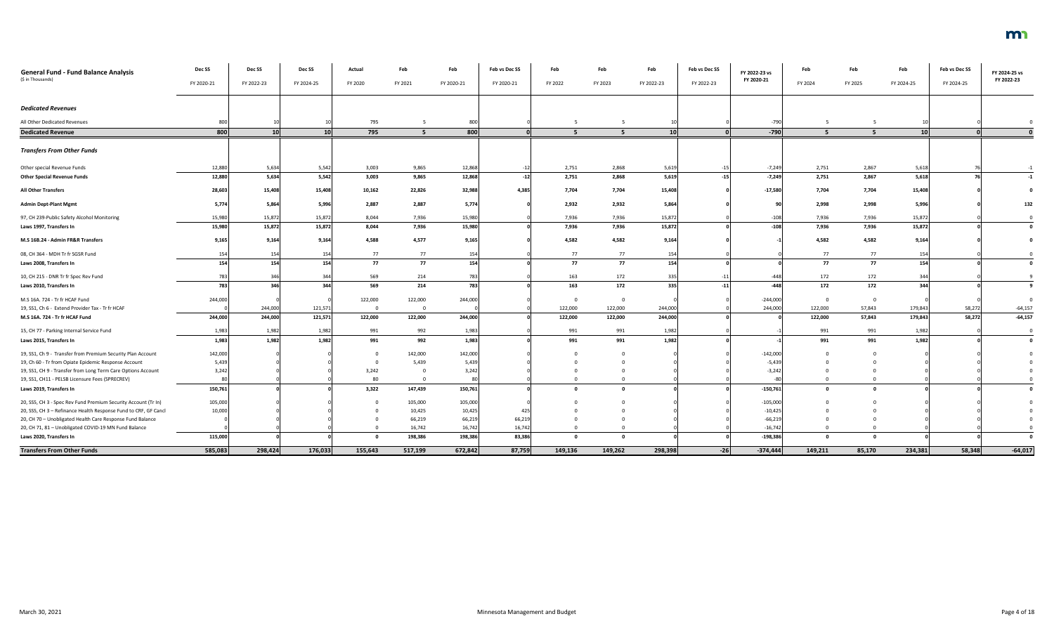| General Fund - Fund Balance Analysis ($ in Thousands) | Dec SS FY 2020-21 | Dec SS FY 2022-23 | Dec SS FY 2024-25 | Actual FY 2020 | Feb FY 2021 | Feb FY 2020-21 | Feb vs Dec SS FY 2020-21 | Feb FY 2022 | Feb FY 2023 | Feb FY 2022-23 | Feb vs Dec SS FY 2022-23 | FY 2022-23 vs FY 2020-21 | Feb FY 2024 | Feb FY 2025 | Feb FY 2024-25 | Feb vs Dec SS FY 2024-25 | FY 2024-25 vs FY 2022-23 |
|---|---|---|---|---|---|---|---|---|---|---|---|---|---|---|---|---|---|
| ***Dedicated Revenues*** | | | | | | | | | | | | | | | | | |
| All Other Dedicated Revenues | 800 | 10 | 10 | 795 | 5 | 800 | 0 | 5 | 5 | 10 | 0 | -790 | 5 | 5 | 10 | 0 | 0 |
| **Dedicated Revenue** | **800** | **10** | **10** | **795** | **5** | **800** | **0** | **5** | **5** | **10** | **0** | **-790** | **5** | **5** | **10** | **0** | **0** |
| ***Transfers From Other Funds*** | | | | | | | | | | | | | | | | | |
| Other special Revenue Funds | 12,880 | 5,634 | 5,542 | 3,003 | 9,865 | 12,868 | -12 | 2,751 | 2,868 | 5,619 | -15 | -7,249 | 2,751 | 2,867 | 5,618 | 76 | -1 |
| **Other Special Revenue Funds** | **12,880** | **5,634** | **5,542** | **3,003** | **9,865** | **12,868** | **-12** | **2,751** | **2,868** | **5,619** | **-15** | **-7,249** | **2,751** | **2,867** | **5,618** | **76** | **-1** |
| **All Other Transfers** | **28,603** | **15,408** | **15,408** | **10,162** | **22,826** | **32,988** | **4,385** | **7,704** | **7,704** | **15,408** | **0** | **-17,580** | **7,704** | **7,704** | **15,408** | **0** | **0** |
| **Admin Dept-Plant Mgmt** | **5,774** | **5,864** | **5,996** | **2,887** | **2,887** | **5,774** | **0** | **2,932** | **2,932** | **5,864** | **0** | **90** | **2,998** | **2,998** | **5,996** | **0** | **132** |
| 97, CH 239-Public Safety Alcohol Monitoring | 15,980 | 15,872 | 15,872 | 8,044 | 7,936 | 15,980 | 0 | 7,936 | 7,936 | 15,872 | 0 | -108 | 7,936 | 7,936 | 15,872 | 0 | 0 |
| **Laws 1997, Transfers In** | **15,980** | **15,872** | **15,872** | **8,044** | **7,936** | **15,980** | **0** | **7,936** | **7,936** | **15,872** | **0** | **-108** | **7,936** | **7,936** | **15,872** | **0** | **0** |
| **M.S 16B.24 - Admin FR&R Transfers** | **9,165** | **9,164** | **9,164** | **4,588** | **4,577** | **9,165** | **0** | **4,582** | **4,582** | **9,164** | **0** | **-1** | **4,582** | **4,582** | **9,164** | **0** | **0** |
| 08, CH 364 - MDH Tr fr SGSR Fund | 154 | 154 | 154 | 77 | 77 | 154 | 0 | 77 | 77 | 154 | 0 | 0 | 77 | 77 | 154 | 0 | 0 |
| **Laws 2008, Transfers In** | **154** | **154** | **154** | **77** | **77** | **154** | **0** | **77** | **77** | **154** | **0** | **0** | **77** | **77** | **154** | **0** | **0** |
| 10, CH 215 - DNR Tr fr Spec Rev Fund | 783 | 346 | 344 | 569 | 214 | 783 | 0 | 163 | 172 | 335 | -11 | -448 | 172 | 172 | 344 | 0 | 9 |
| **Laws 2010, Transfers In** | **783** | **346** | **344** | **569** | **214** | **783** | **0** | **163** | **172** | **335** | **-11** | **-448** | **172** | **172** | **344** | **0** | **9** |
| M.S 16A. 724 - Tr fr HCAF Fund | 244,000 | 0 | 0 | 122,000 | 122,000 | 244,000 | 0 | 0 | 0 | 0 | 0 | -244,000 | 0 | 0 | 0 | 0 | 0 |
| 19, SS1, Ch 6 - Extend Provider Tax - Tr fr HCAF | 0 | 244,000 | 121,571 | 0 | 0 | 0 | 0 | 122,000 | 122,000 | 244,000 | 0 | 244,000 | 122,000 | 57,843 | 179,843 | 58,272 | -64,157 |
| **M.S 16A. 724 - Tr fr HCAF Fund** | **244,000** | **244,000** | **121,571** | **122,000** | **122,000** | **244,000** | **0** | **122,000** | **122,000** | **244,000** | **0** | **0** | **122,000** | **57,843** | **179,843** | **58,272** | **-64,157** |
| 15, CH 77 - Parking Internal Service Fund | 1,983 | 1,982 | 1,982 | 991 | 992 | 1,983 | 0 | 991 | 991 | 1,982 | 0 | -1 | 991 | 991 | 1,982 | 0 | 0 |
| **Laws 2015, Transfers In** | **1,983** | **1,982** | **1,982** | **991** | **992** | **1,983** | **0** | **991** | **991** | **1,982** | **0** | **-1** | **991** | **991** | **1,982** | **0** | **0** |
| 19, SS1, Ch 9 - Transfer from Premium Security Plan Account | 142,000 | 0 | 0 | 0 | 142,000 | 142,000 | 0 | 0 | 0 | 0 | 0 | -142,000 | 0 | 0 | 0 | 0 | 0 |
| 19, Ch 60 - Tr from Opiate Epidemic Response Account | 5,439 | 0 | 0 | 0 | 5,439 | 5,439 | 0 | 0 | 0 | 0 | 0 | -5,439 | 0 | 0 | 0 | 0 | 0 |
| 19, SS1, CH 9 - Transfer from Long Term Care Options Account | 3,242 | 0 | 0 | 3,242 | 0 | 3,242 | 0 | 0 | 0 | 0 | 0 | -3,242 | 0 | 0 | 0 | 0 | 0 |
| 19, SS1, CH11 - PELSB Licensure Fees (SPRECREV) | 80 | 0 | 0 | 80 | 0 | 80 | 0 | 0 | 0 | 0 | 0 | -80 | 0 | 0 | 0 | 0 | 0 |
| **Laws 2019, Transfers In** | **150,761** | **0** | **0** | **3,322** | **147,439** | **150,761** | **0** | **0** | **0** | **0** | **0** | **-150,761** | **0** | **0** | **0** | **0** | **0** |
| 20, SS5, CH 3 - Spec Rev Fund Premium Security Account (Tr In) | 105,000 | 0 | 0 | 0 | 105,000 | 105,000 | 0 | 0 | 0 | 0 | 0 | -105,000 | 0 | 0 | 0 | 0 | 0 |
| 20, SS5, CH 3 – Refinance Health Response Fund to CRF, GF Cancl | 10,000 | 0 | 0 | 0 | 10,425 | 10,425 | 425 | 0 | 0 | 0 | 0 | -10,425 | 0 | 0 | 0 | 0 | 0 |
| 20, CH 70 – Unobligated Health Care Response Fund Balance | 0 | 0 | 0 | 0 | 66,219 | 66,219 | 66,219 | 0 | 0 | 0 | 0 | -66,219 | 0 | 0 | 0 | 0 | 0 |
| 20, CH 71, 81 – Unobligated COVID-19 MN Fund Balance | 0 | 0 | 0 | 0 | 16,742 | 16,742 | 16,742 | 0 | 0 | 0 | 0 | -16,742 | 0 | 0 | 0 | 0 | 0 |
| **Laws 2020, Transfers In** | **115,000** | **0** | **0** | **0** | **198,386** | **198,386** | **83,386** | **0** | **0** | **0** | **0** | **-198,386** | **0** | **0** | **0** | **0** | **0** |
| **Transfers From Other Funds** | **585,083** | **298,424** | **176,033** | **155,643** | **517,199** | **672,842** | **87,759** | **149,136** | **149,262** | **298,398** | **-26** | **-374,444** | **149,211** | **85,170** | **234,381** | **58,348** | **-64,017** |

March 30, 2021 — Minnesota Management and Budget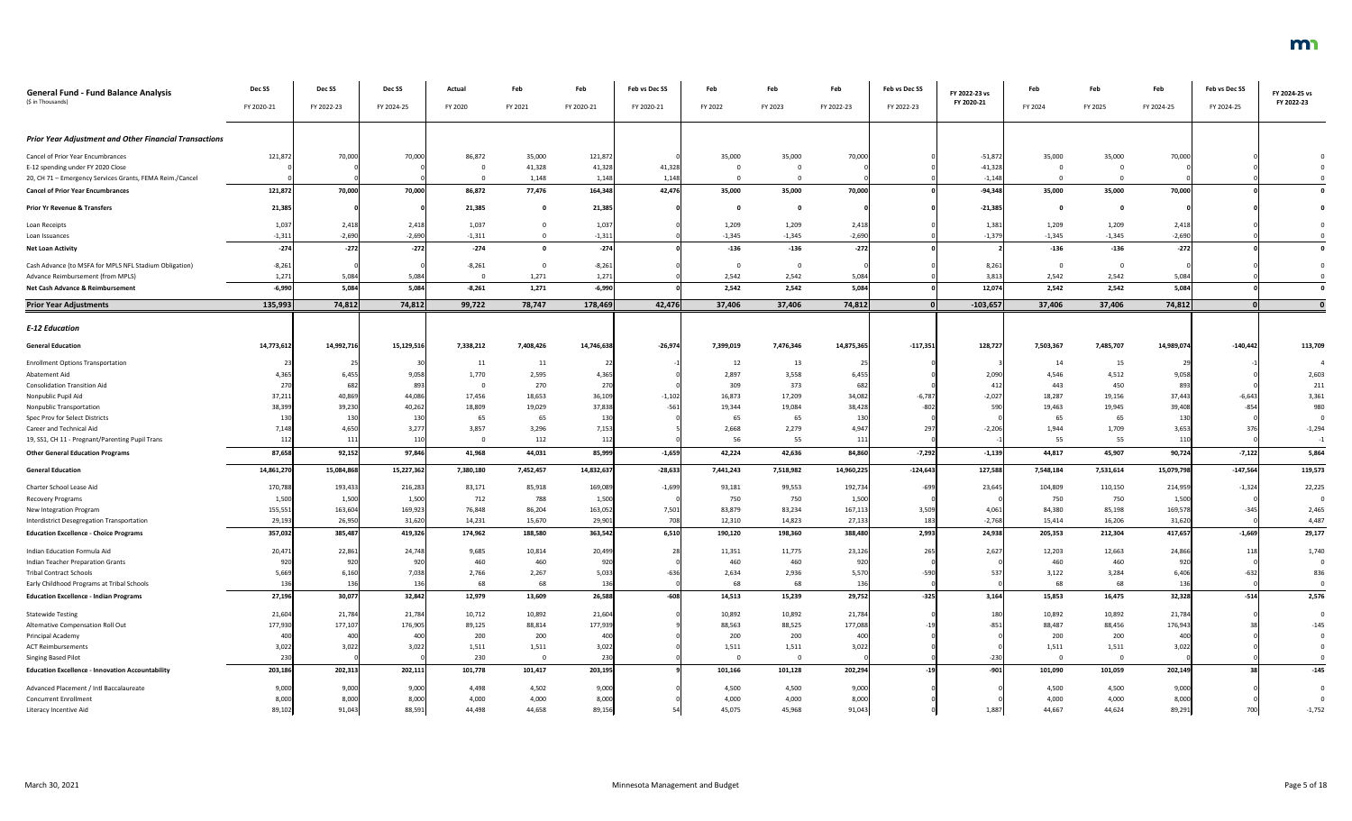| General Fund - Fund Balance Analysis ($ in Thousands) | Dec SS FY 2020-21 | Dec SS FY 2022-23 | Dec SS FY 2024-25 | Actual FY 2020 | Feb FY 2021 | Feb FY 2020-21 | Feb vs Dec SS FY 2020-21 | Feb FY 2022 | Feb FY 2023 | Feb FY 2022-23 | Feb vs Dec SS FY 2022-23 | FY 2022-23 vs FY 2020-21 | Feb FY 2024 | Feb FY 2025 | Feb FY 2024-25 | Feb vs Dec SS FY 2024-25 | FY 2024-25 vs FY 2022-23 |
|---|---|---|---|---|---|---|---|---|---|---|---|---|---|---|---|---|---|
| ***Prior Year Adjustment and Other Financial Transactions*** | | | | | | | | | | | | | | | | | |
| Cancel of Prior Year Encumbrances | 121,872 | 70,000 | 70,000 | 86,872 | 35,000 | 121,872 | 0 | 35,000 | 35,000 | 70,000 | 0 | -51,872 | 35,000 | 35,000 | 70,000 | 0 | 0 |
| E-12 spending under FY 2020 Close | 0 | 0 | 0 | 0 | 41,328 | 41,328 | 41,328 | 0 | 0 | 0 | 0 | -41,328 | 0 | 0 | 0 | 0 | 0 |
| 20, CH 71 – Emergency Services Grants, FEMA Reim./Cancel | 0 | 0 | 0 | 0 | 1,148 | 1,148 | 1,148 | 0 | 0 | 0 | 0 | -1,148 | 0 | 0 | 0 | 0 | 0 |
| **Cancel of Prior Year Encumbrances** | **121,872** | **70,000** | **70,000** | **86,872** | **77,476** | **164,348** | **42,476** | **35,000** | **35,000** | **70,000** | **0** | **-94,348** | **35,000** | **35,000** | **70,000** | **0** | **0** |
| **Prior Yr Revenue & Transfers** | **21,385** | **0** | **0** | **21,385** | **0** | **21,385** | **0** | **0** | **0** | **0** | **0** | **-21,385** | **0** | **0** | **0** | **0** | **0** |
| Loan Receipts | 1,037 | 2,418 | 2,418 | 1,037 | 0 | 1,037 | 0 | 1,209 | 1,209 | 2,418 | 0 | 1,381 | 1,209 | 1,209 | 2,418 | 0 | 0 |
| Loan Issuances | -1,311 | -2,690 | -2,690 | -1,311 | 0 | -1,311 | 0 | -1,345 | -1,345 | -2,690 | 0 | -1,379 | -1,345 | -1,345 | -2,690 | 0 | 0 |
| **Net Loan Activity** | **-274** | **-272** | **-272** | **-274** | **0** | **-274** | **0** | **-136** | **-136** | **-272** | **0** | **2** | **-136** | **-136** | **-272** | **0** | **0** |
| Cash Advance (to MSFA for MPLS NFL Stadium Obligation) | -8,261 | 0 | 0 | -8,261 | 0 | -8,261 | 0 | 0 | 0 | 0 | 0 | 8,261 | 0 | 0 | 0 | 0 | 0 |
| Advance Reimbursement (from MPLS) | 1,271 | 5,084 | 5,084 | 0 | 1,271 | 1,271 | 0 | 2,542 | 2,542 | 5,084 | 0 | 3,813 | 2,542 | 2,542 | 5,084 | 0 | 0 |
| **Net Cash Advance & Reimbursement** | **-6,990** | **5,084** | **5,084** | **-8,261** | **1,271** | **-6,990** | **0** | **2,542** | **2,542** | **5,084** | **0** | **12,074** | **2,542** | **2,542** | **5,084** | **0** | **0** |
| **Prior Year Adjustments** | **135,993** | **74,812** | **74,812** | **99,722** | **78,747** | **178,469** | **42,476** | **37,406** | **37,406** | **74,812** | **0** | **-103,657** | **37,406** | **37,406** | **74,812** | **0** | **0** |
| ***E-12 Education*** | | | | | | | | | | | | | | | | | |
| **General Education** | **14,773,612** | **14,992,716** | **15,129,516** | **7,338,212** | **7,408,426** | **14,746,638** | **-26,974** | **7,399,019** | **7,476,346** | **14,875,365** | **-117,351** | **128,727** | **7,503,367** | **7,485,707** | **14,989,074** | **-140,442** | **113,709** |
| Enrollment Options Transportation | 23 | 25 | 30 | 11 | 11 | 22 | -1 | 12 | 13 | 25 | 0 | 3 | 14 | 15 | 29 | -1 | 4 |
| Abatement Aid | 4,365 | 6,455 | 9,058 | 1,770 | 2,595 | 4,365 | 0 | 2,897 | 3,558 | 6,455 | 0 | 2,090 | 4,546 | 4,512 | 9,058 | 0 | 2,603 |
| Consolidation Transition Aid | 270 | 682 | 893 | 0 | 270 | 270 | 0 | 309 | 373 | 682 | 0 | 412 | 443 | 450 | 893 | 0 | 211 |
| Nonpublic Pupil Aid | 37,211 | 40,869 | 44,086 | 17,456 | 18,653 | 36,109 | -1,102 | 16,873 | 17,209 | 34,082 | -6,787 | -2,027 | 18,287 | 19,156 | 37,443 | -6,643 | 3,361 |
| Nonpublic Transportation | 38,399 | 39,230 | 40,262 | 18,809 | 19,029 | 37,838 | -561 | 19,344 | 19,084 | 38,428 | -802 | 590 | 19,463 | 19,945 | 39,408 | -854 | 980 |
| Spec Prov for Select Districts | 130 | 130 | 130 | 65 | 65 | 130 | 0 | 65 | 65 | 130 | 0 | 0 | 65 | 65 | 130 | 0 | 0 |
| Career and Technical Aid | 7,148 | 4,650 | 3,277 | 3,857 | 3,296 | 7,153 | 5 | 2,668 | 2,279 | 4,947 | 297 | -2,206 | 1,944 | 1,709 | 3,653 | 376 | -1,294 |
| 19, SS1, CH 11 - Pregnant/Parenting Pupil Trans | 112 | 111 | 110 | 0 | 112 | 112 | 0 | 56 | 55 | 111 | 0 | -1 | 55 | 55 | 110 | 0 | -1 |
| **Other General Education Programs** | **87,658** | **92,152** | **97,846** | **41,968** | **44,031** | **85,999** | **-1,659** | **42,224** | **42,636** | **84,860** | **-7,292** | **-1,139** | **44,817** | **45,907** | **90,724** | **-7,122** | **5,864** |
| **General Education** | **14,861,270** | **15,084,868** | **15,227,362** | **7,380,180** | **7,452,457** | **14,832,637** | **-28,633** | **7,441,243** | **7,518,982** | **14,960,225** | **-124,643** | **127,588** | **7,548,184** | **7,531,614** | **15,079,798** | **-147,564** | **119,573** |
| Charter School Lease Aid | 170,788 | 193,433 | 216,283 | 83,171 | 85,918 | 169,089 | -1,699 | 93,181 | 99,553 | 192,734 | -699 | 23,645 | 104,809 | 110,150 | 214,959 | -1,324 | 22,225 |
| Recovery Programs | 1,500 | 1,500 | 1,500 | 712 | 788 | 1,500 | 0 | 750 | 750 | 1,500 | 0 | 0 | 750 | 750 | 1,500 | 0 | 0 |
| New Integration Program | 155,551 | 163,604 | 169,923 | 76,848 | 86,204 | 163,052 | 7,501 | 83,879 | 83,234 | 167,113 | 3,509 | 4,061 | 84,380 | 85,198 | 169,578 | -345 | 2,465 |
| Interdistrict Desegregation Transportation | 29,193 | 26,950 | 31,620 | 14,231 | 15,670 | 29,901 | 708 | 12,310 | 14,823 | 27,133 | 183 | -2,768 | 15,414 | 16,206 | 31,620 | 0 | 4,487 |
| **Education Excellence - Choice Programs** | **357,032** | **385,487** | **419,326** | **174,962** | **188,580** | **363,542** | **6,510** | **190,120** | **198,360** | **388,480** | **2,993** | **24,938** | **205,353** | **212,304** | **417,657** | **-1,669** | **29,177** |
| Indian Education Formula Aid | 20,471 | 22,861 | 24,748 | 9,685 | 10,814 | 20,499 | 28 | 11,351 | 11,775 | 23,126 | 265 | 2,627 | 12,203 | 12,663 | 24,866 | 118 | 1,740 |
| Indian Teacher Preparation Grants | 920 | 920 | 920 | 460 | 460 | 920 | 0 | 460 | 460 | 920 | 0 | 0 | 460 | 460 | 920 | 0 | 0 |
| Tribal Contract Schools | 5,669 | 6,160 | 7,038 | 2,766 | 2,267 | 5,033 | -636 | 2,634 | 2,936 | 5,570 | -590 | 537 | 3,122 | 3,284 | 6,406 | -632 | 836 |
| Early Childhood Programs at Tribal Schools | 136 | 136 | 136 | 68 | 68 | 136 | 0 | 68 | 68 | 136 | 0 | 0 | 68 | 68 | 136 | 0 | 0 |
| **Education Excellence - Indian Programs** | **27,196** | **30,077** | **32,842** | **12,979** | **13,609** | **26,588** | **-608** | **14,513** | **15,239** | **29,752** | **-325** | **3,164** | **15,853** | **16,475** | **32,328** | **-514** | **2,576** |
| Statewide Testing | 21,604 | 21,784 | 21,784 | 10,712 | 10,892 | 21,604 | 0 | 10,892 | 10,892 | 21,784 | 0 | 180 | 10,892 | 10,892 | 21,784 | 0 | 0 |
| Alternative Compensation Roll Out | 177,930 | 177,107 | 176,905 | 89,125 | 88,814 | 177,939 | 9 | 88,563 | 88,525 | 177,088 | -19 | -851 | 88,487 | 88,456 | 176,943 | 38 | -145 |
| Principal Academy | 400 | 400 | 400 | 200 | 200 | 400 | 0 | 200 | 200 | 400 | 0 | 0 | 200 | 200 | 400 | 0 | 0 |
| ACT Reimbursements | 3,022 | 3,022 | 3,022 | 1,511 | 1,511 | 3,022 | 0 | 1,511 | 1,511 | 3,022 | 0 | 0 | 1,511 | 1,511 | 3,022 | 0 | 0 |
| Singing Based Pilot | 230 | 0 | 0 | 230 | 0 | 230 | 0 | 0 | 0 | 0 | 0 | -230 | 0 | 0 | 0 | 0 | 0 |
| **Education Excellence - Innovation Accountability** | **203,186** | **202,313** | **202,111** | **101,778** | **101,417** | **203,195** | **9** | **101,166** | **101,128** | **202,294** | **-19** | **-901** | **101,090** | **101,059** | **202,149** | **38** | **-145** |
| Advanced Placement / Intl Baccalaureate | 9,000 | 9,000 | 9,000 | 4,498 | 4,502 | 9,000 | 0 | 4,500 | 4,500 | 9,000 | 0 | 0 | 4,500 | 4,500 | 9,000 | 0 | 0 |
| Concurrent Enrollment | 8,000 | 8,000 | 8,000 | 4,000 | 4,000 | 8,000 | 0 | 4,000 | 4,000 | 8,000 | 0 | 0 | 4,000 | 4,000 | 8,000 | 0 | 0 |
| Literacy Incentive Aid | 89,102 | 91,043 | 88,591 | 44,498 | 44,658 | 89,156 | 54 | 45,075 | 45,968 | 91,043 | 0 | 1,887 | 44,667 | 44,624 | 89,291 | 700 | -1,752 |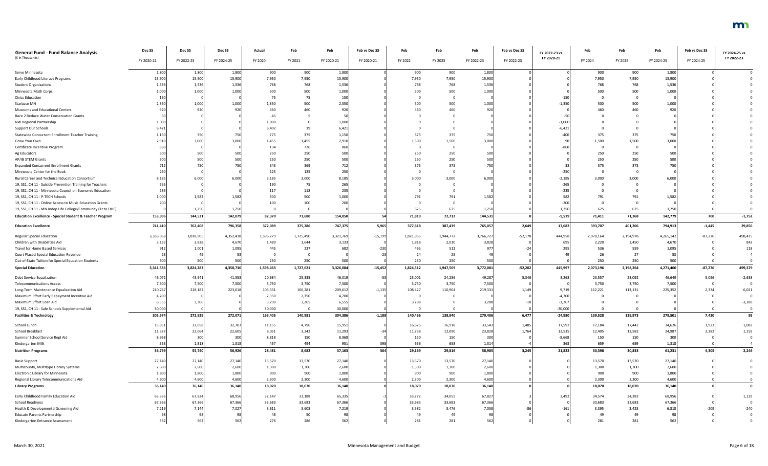| General Fund - Fund Balance Analysis ($ in Thousands) | Dec SS FY 2020-21 | Dec SS FY 2022-23 | Dec SS FY 2024-25 | Actual FY 2020 | Feb FY 2021 | Feb FY 2020-21 | Feb vs Dec SS FY 2020-21 | Feb FY 2022 | Feb FY 2023 | Feb FY 2022-23 | Feb vs Dec SS FY 2022-23 | FY 2022-23 vs FY 2020-21 | Feb FY 2024 | Feb FY 2025 | Feb FY 2024-25 | Feb vs Dec SS FY 2024-25 | FY 2024-25 vs FY 2022-23 |
|---|---|---|---|---|---|---|---|---|---|---|---|---|---|---|---|---|---|
| Serve Minnesota | 1,800 | 1,800 | 1,800 | 900 | 900 | 1,800 | 0 | 900 | 900 | 1,800 | 0 | 0 | 900 | 900 | 1,800 | 0 | 0 |
| Early Childhood Literacy Programs | 15,900 | 15,900 | 15,900 | 7,950 | 7,950 | 15,900 | 0 | 7,950 | 7,950 | 15,900 | 0 | 0 | 7,950 | 7,950 | 15,900 | 0 | 0 |
| Student Organizations | 1,536 | 1,536 | 1,536 | 768 | 768 | 1,536 | 0 | 768 | 768 | 1,536 | 0 | 0 | 768 | 768 | 1,536 | 0 | 0 |
| Minnesota Math Corps | 1,000 | 1,000 | 1,000 | 500 | 500 | 1,000 | 0 | 500 | 500 | 1,000 | 0 | 0 | 500 | 500 | 1,000 | 0 | 0 |
| Civics Education | 150 | 0 | 0 | 75 | 75 | 150 | 0 | 0 | 0 | 0 | 0 | -150 | 0 | 0 | 0 | 0 | 0 |
| Starbase MN | 2,350 | 1,000 | 1,000 | 1,850 | 500 | 2,350 | 0 | 500 | 500 | 1,000 | 0 | -1,350 | 500 | 500 | 1,000 | 0 | 0 |
| Museums and Educational Centers | 920 | 920 | 920 | 460 | 460 | 920 | 0 | 460 | 460 | 920 | 0 | 0 | 460 | 460 | 920 | 0 | 0 |
| Race 2 Reduce Water Conservation Grants | 50 | 0 | 0 | 45 | 5 | 50 | 0 | 0 | 0 | 0 | 0 | -50 | 0 | 0 | 0 | 0 | 0 |
| NW Regional Partnership | 1,000 | 0 | 0 | 1,000 | 0 | 1,000 | 0 | 0 | 0 | 0 | 0 | -1,000 | 0 | 0 | 0 | 0 | 0 |
| Support Our Schools | 6,421 | 0 | 0 | 6,402 | 19 | 6,421 | 0 | 0 | 0 | 0 | 0 | -6,421 | 0 | 0 | 0 | 0 | 0 |
| Statewide Concurrent Enrollment Teacher Training | 1,150 | 750 | 750 | 775 | 375 | 1,150 | 0 | 375 | 375 | 750 | 0 | -400 | 375 | 375 | 750 | 0 | 0 |
| Grow Your Own | 2,910 | 3,000 | 3,000 | 1,455 | 1,455 | 2,910 | 0 | 1,500 | 1,500 | 3,000 | 0 | 90 | 1,500 | 1,500 | 3,000 | 0 | 0 |
| Certificate Incentive Program | 860 | 0 | 0 | 134 | 726 | 860 | 0 | 0 | 0 | 0 | 0 | -860 | 0 | 0 | 0 | 0 | 0 |
| Ag Educators | 500 | 500 | 500 | 250 | 250 | 500 | 0 | 250 | 250 | 500 | 0 | 0 | 250 | 250 | 500 | 0 | 0 |
| AP/IB STEM Grants | 500 | 500 | 500 | 250 | 250 | 500 | 0 | 250 | 250 | 500 | 0 | 0 | 250 | 250 | 500 | 0 | 0 |
| Expanded Concurrent Enrollment Grants | 712 | 750 | 750 | 343 | 369 | 712 | 0 | 375 | 375 | 750 | 0 | 38 | 375 | 375 | 750 | 0 | 0 |
| Minnesota Center for the Book | 250 | 0 | 0 | 125 | 125 | 250 | 0 | 0 | 0 | 0 | 0 | -250 | 0 | 0 | 0 | 0 | 0 |
| Rural Career and Technical Education Consortium | 8,185 | 6,000 | 6,000 | 5,185 | 3,000 | 8,185 | 0 | 3,000 | 3,000 | 6,000 | 0 | -2,185 | 3,000 | 3,000 | 6,000 | 0 | 0 |
| 19, SS1, CH 11 - Suicide Prevention Training for Teachers | 265 | 0 | 0 | 190 | 75 | 265 | 0 | 0 | 0 | 0 | 0 | -265 | 0 | 0 | 0 | 0 | 0 |
| 19, SS1, CH 11 - Minnesota Council on Economic Education | 235 | 0 | 0 | 117 | 118 | 235 | 0 | 0 | 0 | 0 | 0 | -235 | 0 | 0 | 0 | 0 | 0 |
| 19, SS1, CH 11 - P-TECH Schools | 1,000 | 1,582 | 1,582 | 500 | 500 | 1,000 | 0 | 791 | 791 | 1,582 | 0 | 582 | 791 | 791 | 1,582 | 0 | 0 |
| 19, SS1, CH 11 - Online Access to Music Education Grants | 200 | 0 | 0 | 100 | 100 | 200 | 0 | 0 | 0 | 0 | 0 | -200 | 0 | 0 | 0 | 0 | 0 |
| 19, SS1, CH 11 - MN Indep Life College/Community (Tr to OHE) | 0 | 1,250 | 1,250 | 0 | 0 | 0 | 0 | 625 | 625 | 1,250 | 0 | 1,250 | 625 | 625 | 1,250 | 0 | 0 |
| **Education Excellence - Special Student & Teacher Program** | **153,996** | **144,531** | **142,079** | **82,370** | **71,680** | **154,050** | **54** | **71,819** | **72,712** | **144,531** | **0** | **-9,519** | **71,411** | **71,368** | **142,779** | **700** | **-1,752** |
| **Education Excellence** | **741,410** | **762,408** | **796,358** | **372,089** | **375,286** | **747,375** | **5,965** | **377,618** | **387,439** | **765,057** | **2,649** | **17,682** | **393,707** | **401,206** | **794,913** | **-1,445** | **29,856** |
| Regular Special Education | 3,336,968 | 3,818,905 | 4,352,418 | 1,596,279 | 1,725,490 | 3,321,769 | -15,199 | 1,821,955 | 1,944,772 | 3,766,727 | -52,178 | 444,958 | 2,070,164 | 2,194,978 | 4,265,142 | -87,276 | 498,415 |
| Children with Disabilities Aid | 3,133 | 3,828 | 4,670 | 1,489 | 1,644 | 3,133 | 0 | 1,818 | 2,010 | 3,828 | 0 | 695 | 2,220 | 2,450 | 4,670 | 0 | 842 |
| Travel for Home Based Services | 912 | 1,001 | 1,095 | 445 | 237 | 682 | -230 | 465 | 512 | 977 | -24 | 295 | 536 | 559 | 1,095 | 0 | 118 |
| Court Placed Special Education Revenue | 23 | 49 | 53 | 0 | 0 | 0 | -23 | 24 | 25 | 49 | 0 | 49 | 26 | 27 | 53 | 0 | 4 |
| Out-of-State Tuition for Special Education Students | 500 | 500 | 500 | 250 | 250 | 500 | 0 | 250 | 250 | 500 | 0 | 0 | 250 | 250 | 500 | 0 | 0 |
| **Special Education** | **3,341,536** | **3,824,283** | **4,358,736** | **1,598,463** | **1,727,621** | **3,326,084** | **-15,452** | **1,824,512** | **1,947,569** | **3,772,081** | **-52,202** | **445,997** | **2,073,196** | **2,198,264** | **4,271,460** | **-87,276** | **499,379** |
| Debt Service Equalization | 46,072 | 43,941 | 41,553 | 20,684 | 25,335 | 46,019 | -53 | 25,001 | 24,286 | 49,287 | 5,346 | 3,268 | 23,557 | 23,092 | 46,649 | 5,096 | -2,638 |
| Telecommunications Access | 7,500 | 7,500 | 7,500 | 3,750 | 3,750 | 7,500 | 0 | 3,750 | 3,750 | 7,500 | 0 | 0 | 3,750 | 3,750 | 7,500 | 0 | 0 |
| Long-Term Maintenance Equalization Aid | 210,747 | 218,182 | 223,018 | 103,331 | 106,281 | 209,612 | -1,135 | 108,427 | 110,904 | 219,331 | 1,149 | 9,719 | 112,221 | 113,131 | 225,352 | 2,334 | 6,021 |
| Maximum Effort Early Repayment Incentive Aid | 4,700 | 0 | 0 | 2,350 | 2,350 | 4,700 | 0 | 0 | 0 | 0 | 0 | -4,700 | 0 | 0 | 0 | 0 | 0 |
| Maximum Effort Loan Aid | 6,555 | 3,306 | 0 | 3,290 | 3,265 | 6,555 | 0 | 3,288 | 0 | 3,288 | -18 | -3,267 | 0 | 0 | 0 | 0 | -3,288 |
| 19, SS1, CH 11 - Safe Schools Supplemental Aid | 30,000 | 0 | 0 | 30,000 | 0 | 30,000 | 0 | 0 | 0 | 0 | 0 | -30,000 | 0 | 0 | 0 | 0 | 0 |
| **Facilities & Technology** | **305,574** | **272,929** | **272,071** | **163,405** | **140,981** | **304,386** | **-1,188** | **140,466** | **138,940** | **279,406** | **6,477** | **-24,980** | **139,528** | **139,973** | **279,501** | **7,430** | **95** |
| School Lunch | 15,951 | 32,058 | 32,703 | 11,155 | 4,796 | 15,951 | 0 | 16,625 | 16,918 | 33,543 | 1,485 | 17,592 | 17,184 | 17,442 | 34,626 | 1,923 | 1,083 |
| School Breakfast | 11,327 | 22,064 | 22,605 | 8,051 | 3,242 | 11,293 | -34 | 11,738 | 12,090 | 23,828 | 1,764 | 12,535 | 12,405 | 12,582 | 24,987 | 2,382 | 1,159 |
| Summer School Service Repl Aid | 8,968 | 300 | 300 | 8,818 | 150 | 8,968 | 0 | 150 | 150 | 300 | 0 | -8,668 | 150 | 150 | 300 | 0 | 0 |
| Kindergarten Milk | 553 | 1,318 | 1,318 | 457 | 494 | 951 | 398 | 656 | 658 | 1,314 | -4 | 363 | 659 | 659 | 1,318 | 0 | 4 |
| **Nutrition Programs** | **36,799** | **55,740** | **56,926** | **28,481** | **8,682** | **37,163** | **364** | **29,169** | **29,816** | **58,985** | **3,245** | **21,822** | **30,398** | **30,833** | **61,231** | **4,305** | **2,246** |
| Basic Support | 27,140 | 27,140 | 27,140 | 13,570 | 13,570 | 27,140 | 0 | 13,570 | 13,570 | 27,140 | 0 | 0 | 13,570 | 13,570 | 27,140 | 0 | 0 |
| Multicounty, Multitype Library Systems | 2,600 | 2,600 | 2,600 | 1,300 | 1,300 | 2,600 | 0 | 1,300 | 1,300 | 2,600 | 0 | 0 | 1,300 | 1,300 | 2,600 | 0 | 0 |
| Electronic Library for Minnesota | 1,800 | 1,800 | 1,800 | 900 | 900 | 1,800 | 0 | 900 | 900 | 1,800 | 0 | 0 | 900 | 900 | 1,800 | 0 | 0 |
| Regional Library Telecommunications Aid | 4,600 | 4,600 | 4,600 | 2,300 | 2,300 | 4,600 | 0 | 2,300 | 2,300 | 4,600 | 0 | 0 | 2,300 | 2,300 | 4,600 | 0 | 0 |
| **Library Programs** | **36,140** | **36,140** | **36,140** | **18,070** | **18,070** | **36,140** | **0** | **18,070** | **18,070** | **36,140** | **0** | **0** | **18,070** | **18,070** | **36,140** | **0** | **0** |
| Early Childhood Family Education Aid | 65,336 | 67,824 | 68,956 | 32,147 | 33,188 | 65,335 | -1 | 33,772 | 34,055 | 67,827 | 3 | 2,492 | 34,574 | 34,382 | 68,956 | 0 | 1,129 |
| School Readiness | 67,366 | 67,366 | 67,366 | 33,683 | 33,683 | 67,366 | 0 | 33,683 | 33,683 | 67,366 | 0 | 0 | 33,683 | 33,683 | 67,366 | 0 | 0 |
| Health & Developmental Screening Aid | 7,219 | 7,144 | 7,027 | 3,611 | 3,608 | 7,219 | 0 | 3,582 | 3,476 | 7,058 | -86 | -161 | 3,395 | 3,423 | 6,818 | -209 | -240 |
| Educate Parents Partnership | 98 | 98 | 98 | 48 | 50 | 98 | 0 | 49 | 49 | 98 | 0 | 0 | 49 | 49 | 98 | 0 | 0 |
| Kindergarten Entrance Assessment | 562 | 562 | 562 | 276 | 286 | 562 | 0 | 281 | 281 | 562 | 0 | 0 | 281 | 281 | 562 | 0 | 0 |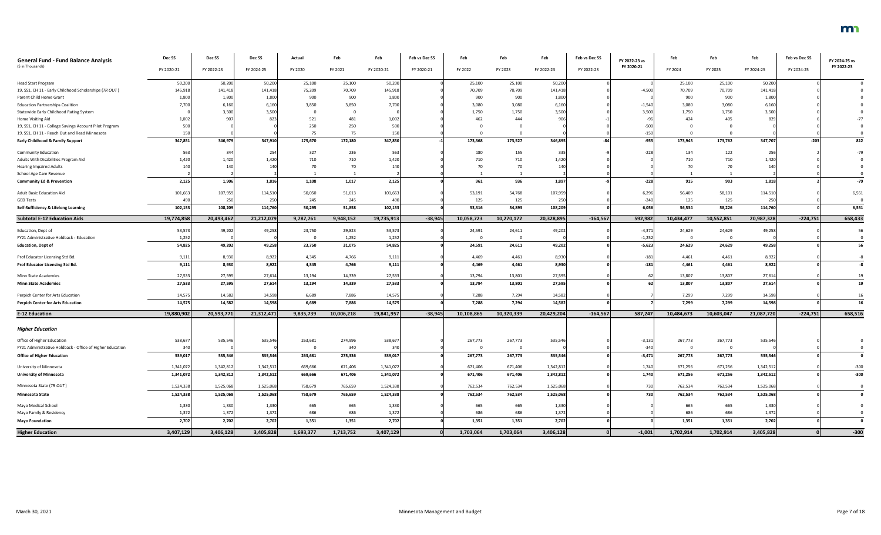| General Fund - Fund Balance Analysis ($ in Thousands) | Dec SS FY 2020-21 | Dec SS FY 2022-23 | Dec SS FY 2024-25 | Actual FY 2020 | Feb FY 2021 | Feb FY 2020-21 | Feb vs Dec SS FY 2020-21 | Feb FY 2022 | Feb FY 2023 | Feb FY 2022-23 | Feb vs Dec SS FY 2022-23 | FY 2022-23 vs FY 2020-21 | Feb FY 2024 | Feb FY 2025 | Feb FY 2024-25 | Feb vs Dec SS FY 2024-25 | FY 2024-25 vs FY 2022-23 |
|---|---|---|---|---|---|---|---|---|---|---|---|---|---|---|---|---|---|
| Head Start Program | 50,200 | 50,200 | 50,200 | 25,100 | 25,100 | 50,200 | 0 | 25,100 | 25,100 | 50,200 | 0 | 0 | 25,100 | 25,100 | 50,200 | 0 | 0 |
| 19, SS1, CH 11 - Early Childhood Scholarships (*TR OUT*) | 145,918 | 141,418 | 141,418 | 75,209 | 70,709 | 145,918 | 0 | 70,709 | 70,709 | 141,418 | 0 | -4,500 | 70,709 | 70,709 | 141,418 | 0 | 0 |
| Parent Child Home Grant | 1,800 | 1,800 | 1,800 | 900 | 900 | 1,800 | 0 | 900 | 900 | 1,800 | 0 | 0 | 900 | 900 | 1,800 | 0 | 0 |
| Education Partnerships Coalition | 7,700 | 6,160 | 6,160 | 3,850 | 3,850 | 7,700 | 0 | 3,080 | 3,080 | 6,160 | 0 | -1,540 | 3,080 | 3,080 | 6,160 | 0 | 0 |
| Statewide Early Childhood Rating System | 0 | 3,500 | 3,500 | 0 | 0 | 0 | 0 | 1,750 | 1,750 | 3,500 | 0 | 3,500 | 1,750 | 1,750 | 3,500 | 0 | 0 |
| Home Visiting Aid | 1,002 | 907 | 823 | 521 | 481 | 1,002 | 0 | 462 | 444 | 906 | -1 | -96 | 424 | 405 | 829 | 6 | -77 |
| 19, SS1, CH 11 - College Savings Account Pilot Program | 500 | 0 | 0 | 250 | 250 | 500 | 0 | 0 | 0 | 0 | 0 | -500 | 0 | 0 | 0 | 0 | 0 |
| 19, SS1, CH 11 - Reach Out and Read Minnesota | 150 | 0 | 0 | 75 | 75 | 150 | 0 | 0 | 0 | 0 | 0 | -150 | 0 | 0 | 0 | 0 | 0 |
| **Early Childhood & Family Support** | **347,851** | **346,979** | **347,910** | **175,670** | **172,180** | **347,850** | **-1** | **173,368** | **173,527** | **346,895** | **-84** | **-955** | **173,945** | **173,762** | **347,707** | **-203** | **812** |
| Community Education | 563 | 344 | 254 | 327 | 236 | 563 | 0 | 180 | 155 | 335 | -9 | -228 | 134 | 122 | 256 | 2 | -79 |
| Adults With Disabilities Program Aid | 1,420 | 1,420 | 1,420 | 710 | 710 | 1,420 | 0 | 710 | 710 | 1,420 | 0 | 0 | 710 | 710 | 1,420 | 0 | 0 |
| Hearing Impaired Adults | 140 | 140 | 140 | 70 | 70 | 140 | 0 | 70 | 70 | 140 | 0 | 0 | 70 | 70 | 140 | 0 | 0 |
| School Age Care Revenue | 2 | 2 | 2 | 1 | 1 | 2 | 0 | 1 | 1 | 2 | 0 | 0 | 1 | 1 | 2 | 0 | 0 |
| **Community Ed & Prevention** | **2,125** | **1,906** | **1,816** | **1,108** | **1,017** | **2,125** | **0** | **961** | **936** | **1,897** | **-9** | **-228** | **915** | **903** | **1,818** | **2** | **-79** |
| Adult Basic Education Aid | 101,663 | 107,959 | 114,510 | 50,050 | 51,613 | 101,663 | 0 | 53,191 | 54,768 | 107,959 | 0 | 6,296 | 56,409 | 58,101 | 114,510 | 0 | 6,551 |
| GED Tests | 490 | 250 | 250 | 245 | 245 | 490 | 0 | 125 | 125 | 250 | 0 | -240 | 125 | 125 | 250 | 0 | 0 |
| **Self-Sufficiency & Lifelong Learning** | **102,153** | **108,209** | **114,760** | **50,295** | **51,858** | **102,153** | **0** | **53,316** | **54,893** | **108,209** | **0** | **6,056** | **56,534** | **58,226** | **114,760** | **0** | **6,551** |
| **Subtotal E-12 Education Aids** | **19,774,858** | **20,493,462** | **21,212,079** | **9,787,761** | **9,948,152** | **19,735,913** | **-38,945** | **10,058,723** | **10,270,172** | **20,328,895** | **-164,567** | **592,982** | **10,434,477** | **10,552,851** | **20,987,328** | **-224,751** | **658,433** |
| Education, Dept of | 53,573 | 49,202 | 49,258 | 23,750 | 29,823 | 53,573 | 0 | 24,591 | 24,611 | 49,202 | 0 | -4,371 | 24,629 | 24,629 | 49,258 | 0 | 56 |
| FY21 Administrative Holdback - Education | 1,252 | 0 | 0 | 0 | 1,252 | 1,252 | 0 | 0 | 0 | 0 | 0 | -1,252 | 0 | 0 | 0 | 0 | 0 |
| **Education, Dept of** | **54,825** | **49,202** | **49,258** | **23,750** | **31,075** | **54,825** | **0** | **24,591** | **24,611** | **49,202** | **0** | **-5,623** | **24,629** | **24,629** | **49,258** | **0** | **56** |
| Prof Educator Licensing Std Bd. | 9,111 | 8,930 | 8,922 | 4,345 | 4,766 | 9,111 | 0 | 4,469 | 4,461 | 8,930 | 0 | -181 | 4,461 | 4,461 | 8,922 | 0 | -8 |
| **Prof Educator Licensing Std Bd.** | **9,111** | **8,930** | **8,922** | **4,345** | **4,766** | **9,111** | **0** | **4,469** | **4,461** | **8,930** | **0** | **-181** | **4,461** | **4,461** | **8,922** | **0** | **-8** |
| Minn State Academies | 27,533 | 27,595 | 27,614 | 13,194 | 14,339 | 27,533 | 0 | 13,794 | 13,801 | 27,595 | 0 | 62 | 13,807 | 13,807 | 27,614 | 0 | 19 |
| **Minn State Academies** | **27,533** | **27,595** | **27,614** | **13,194** | **14,339** | **27,533** | **0** | **13,794** | **13,801** | **27,595** | **0** | **62** | **13,807** | **13,807** | **27,614** | **0** | **19** |
| Perpich Center for Arts Education | 14,575 | 14,582 | 14,598 | 6,689 | 7,886 | 14,575 | 0 | 7,288 | 7,294 | 14,582 | 0 | 7 | 7,299 | 7,299 | 14,598 | 0 | 16 |
| **Perpich Center for Arts Education** | **14,575** | **14,582** | **14,598** | **6,689** | **7,886** | **14,575** | **0** | **7,288** | **7,294** | **14,582** | **0** | **7** | **7,299** | **7,299** | **14,598** | **0** | **16** |
| **E-12 Education** | **19,880,902** | **20,593,771** | **21,312,471** | **9,835,739** | **10,006,218** | **19,841,957** | **-38,945** | **10,108,865** | **10,320,339** | **20,429,204** | **-164,567** | **587,247** | **10,484,673** | **10,603,047** | **21,087,720** | **-224,751** | **658,516** |
| ***Higher Education*** | | | | | | | | | | | | | | | | | |
| Office of Higher Education | 538,677 | 535,546 | 535,546 | 263,681 | 274,996 | 538,677 | 0 | 267,773 | 267,773 | 535,546 | 0 | -3,131 | 267,773 | 267,773 | 535,546 | 0 | 0 |
| FY21 Administrative Holdback - Office of Higher Education | 340 | 0 | 0 | 0 | 340 | 340 | 0 | 0 | 0 | 0 | 0 | -340 | 0 | 0 | 0 | 0 | 0 |
| **Office of Higher Education** | **539,017** | **535,546** | **535,546** | **263,681** | **275,336** | **539,017** | **0** | **267,773** | **267,773** | **535,546** | **0** | **-3,471** | **267,773** | **267,773** | **535,546** | **0** | **0** |
| University of Minnesota | 1,341,072 | 1,342,812 | 1,342,512 | 669,666 | 671,406 | 1,341,072 | 0 | 671,406 | 671,406 | 1,342,812 | 0 | 1,740 | 671,256 | 671,256 | 1,342,512 | 0 | -300 |
| **University of Minnesota** | **1,341,072** | **1,342,812** | **1,342,512** | **669,666** | **671,406** | **1,341,072** | **0** | **671,406** | **671,406** | **1,342,812** | **0** | **1,740** | **671,256** | **671,256** | **1,342,512** | **0** | **-300** |
| Minnesota State (*TR OUT*) | 1,524,338 | 1,525,068 | 1,525,068 | 758,679 | 765,659 | 1,524,338 | 0 | 762,534 | 762,534 | 1,525,068 | 0 | 730 | 762,534 | 762,534 | 1,525,068 | 0 | 0 |
| **Minnesota State** | **1,524,338** | **1,525,068** | **1,525,068** | **758,679** | **765,659** | **1,524,338** | **0** | **762,534** | **762,534** | **1,525,068** | **0** | **730** | **762,534** | **762,534** | **1,525,068** | **0** | **0** |
| Mayo Medical School | 1,330 | 1,330 | 1,330 | 665 | 665 | 1,330 | 0 | 665 | 665 | 1,330 | 0 | 0 | 665 | 665 | 1,330 | 0 | 0 |
| Mayo Family & Residency | 1,372 | 1,372 | 1,372 | 686 | 686 | 1,372 | 0 | 686 | 686 | 1,372 | 0 | 0 | 686 | 686 | 1,372 | 0 | 0 |
| **Mayo Foundation** | **2,702** | **2,702** | **2,702** | **1,351** | **1,351** | **2,702** | **0** | **1,351** | **1,351** | **2,702** | **0** | **0** | **1,351** | **1,351** | **2,702** | **0** | **0** |
| **Higher Education** | **3,407,129** | **3,406,128** | **3,405,828** | **1,693,377** | **1,713,752** | **3,407,129** | **0** | **1,703,064** | **1,703,064** | **3,406,128** | **0** | **-1,001** | **1,702,914** | **1,702,914** | **3,405,828** | **0** | **-300** |

March 30, 2021 — Minnesota Management and Budget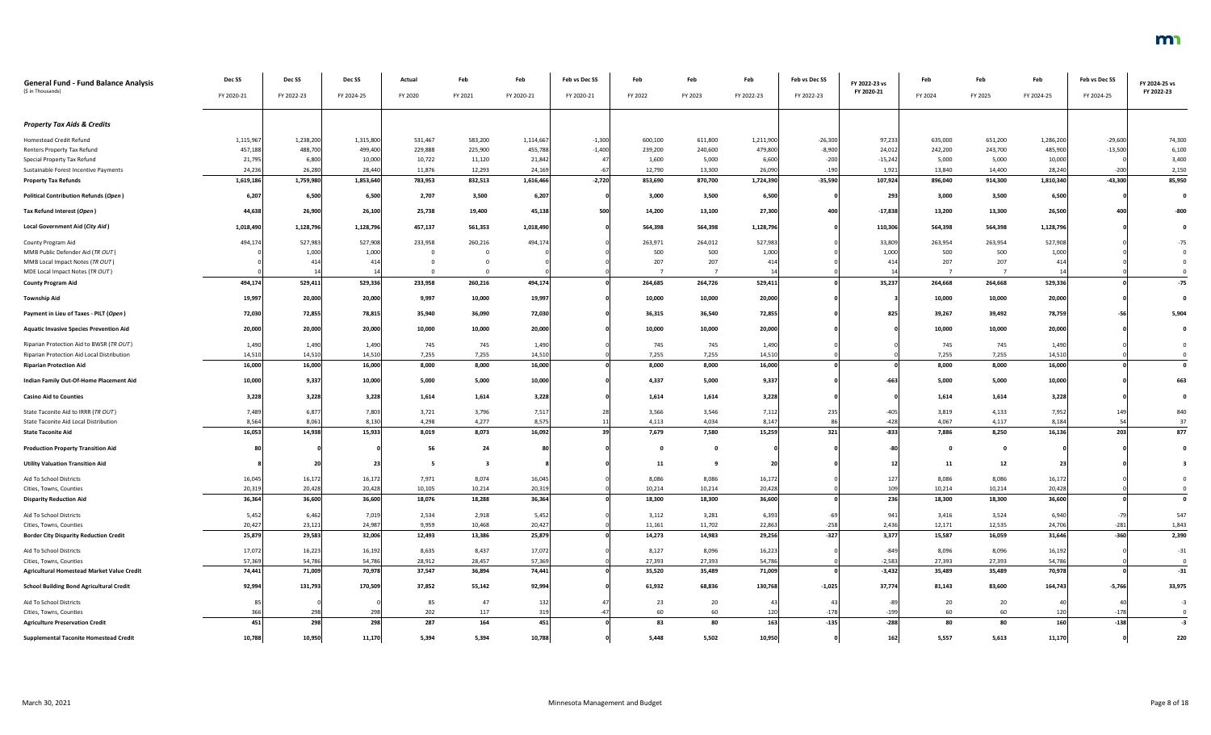| General Fund - Fund Balance Analysis<br>($ in Thousands) | Dec SS<br>FY 2020-21 | Dec SS<br>FY 2022-23 | Dec SS<br>FY 2024-25 | Actual<br>FY 2020 | Feb<br>FY 2021 | Feb<br>FY 2020-21 | Feb vs Dec SS<br>FY 2020-21 | Feb<br>FY 2022 | Feb<br>FY 2023 | Feb<br>FY 2022-23 | Feb vs Dec SS<br>FY 2022-23 | FY 2022-23 vs FY 2020-21 | Feb<br>FY 2024 | Feb<br>FY 2025 | Feb<br>FY 2024-25 | Feb vs Dec SS<br>FY 2024-25 | FY 2024-25 vs FY 2022-23 |
|---|---|---|---|---|---|---|---|---|---|---|---|---|---|---|---|---|---|
| ***Property Tax Aids & Credits*** | | | | | | | | | | | | | | | | | |
| Homestead Credit Refund | 1,115,967 | 1,238,200 | 1,315,800 | 531,467 | 583,200 | 1,114,667 | -1,300 | 600,100 | 611,800 | 1,211,900 | -26,300 | 97,233 | 635,000 | 651,200 | 1,286,200 | -29,600 | 74,300 |
| Renters Property Tax Refund | 457,188 | 488,700 | 499,400 | 229,888 | 225,900 | 455,788 | -1,400 | 239,200 | 240,600 | 479,800 | -8,900 | 24,012 | 242,200 | 243,700 | 485,900 | -13,500 | 6,100 |
| Special Property Tax Refund | 21,795 | 6,800 | 10,000 | 10,722 | 11,120 | 21,842 | 47 | 1,600 | 5,000 | 6,600 | -200 | -15,242 | 5,000 | 5,000 | 10,000 | 0 | 3,400 |
| Sustainable Forest Incentive Payments | 24,236 | 26,280 | 28,440 | 11,876 | 12,293 | 24,169 | -67 | 12,790 | 13,300 | 26,090 | -190 | 1,921 | 13,840 | 14,400 | 28,240 | -200 | 2,150 |
| **Property Tax Refunds** | **1,619,186** | **1,759,980** | **1,853,640** | **783,953** | **832,513** | **1,616,466** | **-2,720** | **853,690** | **870,700** | **1,724,390** | **-35,590** | **107,924** | **896,040** | **914,300** | **1,810,340** | **-43,300** | **85,950** |
| **Political Contribution Refunds (*Open*)** | **6,207** | **6,500** | **6,500** | **2,707** | **3,500** | **6,207** | **0** | **3,000** | **3,500** | **6,500** | **0** | **293** | **3,000** | **3,500** | **6,500** | **0** | **0** |
| **Tax Refund Interest (*Open*)** | **44,638** | **26,900** | **26,100** | **25,738** | **19,400** | **45,138** | **500** | **14,200** | **13,100** | **27,300** | **400** | **-17,838** | **13,200** | **13,300** | **26,500** | **400** | **-800** |
| **Local Government Aid (*City Aid*)** | **1,018,490** | **1,128,796** | **1,128,796** | **457,137** | **561,353** | **1,018,490** | **0** | **564,398** | **564,398** | **1,128,796** | **0** | **110,306** | **564,398** | **564,398** | **1,128,796** | **0** | **0** |
| County Program Aid | 494,174 | 527,983 | 527,908 | 233,958 | 260,216 | 494,174 | 0 | 263,971 | 264,012 | 527,983 | 0 | 33,809 | 263,954 | 263,954 | 527,908 | 0 | -75 |
| MMB Public Defender Aid (*TR OUT*) | 0 | 1,000 | 1,000 | 0 | 0 | 0 | 0 | 500 | 500 | 1,000 | 0 | 1,000 | 500 | 500 | 1,000 | 0 | 0 |
| MMB Local Impact Notes (*TR OUT*) | 0 | 414 | 414 | 0 | 0 | 0 | 0 | 207 | 207 | 414 | 0 | 414 | 207 | 207 | 414 | 0 | 0 |
| MDE Local Impact Notes (*TR OUT*) | 0 | 14 | 14 | 0 | 0 | 0 | 0 | 7 | 7 | 14 | 0 | 14 | 7 | 7 | 14 | 0 | 0 |
| **County Program Aid** | **494,174** | **529,411** | **529,336** | **233,958** | **260,216** | **494,174** | **0** | **264,685** | **264,726** | **529,411** | **0** | **35,237** | **264,668** | **264,668** | **529,336** | **0** | **-75** |
| **Township Aid** | **19,997** | **20,000** | **20,000** | **9,997** | **10,000** | **19,997** | **0** | **10,000** | **10,000** | **20,000** | **0** | **3** | **10,000** | **10,000** | **20,000** | **0** | **0** |
| **Payment in Lieu of Taxes - PILT (*Open*)** | **72,030** | **72,855** | **78,815** | **35,940** | **36,090** | **72,030** | **0** | **36,315** | **36,540** | **72,855** | **0** | **825** | **39,267** | **39,492** | **78,759** | **-56** | **5,904** |
| **Aquatic Invasive Species Prevention Aid** | **20,000** | **20,000** | **20,000** | **10,000** | **10,000** | **20,000** | **0** | **10,000** | **10,000** | **20,000** | **0** | **0** | **10,000** | **10,000** | **20,000** | **0** | **0** |
| Riparian Protection Aid to BWSR (*TR OUT*) | 1,490 | 1,490 | 1,490 | 745 | 745 | 1,490 | 0 | 745 | 745 | 1,490 | 0 | 0 | 745 | 745 | 1,490 | 0 | 0 |
| Riparian Protection Aid Local Distribution | 14,510 | 14,510 | 14,510 | 7,255 | 7,255 | 14,510 | 0 | 7,255 | 7,255 | 14,510 | 0 | 0 | 7,255 | 7,255 | 14,510 | 0 | 0 |
| **Riparian Protection Aid** | **16,000** | **16,000** | **16,000** | **8,000** | **8,000** | **16,000** | **0** | **8,000** | **8,000** | **16,000** | **0** | **0** | **8,000** | **8,000** | **16,000** | **0** | **0** |
| **Indian Family Out-Of-Home Placement Aid** | **10,000** | **9,337** | **10,000** | **5,000** | **5,000** | **10,000** | **0** | **4,337** | **5,000** | **9,337** | **0** | **-663** | **5,000** | **5,000** | **10,000** | **0** | **663** |
| **Casino Aid to Counties** | **3,228** | **3,228** | **3,228** | **1,614** | **1,614** | **3,228** | **0** | **1,614** | **1,614** | **3,228** | **0** | **0** | **1,614** | **1,614** | **3,228** | **0** | **0** |
| State Taconite Aid to IRRR (*TR OUT*) | 7,489 | 6,877 | 7,803 | 3,721 | 3,796 | 7,517 | 28 | 3,566 | 3,546 | 7,112 | 235 | -405 | 3,819 | 4,133 | 7,952 | 149 | 840 |
| State Taconite Aid Local Distribution | 8,564 | 8,061 | 8,130 | 4,298 | 4,277 | 8,575 | 11 | 4,113 | 4,034 | 8,147 | 86 | -428 | 4,067 | 4,117 | 8,184 | 54 | 37 |
| **State Taconite Aid** | **16,053** | **14,938** | **15,933** | **8,019** | **8,073** | **16,092** | **39** | **7,679** | **7,580** | **15,259** | **321** | **-833** | **7,886** | **8,250** | **16,136** | **203** | **877** |
| **Production Property Transition Aid** | **80** | **0** | **0** | **56** | **24** | **80** | **0** | **0** | **0** | **0** | **0** | **-80** | **0** | **0** | **0** | **0** | **0** |
| **Utility Valuation Transition Aid** | **8** | **20** | **23** | **5** | **3** | **8** | **0** | **11** | **9** | **20** | **0** | **12** | **11** | **12** | **23** | **0** | **3** |
| Aid To School Districts | 16,045 | 16,172 | 16,172 | 7,971 | 8,074 | 16,045 | 0 | 8,086 | 8,086 | 16,172 | 0 | 127 | 8,086 | 8,086 | 16,172 | 0 | 0 |
| Cities, Towns, Counties | 20,319 | 20,428 | 20,428 | 10,105 | 10,214 | 20,319 | 0 | 10,214 | 10,214 | 20,428 | 0 | 109 | 10,214 | 10,214 | 20,428 | 0 | 0 |
| **Disparity Reduction Aid** | **36,364** | **36,600** | **36,600** | **18,076** | **18,288** | **36,364** | **0** | **18,300** | **18,300** | **36,600** | **0** | **236** | **18,300** | **18,300** | **36,600** | **0** | **0** |
| Aid To School Districts | 5,452 | 6,462 | 7,019 | 2,534 | 2,918 | 5,452 | 0 | 3,112 | 3,281 | 6,393 | -69 | 941 | 3,416 | 3,524 | 6,940 | -79 | 547 |
| Cities, Towns, Counties | 20,427 | 23,121 | 24,987 | 9,959 | 10,468 | 20,427 | 0 | 11,161 | 11,702 | 22,863 | -258 | 2,436 | 12,171 | 12,535 | 24,706 | -281 | 1,843 |
| **Border City Disparity Reduction Credit** | **25,879** | **29,583** | **32,006** | **12,493** | **13,386** | **25,879** | **0** | **14,273** | **14,983** | **29,256** | **-327** | **3,377** | **15,587** | **16,059** | **31,646** | **-360** | **2,390** |
| Aid To School Districts | 17,072 | 16,223 | 16,192 | 8,635 | 8,437 | 17,072 | 0 | 8,127 | 8,096 | 16,223 | 0 | -849 | 8,096 | 8,096 | 16,192 | 0 | -31 |
| Cities, Towns, Counties | 57,369 | 54,786 | 54,786 | 28,912 | 28,457 | 57,369 | 0 | 27,393 | 27,393 | 54,786 | 0 | -2,583 | 27,393 | 27,393 | 54,786 | 0 | 0 |
| **Agricultural Homestead Market Value Credit** | **74,441** | **71,009** | **70,978** | **37,547** | **36,894** | **74,441** | **0** | **35,520** | **35,489** | **71,009** | **0** | **-3,432** | **35,489** | **35,489** | **70,978** | **0** | **-31** |
| **School Building Bond Agricultural Credit** | **92,994** | **131,793** | **170,509** | **37,852** | **55,142** | **92,994** | **0** | **61,932** | **68,836** | **130,768** | **-1,025** | **37,774** | **81,143** | **83,600** | **164,743** | **-5,766** | **33,975** |
| Aid To School Districts | 85 | 0 | 0 | 85 | 47 | 132 | 47 | 23 | 20 | 43 | 43 | -89 | 20 | 20 | 40 | 40 | -3 |
| Cities, Towns, Counties | 366 | 298 | 298 | 202 | 117 | 319 | -47 | 60 | 60 | 120 | -178 | -199 | 60 | 60 | 120 | -178 | 0 |
| **Agriculture Preservation Credit** | **451** | **298** | **298** | **287** | **164** | **451** | **0** | **83** | **80** | **163** | **-135** | **-288** | **80** | **80** | **160** | **-138** | **-3** |
| **Supplemental Taconite Homestead Credit** | **10,788** | **10,950** | **11,170** | **5,394** | **5,394** | **10,788** | **0** | **5,448** | **5,502** | **10,950** | **0** | **162** | **5,557** | **5,613** | **11,170** | **0** | **220** |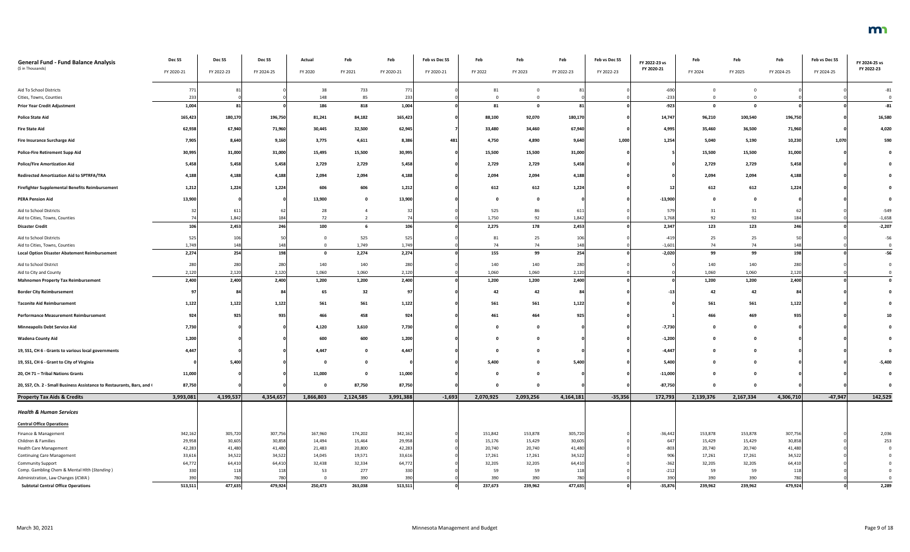| General Fund - Fund Balance Analysis ($ in Thousands) | Dec SS FY 2020-21 | Dec SS FY 2022-23 | Dec SS FY 2024-25 | Actual FY 2020 | Feb FY 2021 | Feb FY 2020-21 | Feb vs Dec SS FY 2020-21 | Feb FY 2022 | Feb FY 2023 | Feb FY 2022-23 | Feb vs Dec SS FY 2022-23 | FY 2022-23 vs FY 2020-21 | Feb FY 2024 | Feb FY 2025 | Feb FY 2024-25 | Feb vs Dec SS FY 2024-25 | FY 2024-25 vs FY 2022-23 |
|---|---|---|---|---|---|---|---|---|---|---|---|---|---|---|---|---|---|
| Aid To School Districts | 771 | 81 | 0 | 38 | 733 | 771 | 0 | 81 | 0 | 81 | 0 | -690 | 0 | 0 | 0 | 0 | -81 |
| Cities, Towns, Counties | 233 | 0 | 0 | 148 | 85 | 233 | 0 | 0 | 0 | 0 | 0 | -233 | 0 | 0 | 0 | 0 | 0 |
| **Prior Year Credit Adjustment** | **1,004** | **81** | **0** | **186** | **818** | **1,004** | **0** | **81** | **0** | **81** | **0** | **-923** | **0** | **0** | **0** | **0** | **-81** |
| **Police State Aid** | **165,423** | **180,170** | **196,750** | **81,241** | **84,182** | **165,423** | **0** | **88,100** | **92,070** | **180,170** | **0** | **14,747** | **96,210** | **100,540** | **196,750** | **0** | **16,580** |
| **Fire State Aid** | **62,938** | **67,940** | **71,960** | **30,445** | **32,500** | **62,945** | **7** | **33,480** | **34,460** | **67,940** | **0** | **4,995** | **35,460** | **36,500** | **71,960** | **0** | **4,020** |
| **Fire Insurance Surcharge Aid** | **7,905** | **8,640** | **9,160** | **3,775** | **4,611** | **8,386** | **481** | **4,750** | **4,890** | **9,640** | **1,000** | **1,254** | **5,040** | **5,190** | **10,230** | **1,070** | **590** |
| **Police-Fire Retirement Supp Aid** | **30,995** | **31,000** | **31,000** | **15,495** | **15,500** | **30,995** | **0** | **15,500** | **15,500** | **31,000** | **0** | **5** | **15,500** | **15,500** | **31,000** | **0** | **0** |
| **Police/Fire Amortization Aid** | **5,458** | **5,458** | **5,458** | **2,729** | **2,729** | **5,458** | **0** | **2,729** | **2,729** | **5,458** | **0** | **0** | **2,729** | **2,729** | **5,458** | **0** | **0** |
| **Redirected Amortization Aid to SPTRFA/TRA** | **4,188** | **4,188** | **4,188** | **2,094** | **2,094** | **4,188** | **0** | **2,094** | **2,094** | **4,188** | **0** | **0** | **2,094** | **2,094** | **4,188** | **0** | **0** |
| **Firefighter Supplemental Benefits Reimbursement** | **1,212** | **1,224** | **1,224** | **606** | **606** | **1,212** | **0** | **612** | **612** | **1,224** | **0** | **12** | **612** | **612** | **1,224** | **0** | **0** |
| **PERA Pension Aid** | **13,900** | **0** | **0** | **13,900** | **0** | **13,900** | **0** | **0** | **0** | **0** | **0** | **-13,900** | **0** | **0** | **0** | **0** | **0** |
| Aid to School Districts | 32 | 611 | 62 | 28 | 4 | 32 | 0 | 525 | 86 | 611 | 0 | 579 | 31 | 31 | 62 | 0 | -549 |
| Aid to Cities, Towns, Counties | 74 | 1,842 | 184 | 72 | 2 | 74 | 0 | 1,750 | 92 | 1,842 | 0 | 1,768 | 92 | 92 | 184 | 0 | -1,658 |
| **Disaster Credit** | **106** | **2,453** | **246** | **100** | **6** | **106** | **0** | **2,275** | **178** | **2,453** | **0** | **2,347** | **123** | **123** | **246** | **0** | **-2,207** |
| Aid to School Districts | 525 | 106 | 50 | 0 | 525 | 525 | 0 | 81 | 25 | 106 | 0 | -419 | 25 | 25 | 50 | 0 | -56 |
| Aid to Cities, Towns, Counties | 1,749 | 148 | 148 | 0 | 1,749 | 1,749 | 0 | 74 | 74 | 148 | 0 | -1,601 | 74 | 74 | 148 | 0 | 0 |
| **Local Option Disaster Abatement Reimbursement** | **2,274** | **254** | **198** | **0** | **2,274** | **2,274** | **0** | **155** | **99** | **254** | **0** | **-2,020** | **99** | **99** | **198** | **0** | **-56** |
| Aid to School District | 280 | 280 | 280 | 140 | 140 | 280 | 0 | 140 | 140 | 280 | 0 | 0 | 140 | 140 | 280 | 0 | 0 |
| Aid to City and County | 2,120 | 2,120 | 2,120 | 1,060 | 1,060 | 2,120 | 0 | 1,060 | 1,060 | 2,120 | 0 | 0 | 1,060 | 1,060 | 2,120 | 0 | 0 |
| **Mahnomen Property Tax Reimbursement** | **2,400** | **2,400** | **2,400** | **1,200** | **1,200** | **2,400** | **0** | **1,200** | **1,200** | **2,400** | **0** | **0** | **1,200** | **1,200** | **2,400** | **0** | **0** |
| **Border City Reimbursement** | **97** | **84** | **84** | **65** | **32** | **97** | **0** | **42** | **42** | **84** | **0** | **-13** | **42** | **42** | **84** | **0** | **0** |
| **Taconite Aid Reimbursement** | **1,122** | **1,122** | **1,122** | **561** | **561** | **1,122** | **0** | **561** | **561** | **1,122** | **0** | **0** | **561** | **561** | **1,122** | **0** | **0** |
| **Performance Measurement Reimbursement** | **924** | **925** | **935** | **466** | **458** | **924** | **0** | **461** | **464** | **925** | **0** | **1** | **466** | **469** | **935** | **0** | **10** |
| **Minneapolis Debt Service Aid** | **7,730** | **0** | **0** | **4,120** | **3,610** | **7,730** | **0** | **0** | **0** | **0** | **0** | **-7,730** | **0** | **0** | **0** | **0** | **0** |
| **Wadena County Aid** | **1,200** | **0** | **0** | **600** | **600** | **1,200** | **0** | **0** | **0** | **0** | **0** | **-1,200** | **0** | **0** | **0** | **0** | **0** |
| **19, SS1, CH 6 - Grants to various local governments** | **4,447** | **0** | **0** | **4,447** | **0** | **4,447** | **0** | **0** | **0** | **0** | **0** | **-4,447** | **0** | **0** | **0** | **0** | **0** |
| **19, SS1, CH 6 - Grant to City of Virginia** | **0** | **5,400** | **0** | **0** | **0** | **0** | **0** | **5,400** | **0** | **5,400** | **0** | **5,400** | **0** | **0** | **0** | **0** | **-5,400** |
| **20, CH 71 – Tribal Nations Grants** | **11,000** | **0** | **0** | **11,000** | **0** | **11,000** | **0** | **0** | **0** | **0** | **0** | **-11,000** | **0** | **0** | **0** | **0** | **0** |
| **20, SS7, Ch. 2 - Small Business Assistance to Restaurants, Bars, and (** | **87,750** | **0** | **0** | **0** | **87,750** | **87,750** | **0** | **0** | **0** | **0** | **0** | **-87,750** | **0** | **0** | **0** | **0** | **0** |
| **Property Tax Aids & Credits** | **3,993,081** | **4,199,537** | **4,354,657** | **1,866,803** | **2,124,585** | **3,991,388** | **-1,693** | **2,070,925** | **2,093,256** | **4,164,181** | **-35,356** | **172,793** | **2,139,376** | **2,167,334** | **4,306,710** | **-47,947** | **142,529** |
| ***Health & Human Services*** | | | | | | | | | | | | | | | | | |
| ***Central Office Operations*** | | | | | | | | | | | | | | | | | |
| Finance & Management | 342,162 | 305,720 | 307,756 | 167,960 | 174,202 | 342,162 | 0 | 151,842 | 153,878 | 305,720 | 0 | -36,442 | 153,878 | 153,878 | 307,756 | 0 | 2,036 |
| Children & Families | 29,958 | 30,605 | 30,858 | 14,494 | 15,464 | 29,958 | 0 | 15,176 | 15,429 | 30,605 | 0 | 647 | 15,429 | 15,429 | 30,858 | 0 | 253 |
| Health Care Management | 42,283 | 41,480 | 41,480 | 21,483 | 20,800 | 42,283 | 0 | 20,740 | 20,740 | 41,480 | 0 | -803 | 20,740 | 20,740 | 41,480 | 0 | 0 |
| Continuing Care Management | 33,616 | 34,522 | 34,522 | 14,045 | 19,571 | 33,616 | 0 | 17,261 | 17,261 | 34,522 | 0 | 906 | 17,261 | 17,261 | 34,522 | 0 | 0 |
| Community Support | 64,772 | 64,410 | 64,410 | 32,438 | 32,334 | 64,772 | 0 | 32,205 | 32,205 | 64,410 | 0 | -362 | 32,205 | 32,205 | 64,410 | 0 | 0 |
| Comp. Gambling Chem & Mental Hlth (*Standing*) | 330 | 118 | 118 | 53 | 277 | 330 | 0 | 59 | 59 | 118 | 0 | -212 | 59 | 59 | 118 | 0 | 0 |
| Administration, Law Changes (*ICWA*) | 390 | 780 | 780 | 0 | 390 | 390 | 0 | 390 | 390 | 780 | 0 | 390 | 390 | 390 | 780 | 0 | 0 |
| **Subtotal Central Office Operations** | **513,511** | **477,635** | **479,924** | **250,473** | **263,038** | **513,511** | **0** | **237,673** | **239,962** | **477,635** | **0** | **-35,876** | **239,962** | **239,962** | **479,924** | **0** | **2,289** |

March 30, 2021 — Minnesota Management and Budget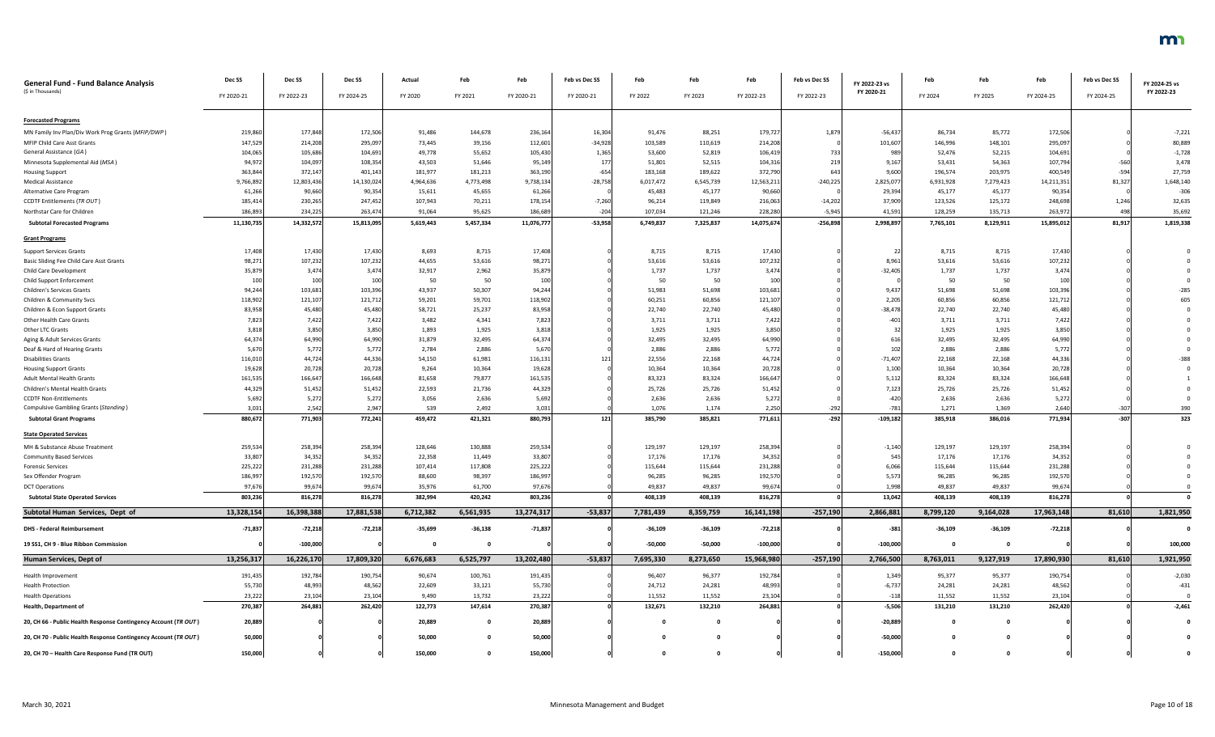| General Fund - Fund Balance Analysis ($ in Thousands) | Dec SS FY 2020-21 | Dec SS FY 2022-23 | Dec SS FY 2024-25 | Actual FY 2020 | Feb FY 2021 | Feb FY 2020-21 | Feb vs Dec SS FY 2020-21 | Feb FY 2022 | Feb FY 2023 | Feb FY 2022-23 | Feb vs Dec SS FY 2022-23 | FY 2022-23 vs FY 2020-21 | Feb FY 2024 | Feb FY 2025 | Feb FY 2024-25 | Feb vs Dec SS FY 2024-25 | FY 2024-25 vs FY 2022-23 |
|---|---|---|---|---|---|---|---|---|---|---|---|---|---|---|---|---|---|
| **Forecasted Programs** | | | | | | | | | | | | | | | | | |
| MN Family Inv Plan/Div Work Prog Grants (*MFIP/DWP*) | 219,860 | 177,848 | 172,506 | 91,486 | 144,678 | 236,164 | 16,304 | 91,476 | 88,251 | 179,727 | 1,879 | -56,437 | 86,734 | 85,772 | 172,506 | 0 | -7,221 |
| MFIP Child Care Asst Grants | 147,529 | 214,208 | 295,097 | 73,445 | 39,156 | 112,601 | -34,928 | 103,589 | 110,619 | 214,208 | 0 | 101,607 | 146,996 | 148,101 | 295,097 | 0 | 80,889 |
| General Assistance (*GA*) | 104,065 | 105,686 | 104,691 | 49,778 | 55,652 | 105,430 | 1,365 | 53,600 | 52,819 | 106,419 | 733 | 989 | 52,476 | 52,215 | 104,691 | 0 | -1,728 |
| Minnesota Supplemental Aid (*MSA*) | 94,972 | 104,097 | 108,354 | 43,503 | 51,646 | 95,149 | 177 | 51,801 | 52,515 | 104,316 | 219 | 9,167 | 53,431 | 54,363 | 107,794 | -560 | 3,478 |
| Housing Support | 363,844 | 372,147 | 401,143 | 181,977 | 181,213 | 363,190 | -654 | 183,168 | 189,622 | 372,790 | 643 | 9,600 | 196,574 | 203,975 | 400,549 | -594 | 27,759 |
| Medical Assistance | 9,766,892 | 12,803,436 | 14,130,024 | 4,964,636 | 4,773,498 | 9,738,134 | -28,758 | 6,017,472 | 6,545,739 | 12,563,211 | -240,225 | 2,825,077 | 6,931,928 | 7,279,423 | 14,211,351 | 81,327 | 1,648,140 |
| Alternative Care Program | 61,266 | 90,660 | 90,354 | 15,611 | 45,655 | 61,266 | 0 | 45,483 | 45,177 | 90,660 | 0 | 29,394 | 45,177 | 45,177 | 90,354 | 0 | -306 |
| CCDTF Entitlements (*TR OUT*) | 185,414 | 230,265 | 247,452 | 107,943 | 70,211 | 178,154 | -7,260 | 96,214 | 119,849 | 216,063 | -14,202 | 37,909 | 123,526 | 125,172 | 248,698 | 1,246 | 32,635 |
| Northstar Care for Children | 186,893 | 234,225 | 263,474 | 91,064 | 95,625 | 186,689 | -204 | 107,034 | 121,246 | 228,280 | -5,945 | 41,591 | 128,259 | 135,713 | 263,972 | 498 | 35,692 |
| **Subtotal Forecasted Programs** | **11,130,735** | **14,332,572** | **15,813,095** | **5,619,443** | **5,457,334** | **11,076,777** | **-53,958** | **6,749,837** | **7,325,837** | **14,075,674** | **-256,898** | **2,998,897** | **7,765,101** | **8,129,911** | **15,895,012** | **81,917** | **1,819,338** |
| **Grant Programs** | | | | | | | | | | | | | | | | | |
| Support Services Grants | 17,408 | 17,430 | 17,430 | 8,693 | 8,715 | 17,408 | 0 | 8,715 | 8,715 | 17,430 | 0 | 22 | 8,715 | 8,715 | 17,430 | 0 | 0 |
| Basic Sliding Fee Child Care Asst Grants | 98,271 | 107,232 | 107,232 | 44,655 | 53,616 | 98,271 | 0 | 53,616 | 53,616 | 107,232 | 0 | 8,961 | 53,616 | 53,616 | 107,232 | 0 | 0 |
| Child Care Development | 35,879 | 3,474 | 3,474 | 32,917 | 2,962 | 35,879 | 0 | 1,737 | 1,737 | 3,474 | 0 | -32,405 | 1,737 | 1,737 | 3,474 | 0 | 0 |
| Child Support Enforcement | 100 | 100 | 100 | 50 | 50 | 100 | 0 | 50 | 50 | 100 | 0 | 0 | 50 | 50 | 100 | 0 | 0 |
| Children's Services Grants | 94,244 | 103,681 | 103,396 | 43,937 | 50,307 | 94,244 | 0 | 51,983 | 51,698 | 103,681 | 0 | 9,437 | 51,698 | 51,698 | 103,396 | 0 | -285 |
| Children & Community Svcs | 118,902 | 121,107 | 121,712 | 59,201 | 59,701 | 118,902 | 0 | 60,251 | 60,856 | 121,107 | 0 | 2,205 | 60,856 | 60,856 | 121,712 | 0 | 605 |
| Children & Econ Support Grants | 83,958 | 45,480 | 45,480 | 58,721 | 25,237 | 83,958 | 0 | 22,740 | 22,740 | 45,480 | 0 | -38,478 | 22,740 | 22,740 | 45,480 | 0 | 0 |
| Other Health Care Grants | 7,823 | 7,422 | 7,422 | 3,482 | 4,341 | 7,823 | 0 | 3,711 | 3,711 | 7,422 | 0 | -401 | 3,711 | 3,711 | 7,422 | 0 | 0 |
| Other LTC Grants | 3,818 | 3,850 | 3,850 | 1,893 | 1,925 | 3,818 | 0 | 1,925 | 1,925 | 3,850 | 0 | 32 | 1,925 | 1,925 | 3,850 | 0 | 0 |
| Aging & Adult Services Grants | 64,374 | 64,990 | 64,990 | 31,879 | 32,495 | 64,374 | 0 | 32,495 | 32,495 | 64,990 | 0 | 616 | 32,495 | 32,495 | 64,990 | 0 | 0 |
| Deaf & Hard of Hearing Grants | 5,670 | 5,772 | 5,772 | 2,784 | 2,886 | 5,670 | 0 | 2,886 | 2,886 | 5,772 | 0 | 102 | 2,886 | 2,886 | 5,772 | 0 | 0 |
| Disabilities Grants | 116,010 | 44,724 | 44,336 | 54,150 | 61,981 | 116,131 | 121 | 22,556 | 22,168 | 44,724 | 0 | -71,407 | 22,168 | 22,168 | 44,336 | 0 | -388 |
| Housing Support Grants | 19,628 | 20,728 | 20,728 | 9,264 | 10,364 | 19,628 | 0 | 10,364 | 10,364 | 20,728 | 0 | 1,100 | 10,364 | 10,364 | 20,728 | 0 | 0 |
| Adult Mental Health Grants | 161,535 | 166,647 | 166,648 | 81,658 | 79,877 | 161,535 | 0 | 83,323 | 83,324 | 166,647 | 0 | 5,112 | 83,324 | 83,324 | 166,648 | 0 | 1 |
| Children's Mental Health Grants | 44,329 | 51,452 | 51,452 | 22,593 | 21,736 | 44,329 | 0 | 25,726 | 25,726 | 51,452 | 0 | 7,123 | 25,726 | 25,726 | 51,452 | 0 | 0 |
| CCDTF Non-Entitlements | 5,692 | 5,272 | 5,272 | 3,056 | 2,636 | 5,692 | 0 | 2,636 | 2,636 | 5,272 | 0 | -420 | 2,636 | 2,636 | 5,272 | 0 | 0 |
| Compulsive Gambling Grants (*Standing*) | 3,031 | 2,542 | 2,947 | 539 | 2,492 | 3,031 | 0 | 1,076 | 1,174 | 2,250 | -292 | -781 | 1,271 | 1,369 | 2,640 | -307 | 390 |
| **Subtotal Grant Programs** | **880,672** | **771,903** | **772,241** | **459,472** | **421,321** | **880,793** | **121** | **385,790** | **385,821** | **771,611** | **-292** | **-109,182** | **385,918** | **386,016** | **771,934** | **-307** | **323** |
| **State Operated Services** | | | | | | | | | | | | | | | | | |
| MH & Substance Abuse Treatment | 259,534 | 258,394 | 258,394 | 128,646 | 130,888 | 259,534 | 0 | 129,197 | 129,197 | 258,394 | 0 | -1,140 | 129,197 | 129,197 | 258,394 | 0 | 0 |
| Community Based Services | 33,807 | 34,352 | 34,352 | 22,358 | 11,449 | 33,807 | 0 | 17,176 | 17,176 | 34,352 | 0 | 545 | 17,176 | 17,176 | 34,352 | 0 | 0 |
| Forensic Services | 225,222 | 231,288 | 231,288 | 107,414 | 117,808 | 225,222 | 0 | 115,644 | 115,644 | 231,288 | 0 | 6,066 | 115,644 | 115,644 | 231,288 | 0 | 0 |
| Sex Offender Program | 186,997 | 192,570 | 192,570 | 88,600 | 98,397 | 186,997 | 0 | 96,285 | 96,285 | 192,570 | 0 | 5,573 | 96,285 | 96,285 | 192,570 | 0 | 0 |
| DCT Operations | 97,676 | 99,674 | 99,674 | 35,976 | 61,700 | 97,676 | 0 | 49,837 | 49,837 | 99,674 | 0 | 1,998 | 49,837 | 49,837 | 99,674 | 0 | 0 |
| **Subtotal State Operated Services** | **803,236** | **816,278** | **816,278** | **382,994** | **420,242** | **803,236** | **0** | **408,139** | **408,139** | **816,278** | **0** | **13,042** | **408,139** | **408,139** | **816,278** | **0** | **0** |
| **Subtotal Human Services, Dept of** | **13,328,154** | **16,398,388** | **17,881,538** | **6,712,382** | **6,561,935** | **13,274,317** | **-53,837** | **7,781,439** | **8,359,759** | **16,141,198** | **-257,190** | **2,866,881** | **8,799,120** | **9,164,028** | **17,963,148** | **81,610** | **1,821,950** |
| **DHS - Federal Reimbursement** | **-71,837** | **-72,218** | **-72,218** | **-35,699** | **-36,138** | **-71,837** | **0** | **-36,109** | **-36,109** | **-72,218** | **0** | **-381** | **-36,109** | **-36,109** | **-72,218** | **0** | **0** |
| **19 SS1, CH 9 - Blue Ribbon Commission** | **0** | **-100,000** | **0** | **0** | **0** | **0** | **0** | **-50,000** | **-50,000** | **-100,000** | **0** | **-100,000** | **0** | **0** | **0** | **0** | **100,000** |
| **Human Services, Dept of** | **13,256,317** | **16,226,170** | **17,809,320** | **6,676,683** | **6,525,797** | **13,202,480** | **-53,837** | **7,695,330** | **8,273,650** | **15,968,980** | **-257,190** | **2,766,500** | **8,763,011** | **9,127,919** | **17,890,930** | **81,610** | **1,921,950** |
| Health Improvement | 191,435 | 192,784 | 190,754 | 90,674 | 100,761 | 191,435 | 0 | 96,407 | 96,377 | 192,784 | 0 | 1,349 | 95,377 | 95,377 | 190,754 | 0 | -2,030 |
| Health Protection | 55,730 | 48,993 | 48,562 | 22,609 | 33,121 | 55,730 | 0 | 24,712 | 24,281 | 48,993 | 0 | -6,737 | 24,281 | 24,281 | 48,562 | 0 | -431 |
| Health Operations | 23,222 | 23,104 | 23,104 | 9,490 | 13,732 | 23,222 | 0 | 11,552 | 11,552 | 23,104 | 0 | -118 | 11,552 | 11,552 | 23,104 | 0 | 0 |
| **Health, Department of** | **270,387** | **264,881** | **262,420** | **122,773** | **147,614** | **270,387** | **0** | **132,671** | **132,210** | **264,881** | **0** | **-5,506** | **131,210** | **131,210** | **262,420** | **0** | **-2,461** |
| **20, CH 66 - Public Health Response Contingency Account (*TR OUT*)** | **20,889** | **0** | **0** | **20,889** | **0** | **20,889** | **0** | **0** | **0** | **0** | **0** | **-20,889** | **0** | **0** | **0** | **0** | **0** |
| **20, CH 70 - Public Health Response Contingency Account (*TR OUT*)** | **50,000** | **0** | **0** | **50,000** | **0** | **50,000** | **0** | **0** | **0** | **0** | **0** | **-50,000** | **0** | **0** | **0** | **0** | **0** |
| **20, CH 70 – Health Care Response Fund (TR OUT)** | **150,000** | **0** | **0** | **150,000** | **0** | **150,000** | **0** | **0** | **0** | **0** | **0** | **-150,000** | **0** | **0** | **0** | **0** | **0** |

March 30, 2021 — Minnesota Management and Budget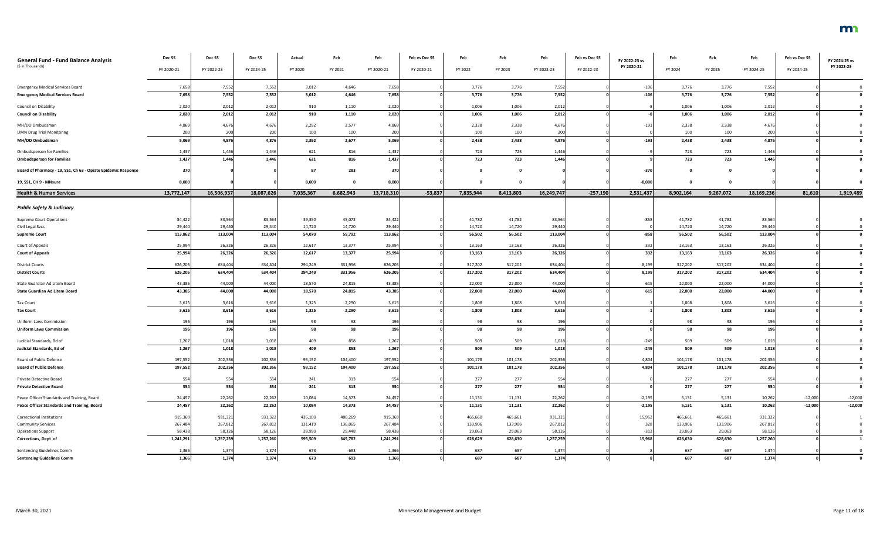| **General Fund - Fund Balance Analysis** ($ in Thousands) | Dec SS FY 2020-21 | Dec SS FY 2022-23 | Dec SS FY 2024-25 | Actual FY 2020 | Feb FY 2021 | Feb FY 2020-21 | Feb vs Dec SS FY 2020-21 | Feb FY 2022 | Feb FY 2023 | Feb FY 2022-23 | Feb vs Dec SS FY 2022-23 | FY 2022-23 vs FY 2020-21 | Feb FY 2024 | Feb FY 2025 | Feb FY 2024-25 | Feb vs Dec SS FY 2024-25 | FY 2024-25 vs FY 2022-23 |
|---|---|---|---|---|---|---|---|---|---|---|---|---|---|---|---|---|---|
| Emergency Medical Services Board | 7,658 | 7,552 | 7,552 | 3,012 | 4,646 | 7,658 | 0 | 3,776 | 3,776 | 7,552 | 0 | -106 | 3,776 | 3,776 | 7,552 | 0 | 0 |
| **Emergency Medical Services Board** | **7,658** | **7,552** | **7,552** | **3,012** | **4,646** | **7,658** | **0** | **3,776** | **3,776** | **7,552** | **0** | **-106** | **3,776** | **3,776** | **7,552** | **0** | **0** |
| Council on Disability | 2,020 | 2,012 | 2,012 | 910 | 1,110 | 2,020 | 0 | 1,006 | 1,006 | 2,012 | 0 | -8 | 1,006 | 1,006 | 2,012 | 0 | 0 |
| **Council on Disability** | **2,020** | **2,012** | **2,012** | **910** | **1,110** | **2,020** | **0** | **1,006** | **1,006** | **2,012** | **0** | **-8** | **1,006** | **1,006** | **2,012** | **0** | **0** |
| MH/DD Ombudsman | 4,869 | 4,676 | 4,676 | 2,292 | 2,577 | 4,869 | 0 | 2,338 | 2,338 | 4,676 | 0 | -193 | 2,338 | 2,338 | 4,676 | 0 | 0 |
| UMN Drug Trial Monitoring | 200 | 200 | 200 | 100 | 100 | 200 | 0 | 100 | 100 | 200 | 0 | 0 | 100 | 100 | 200 | 0 | 0 |
| **MH/DD Ombudsman** | **5,069** | **4,876** | **4,876** | **2,392** | **2,677** | **5,069** | **0** | **2,438** | **2,438** | **4,876** | **0** | **-193** | **2,438** | **2,438** | **4,876** | **0** | **0** |
| Ombudsperson for Families | 1,437 | 1,446 | 1,446 | 621 | 816 | 1,437 | 0 | 723 | 723 | 1,446 | 0 | 9 | 723 | 723 | 1,446 | 0 | 0 |
| **Ombudsperson for Families** | **1,437** | **1,446** | **1,446** | **621** | **816** | **1,437** | **0** | **723** | **723** | **1,446** | **0** | **9** | **723** | **723** | **1,446** | **0** | **0** |
| **Board of Pharmacy - 19, SS1, Ch 63 - Opiate Epidemic Response** | **370** | **0** | **0** | **87** | **283** | **370** | **0** | **0** | **0** | **0** | **0** | **-370** | **0** | **0** | **0** | **0** | **0** |
| **19, SS1, CH 9 - MNsure** | **8,000** | **0** | **0** | **8,000** | **0** | **8,000** | **0** | **0** | **0** | **0** | **0** | **-8,000** | **0** | **0** | **0** | **0** | **0** |
| **Health & Human Services** | **13,772,147** | **16,506,937** | **18,087,626** | **7,035,367** | **6,682,943** | **13,718,310** | **-53,837** | **7,835,944** | **8,413,803** | **16,249,747** | **-257,190** | **2,531,437** | **8,902,164** | **9,267,072** | **18,169,236** | **81,610** | **1,919,489** |
| ***Public Safety & Judiciary*** | | | | | | | | | | | | | | | | | |
| Supreme Court Operations | 84,422 | 83,564 | 83,564 | 39,350 | 45,072 | 84,422 | 0 | 41,782 | 41,782 | 83,564 | 0 | -858 | 41,782 | 41,782 | 83,564 | 0 | 0 |
| Civil Legal Svcs | 29,440 | 29,440 | 29,440 | 14,720 | 14,720 | 29,440 | 0 | 14,720 | 14,720 | 29,440 | 0 | 0 | 14,720 | 14,720 | 29,440 | 0 | 0 |
| **Supreme Court** | **113,862** | **113,004** | **113,004** | **54,070** | **59,792** | **113,862** | **0** | **56,502** | **56,502** | **113,004** | **0** | **-858** | **56,502** | **56,502** | **113,004** | **0** | **0** |
| Court of Appeals | 25,994 | 26,326 | 26,326 | 12,617 | 13,377 | 25,994 | 0 | 13,163 | 13,163 | 26,326 | 0 | 332 | 13,163 | 13,163 | 26,326 | 0 | 0 |
| **Court of Appeals** | **25,994** | **26,326** | **26,326** | **12,617** | **13,377** | **25,994** | **0** | **13,163** | **13,163** | **26,326** | **0** | **332** | **13,163** | **13,163** | **26,326** | **0** | **0** |
| District Courts | 626,205 | 634,404 | 634,404 | 294,249 | 331,956 | 626,205 | 0 | 317,202 | 317,202 | 634,404 | 0 | 8,199 | 317,202 | 317,202 | 634,404 | 0 | 0 |
| **District Courts** | **626,205** | **634,404** | **634,404** | **294,249** | **331,956** | **626,205** | **0** | **317,202** | **317,202** | **634,404** | **0** | **8,199** | **317,202** | **317,202** | **634,404** | **0** | **0** |
| State Guardian Ad Litem Board | 43,385 | 44,000 | 44,000 | 18,570 | 24,815 | 43,385 | 0 | 22,000 | 22,000 | 44,000 | 0 | 615 | 22,000 | 22,000 | 44,000 | 0 | 0 |
| **State Guardian Ad Litem Board** | **43,385** | **44,000** | **44,000** | **18,570** | **24,815** | **43,385** | **0** | **22,000** | **22,000** | **44,000** | **0** | **615** | **22,000** | **22,000** | **44,000** | **0** | **0** |
| Tax Court | 3,615 | 3,616 | 3,616 | 1,325 | 2,290 | 3,615 | 0 | 1,808 | 1,808 | 3,616 | 0 | 1 | 1,808 | 1,808 | 3,616 | 0 | 0 |
| **Tax Court** | **3,615** | **3,616** | **3,616** | **1,325** | **2,290** | **3,615** | **0** | **1,808** | **1,808** | **3,616** | **0** | **1** | **1,808** | **1,808** | **3,616** | **0** | **0** |
| Uniform Laws Commission | 196 | 196 | 196 | 98 | 98 | 196 | 0 | 98 | 98 | 196 | 0 | 0 | 98 | 98 | 196 | 0 | 0 |
| **Uniform Laws Commission** | **196** | **196** | **196** | **98** | **98** | **196** | **0** | **98** | **98** | **196** | **0** | **0** | **98** | **98** | **196** | **0** | **0** |
| Judicial Standards, Bd of | 1,267 | 1,018 | 1,018 | 409 | 858 | 1,267 | 0 | 509 | 509 | 1,018 | 0 | -249 | 509 | 509 | 1,018 | 0 | 0 |
| **Judicial Standards, Bd of** | **1,267** | **1,018** | **1,018** | **409** | **858** | **1,267** | **0** | **509** | **509** | **1,018** | **0** | **-249** | **509** | **509** | **1,018** | **0** | **0** |
| Board of Public Defense | 197,552 | 202,356 | 202,356 | 93,152 | 104,400 | 197,552 | 0 | 101,178 | 101,178 | 202,356 | 0 | 4,804 | 101,178 | 101,178 | 202,356 | 0 | 0 |
| **Board of Public Defense** | **197,552** | **202,356** | **202,356** | **93,152** | **104,400** | **197,552** | **0** | **101,178** | **101,178** | **202,356** | **0** | **4,804** | **101,178** | **101,178** | **202,356** | **0** | **0** |
| Private Detective Board | 554 | 554 | 554 | 241 | 313 | 554 | 0 | 277 | 277 | 554 | 0 | 0 | 277 | 277 | 554 | 0 | 0 |
| **Private Detective Board** | **554** | **554** | **554** | **241** | **313** | **554** | **0** | **277** | **277** | **554** | **0** | **0** | **277** | **277** | **554** | **0** | **0** |
| Peace Officer Standards and Training, Board | 24,457 | 22,262 | 22,262 | 10,084 | 14,373 | 24,457 | 0 | 11,131 | 11,131 | 22,262 | 0 | -2,195 | 5,131 | 5,131 | 10,262 | -12,000 | -12,000 |
| **Peace Officer Standards and Training, Board** | **24,457** | **22,262** | **22,262** | **10,084** | **14,373** | **24,457** | **0** | **11,131** | **11,131** | **22,262** | **0** | **-2,195** | **5,131** | **5,131** | **10,262** | **-12,000** | **-12,000** |
| Correctional Institutions | 915,369 | 931,321 | 931,322 | 435,100 | 480,269 | 915,369 | 0 | 465,660 | 465,661 | 931,321 | 0 | 15,952 | 465,661 | 465,661 | 931,322 | 0 | 1 |
| Community Services | 267,484 | 267,812 | 267,812 | 131,419 | 136,065 | 267,484 | 0 | 133,906 | 133,906 | 267,812 | 0 | 328 | 133,906 | 133,906 | 267,812 | 0 | 0 |
| Operations Support | 58,438 | 58,126 | 58,126 | 28,990 | 29,448 | 58,438 | 0 | 29,063 | 29,063 | 58,126 | 0 | -312 | 29,063 | 29,063 | 58,126 | 0 | 0 |
| **Corrections, Dept of** | **1,241,291** | **1,257,259** | **1,257,260** | **595,509** | **645,782** | **1,241,291** | **0** | **628,629** | **628,630** | **1,257,259** | **0** | **15,968** | **628,630** | **628,630** | **1,257,260** | **0** | **1** |
| Sentencing Guidelines Comm | 1,366 | 1,374 | 1,374 | 673 | 693 | 1,366 | 0 | 687 | 687 | 1,374 | 0 | 8 | 687 | 687 | 1,374 | 0 | 0 |
| **Sentencing Guidelines Comm** | **1,366** | **1,374** | **1,374** | **673** | **693** | **1,366** | **0** | **687** | **687** | **1,374** | **0** | **8** | **687** | **687** | **1,374** | **0** | **0** |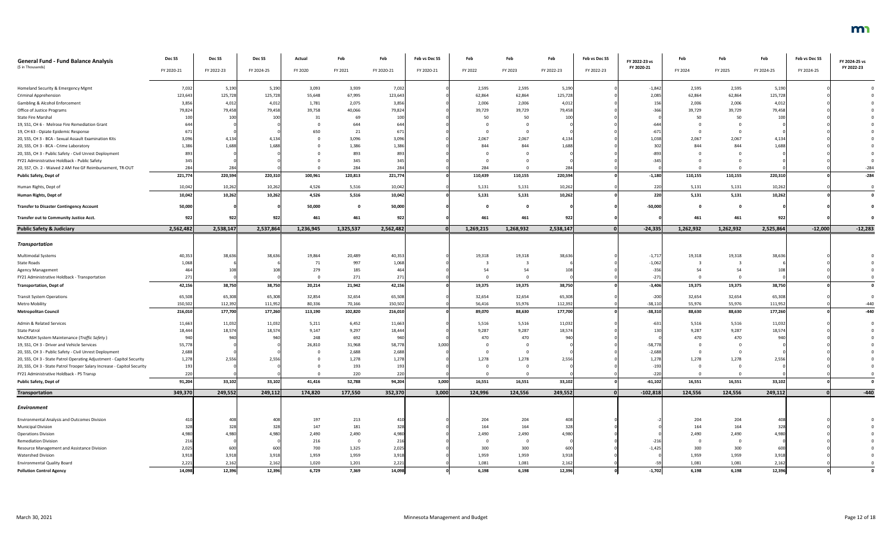| General Fund - Fund Balance Analysis<br>($ in Thousands) | Dec SS<br>FY 2020-21 | Dec SS<br>FY 2022-23 | Dec SS<br>FY 2024-25 | Actual<br>FY 2020 | Feb<br>FY 2021 | Feb<br>FY 2020-21 | Feb vs Dec SS<br>FY 2020-21 | Feb<br>FY 2022 | Feb<br>FY 2023 | Feb<br>FY 2022-23 | Feb vs Dec SS<br>FY 2022-23 | FY 2022-23 vs FY 2020-21 | Feb<br>FY 2024 | Feb<br>FY 2025 | Feb<br>FY 2024-25 | Feb vs Dec SS<br>FY 2024-25 | FY 2024-25 vs FY 2022-23 |
|---|---|---|---|---|---|---|---|---|---|---|---|---|---|---|---|---|---|
| Homeland Security & Emergency Mgmt | 7,032 | 5,190 | 5,190 | 3,093 | 3,939 | 7,032 | 0 | 2,595 | 2,595 | 5,190 | 0 | -1,842 | 2,595 | 2,595 | 5,190 | 0 | 0 |
| Criminal Apprehension | 123,643 | 125,728 | 125,728 | 55,648 | 67,995 | 123,643 | 0 | 62,864 | 62,864 | 125,728 | 0 | 2,085 | 62,864 | 62,864 | 125,728 | 0 | 0 |
| Gambling & Alcohol Enforcement | 3,856 | 4,012 | 4,012 | 1,781 | 2,075 | 3,856 | 0 | 2,006 | 2,006 | 4,012 | 0 | 156 | 2,006 | 2,006 | 4,012 | 0 | 0 |
| Office of Justice Programs | 79,824 | 79,458 | 79,458 | 39,758 | 40,066 | 79,824 | 0 | 39,729 | 39,729 | 79,458 | 0 | -366 | 39,729 | 39,729 | 79,458 | 0 | 0 |
| State Fire Marshal | 100 | 100 | 100 | 31 | 69 | 100 | 0 | 50 | 50 | 100 | 0 | 0 | 50 | 50 | 100 | 0 | 0 |
| 19, SS1, CH 6 - Melrose Fire Remediation Grant | 644 | 0 | 0 | 0 | 644 | 644 | 0 | 0 | 0 | 0 | 0 | -644 | 0 | 0 | 0 | 0 | 0 |
| 19, CH 63 - Opiate Epidemic Response | 671 | 0 | 0 | 650 | 21 | 671 | 0 | 0 | 0 | 0 | 0 | -671 | 0 | 0 | 0 | 0 | 0 |
| 20, SS5, CH 3 - BCA - Sexual Assault Examination Kits | 3,096 | 4,134 | 4,134 | 0 | 3,096 | 3,096 | 0 | 2,067 | 2,067 | 4,134 | 0 | 1,038 | 2,067 | 2,067 | 4,134 | 0 | 0 |
| 20, SS5, CH 3 - BCA - Crime Laboratory | 1,386 | 1,688 | 1,688 | 0 | 1,386 | 1,386 | 0 | 844 | 844 | 1,688 | 0 | 302 | 844 | 844 | 1,688 | 0 | 0 |
| 20, SS5, CH 3 - Public Safety - Civil Unrest Deployment | 893 | 0 | 0 | 0 | 893 | 893 | 0 | 0 | 0 | 0 | 0 | -893 | 0 | 0 | 0 | 0 | 0 |
| FY21 Administrative Holdback - Public Safety | 345 | 0 | 0 | 0 | 345 | 345 | 0 | 0 | 0 | 0 | 0 | -345 | 0 | 0 | 0 | 0 | 0 |
| 20, SS7, Ch. 2 - Waived 2 AM Fee GF Reimbursement, TR-OUT | 284 | 284 | 0 | 0 | 284 | 284 | 0 | 284 | 0 | 284 | 0 | 0 | 0 | 0 | 0 | 0 | -284 |
| **Public Safety, Dept of** | **221,774** | **220,594** | **220,310** | **100,961** | **120,813** | **221,774** | **0** | **110,439** | **110,155** | **220,594** | **0** | **-1,180** | **110,155** | **110,155** | **220,310** | **0** | **-284** |
| Human Rights, Dept of | 10,042 | 10,262 | 10,262 | 4,526 | 5,516 | 10,042 | 0 | 5,131 | 5,131 | 10,262 | 0 | 220 | 5,131 | 5,131 | 10,262 | 0 | 0 |
| **Human Rights, Dept of** | **10,042** | **10,262** | **10,262** | **4,526** | **5,516** | **10,042** | **0** | **5,131** | **5,131** | **10,262** | **0** | **220** | **5,131** | **5,131** | **10,262** | **0** | **0** |
| **Transfer to Disaster Contingency Account** | **50,000** | **0** | **0** | **50,000** | **0** | **50,000** | **0** | **0** | **0** | **0** | **0** | **-50,000** | **0** | **0** | **0** | **0** | **0** |
| **Transfer out to Community Justice Acct.** | **922** | **922** | **922** | **461** | **461** | **922** | **0** | **461** | **461** | **922** | **0** | **0** | **461** | **461** | **922** | **0** | **0** |
| **Public Safety & Judiciary** | **2,562,482** | **2,538,147** | **2,537,864** | **1,236,945** | **1,325,537** | **2,562,482** | **0** | **1,269,215** | **1,268,932** | **2,538,147** | **0** | **-24,335** | **1,262,932** | **1,262,932** | **2,525,864** | **-12,000** | **-12,283** |
| ***Transportation*** | | | | | | | | | | | | | | | | | |
| Multimodal Systems | 40,353 | 38,636 | 38,636 | 19,864 | 20,489 | 40,353 | 0 | 19,318 | 19,318 | 38,636 | 0 | -1,717 | 19,318 | 19,318 | 38,636 | 0 | 0 |
| State Roads | 1,068 | 6 | 6 | 71 | 997 | 1,068 | 0 | 3 | 3 | 6 | 0 | -1,062 | 3 | 3 | 6 | 0 | 0 |
| Agency Management | 464 | 108 | 108 | 279 | 185 | 464 | 0 | 54 | 54 | 108 | 0 | -356 | 54 | 54 | 108 | 0 | 0 |
| FY21 Administrative Holdback - Transportation | 271 | 0 | 0 | 0 | 271 | 271 | 0 | 0 | 0 | 0 | 0 | -271 | 0 | 0 | 0 | 0 | 0 |
| **Transportation, Dept of** | **42,156** | **38,750** | **38,750** | **20,214** | **21,942** | **42,156** | **0** | **19,375** | **19,375** | **38,750** | **0** | **-3,406** | **19,375** | **19,375** | **38,750** | **0** | **0** |
| Transit System Operations | 65,508 | 65,308 | 65,308 | 32,854 | 32,654 | 65,508 | 0 | 32,654 | 32,654 | 65,308 | 0 | -200 | 32,654 | 32,654 | 65,308 | 0 | 0 |
| Metro Mobility | 150,502 | 112,392 | 111,952 | 80,336 | 70,166 | 150,502 | 0 | 56,416 | 55,976 | 112,392 | 0 | -38,110 | 55,976 | 55,976 | 111,952 | 0 | -440 |
| **Metropolitan Council** | **216,010** | **177,700** | **177,260** | **113,190** | **102,820** | **216,010** | **0** | **89,070** | **88,630** | **177,700** | **0** | **-38,310** | **88,630** | **88,630** | **177,260** | **0** | **-440** |
| Admin & Related Services | 11,663 | 11,032 | 11,032 | 5,211 | 6,452 | 11,663 | 0 | 5,516 | 5,516 | 11,032 | 0 | -631 | 5,516 | 5,516 | 11,032 | 0 | 0 |
| State Patrol | 18,444 | 18,574 | 18,574 | 9,147 | 9,297 | 18,444 | 0 | 9,287 | 9,287 | 18,574 | 0 | 130 | 9,287 | 9,287 | 18,574 | 0 | 0 |
| MnCRASH System Maintenance (*Traffic Safety*) | 940 | 940 | 940 | 248 | 692 | 940 | 0 | 470 | 470 | 940 | 0 | 0 | 470 | 470 | 940 | 0 | 0 |
| 19, SS1, CH 3 - Driver and Vehicle Services | 55,778 | 0 | 0 | 26,810 | 31,968 | 58,778 | 3,000 | 0 | 0 | 0 | 0 | -58,778 | 0 | 0 | 0 | 0 | 0 |
| 20, SS5, CH 3 - Public Safety - Civil Unrest Deployment | 2,688 | 0 | 0 | 0 | 2,688 | 2,688 | 0 | 0 | 0 | 0 | 0 | -2,688 | 0 | 0 | 0 | 0 | 0 |
| 20, SS5, CH 3 - State Patrol Operating Adjustment - Capitol Security | 1,278 | 2,556 | 2,556 | 0 | 1,278 | 1,278 | 0 | 1,278 | 1,278 | 2,556 | 0 | 1,278 | 1,278 | 1,278 | 2,556 | 0 | 0 |
| 20, SS5, CH 3 - State Patrol Trooper Salary Increase - Capitol Security | 193 | 0 | 0 | 0 | 193 | 193 | 0 | 0 | 0 | 0 | 0 | -193 | 0 | 0 | 0 | 0 | 0 |
| FY21 Administrative Holdback - PS Transp | 220 | 0 | 0 | 0 | 220 | 220 | 0 | 0 | 0 | 0 | 0 | -220 | 0 | 0 | 0 | 0 | 0 |
| **Public Safety, Dept of** | **91,204** | **33,102** | **33,102** | **41,416** | **52,788** | **94,204** | **3,000** | **16,551** | **16,551** | **33,102** | **0** | **-61,102** | **16,551** | **16,551** | **33,102** | **0** | **0** |
| **Transportation** | **349,370** | **249,552** | **249,112** | **174,820** | **177,550** | **352,370** | **3,000** | **124,996** | **124,556** | **249,552** | **0** | **-102,818** | **124,556** | **124,556** | **249,112** | **0** | **-440** |
| ***Environment*** | | | | | | | | | | | | | | | | | |
| Environmental Analysis and Outcomes Division | 410 | 408 | 408 | 197 | 213 | 410 | 0 | 204 | 204 | 408 | 0 | -2 | 204 | 204 | 408 | 0 | 0 |
| Municipal Division | 328 | 328 | 328 | 147 | 181 | 328 | 0 | 164 | 164 | 328 | 0 | 0 | 164 | 164 | 328 | 0 | 0 |
| Operations Division | 4,980 | 4,980 | 4,980 | 2,490 | 2,490 | 4,980 | 0 | 2,490 | 2,490 | 4,980 | 0 | 0 | 2,490 | 2,490 | 4,980 | 0 | 0 |
| Remediation Division | 216 | 0 | 0 | 216 | 0 | 216 | 0 | 0 | 0 | 0 | 0 | -216 | 0 | 0 | 0 | 0 | 0 |
| Resource Management and Assistance Division | 2,025 | 600 | 600 | 700 | 1,325 | 2,025 | 0 | 300 | 300 | 600 | 0 | -1,425 | 300 | 300 | 600 | 0 | 0 |
| Watershed Division | 3,918 | 3,918 | 3,918 | 1,959 | 1,959 | 3,918 | 0 | 1,959 | 1,959 | 3,918 | 0 | 0 | 1,959 | 1,959 | 3,918 | 0 | 0 |
| Environmental Quality Board | 2,221 | 2,162 | 2,162 | 1,020 | 1,201 | 2,221 | 0 | 1,081 | 1,081 | 2,162 | 0 | -59 | 1,081 | 1,081 | 2,162 | 0 | 0 |
| **Pollution Control Agency** | **14,098** | **12,396** | **12,396** | **6,729** | **7,369** | **14,098** | **0** | **6,198** | **6,198** | **12,396** | **0** | **-1,702** | **6,198** | **6,198** | **12,396** | **0** | **0** |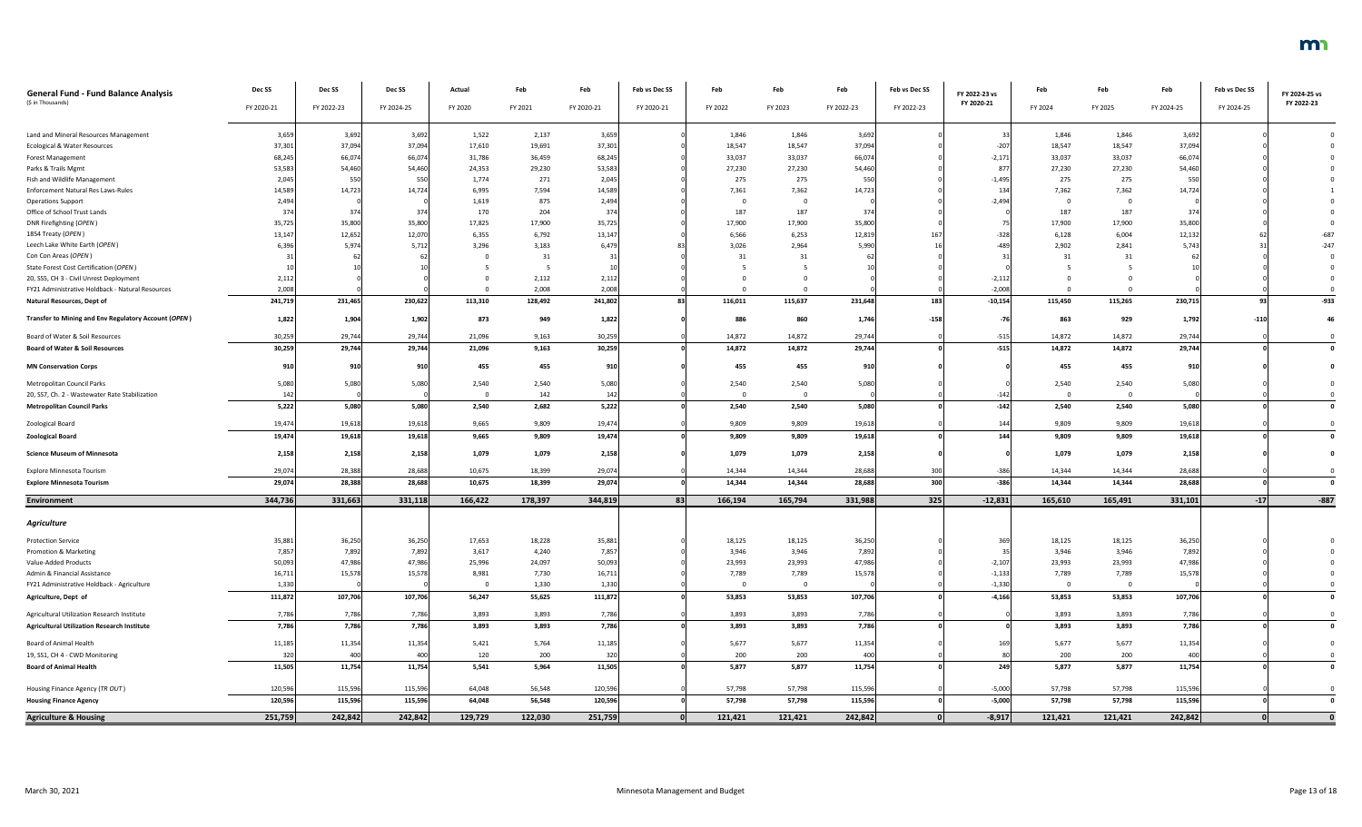| General Fund - Fund Balance Analysis ($ in Thousands) | Dec SS FY 2020-21 | Dec SS FY 2022-23 | Dec SS FY 2024-25 | Actual FY 2020 | Feb FY 2021 | Feb FY 2020-21 | Feb vs Dec SS FY 2020-21 | Feb FY 2022 | Feb FY 2023 | Feb FY 2022-23 | Feb vs Dec SS FY 2022-23 | FY 2022-23 vs FY 2020-21 | Feb FY 2024 | Feb FY 2025 | Feb FY 2024-25 | Feb vs Dec SS FY 2024-25 | FY 2024-25 vs FY 2022-23 |
|---|---|---|---|---|---|---|---|---|---|---|---|---|---|---|---|---|---|
| Land and Mineral Resources Management | 3,659 | 3,692 | 3,692 | 1,522 | 2,137 | 3,659 | 0 | 1,846 | 1,846 | 3,692 | 0 | 33 | 1,846 | 1,846 | 3,692 | 0 | 0 |
| Ecological & Water Resources | 37,301 | 37,094 | 37,094 | 17,610 | 19,691 | 37,301 | 0 | 18,547 | 18,547 | 37,094 | 0 | -207 | 18,547 | 18,547 | 37,094 | 0 | 0 |
| Forest Management | 68,245 | 66,074 | 66,074 | 31,786 | 36,459 | 68,245 | 0 | 33,037 | 33,037 | 66,074 | 0 | -2,171 | 33,037 | 33,037 | 66,074 | 0 | 0 |
| Parks & Trails Mgmt | 53,583 | 54,460 | 54,460 | 24,353 | 29,230 | 53,583 | 0 | 27,230 | 27,230 | 54,460 | 0 | 877 | 27,230 | 27,230 | 54,460 | 0 | 0 |
| Fish and Wildlife Management | 2,045 | 550 | 550 | 1,774 | 271 | 2,045 | 0 | 275 | 275 | 550 | 0 | -1,495 | 275 | 275 | 550 | 0 | 0 |
| Enforcement Natural Res Laws-Rules | 14,589 | 14,723 | 14,724 | 6,995 | 7,594 | 14,589 | 0 | 7,361 | 7,362 | 14,723 | 0 | 134 | 7,362 | 7,362 | 14,724 | 0 | 1 |
| Operations Support | 2,494 | 0 | 0 | 1,619 | 875 | 2,494 | 0 | 0 | 0 | 0 | 0 | -2,494 | 0 | 0 | 0 | 0 | 0 |
| Office of School Trust Lands | 374 | 374 | 374 | 170 | 204 | 374 | 0 | 187 | 187 | 374 | 0 | 0 | 187 | 187 | 374 | 0 | 0 |
| DNR Firefighting (OPEN) | 35,725 | 35,800 | 35,800 | 17,825 | 17,900 | 35,725 | 0 | 17,900 | 17,900 | 35,800 | 0 | 75 | 17,900 | 17,900 | 35,800 | 0 | 0 |
| 1854 Treaty (OPEN) | 13,147 | 12,652 | 12,070 | 6,355 | 6,792 | 13,147 | 0 | 6,566 | 6,253 | 12,819 | 167 | -328 | 6,128 | 6,004 | 12,132 | 62 | -687 |
| Leech Lake White Earth (OPEN) | 6,396 | 5,974 | 5,712 | 3,296 | 3,183 | 6,479 | 83 | 3,026 | 2,964 | 5,990 | 16 | -489 | 2,902 | 2,841 | 5,743 | 31 | -247 |
| Con Con Areas (OPEN) | 31 | 62 | 62 | 0 | 31 | 31 | 0 | 31 | 31 | 62 | 0 | 31 | 31 | 31 | 62 | 0 | 0 |
| State Forest Cost Certification (OPEN) | 10 | 10 | 10 | 5 | 5 | 10 | 0 | 5 | 5 | 10 | 0 | 0 | 5 | 5 | 10 | 0 | 0 |
| 20, SS5, CH 3 - Civil Unrest Deployment | 2,112 | 0 | 0 | 0 | 2,112 | 2,112 | 0 | 0 | 0 | 0 | 0 | -2,112 | 0 | 0 | 0 | 0 | 0 |
| FY21 Administrative Holdback - Natural Resources | 2,008 | 0 | 0 | 0 | 2,008 | 2,008 | 0 | 0 | 0 | 0 | 0 | -2,008 | 0 | 0 | 0 | 0 | 0 |
| **Natural Resources, Dept of** | **241,719** | **231,465** | **230,622** | **113,310** | **128,492** | **241,802** | **83** | **116,011** | **115,637** | **231,648** | **183** | **-10,154** | **115,450** | **115,265** | **230,715** | **93** | **-933** |
| **Transfer to Mining and Env Regulatory Account (OPEN)** | **1,822** | **1,904** | **1,902** | **873** | **949** | **1,822** | **0** | **886** | **860** | **1,746** | **-158** | **-76** | **863** | **929** | **1,792** | **-110** | **46** |
| Board of Water & Soil Resources | 30,259 | 29,744 | 29,744 | 21,096 | 9,163 | 30,259 | 0 | 14,872 | 14,872 | 29,744 | 0 | -515 | 14,872 | 14,872 | 29,744 | 0 | 0 |
| **Board of Water & Soil Resources** | **30,259** | **29,744** | **29,744** | **21,096** | **9,163** | **30,259** | **0** | **14,872** | **14,872** | **29,744** | **0** | **-515** | **14,872** | **14,872** | **29,744** | **0** | **0** |
| **MN Conservation Corps** | **910** | **910** | **910** | **455** | **455** | **910** | **0** | **455** | **455** | **910** | **0** | **0** | **455** | **455** | **910** | **0** | **0** |
| Metropolitan Council Parks | 5,080 | 5,080 | 5,080 | 2,540 | 2,540 | 5,080 | 0 | 2,540 | 2,540 | 5,080 | 0 | 0 | 2,540 | 2,540 | 5,080 | 0 | 0 |
| 20, SS7, Ch. 2 - Wastewater Rate Stabilization | 142 | 0 | 0 | 0 | 142 | 142 | 0 | 0 | 0 | 0 | 0 | -142 | 0 | 0 | 0 | 0 | 0 |
| **Metropolitan Council Parks** | **5,222** | **5,080** | **5,080** | **2,540** | **2,682** | **5,222** | **0** | **2,540** | **2,540** | **5,080** | **0** | **-142** | **2,540** | **2,540** | **5,080** | **0** | **0** |
| Zoological Board | 19,474 | 19,618 | 19,618 | 9,665 | 9,809 | 19,474 | 0 | 9,809 | 9,809 | 19,618 | 0 | 144 | 9,809 | 9,809 | 19,618 | 0 | 0 |
| **Zoological Board** | **19,474** | **19,618** | **19,618** | **9,665** | **9,809** | **19,474** | **0** | **9,809** | **9,809** | **19,618** | **0** | **144** | **9,809** | **9,809** | **19,618** | **0** | **0** |
| **Science Museum of Minnesota** | **2,158** | **2,158** | **2,158** | **1,079** | **1,079** | **2,158** | **0** | **1,079** | **1,079** | **2,158** | **0** | **0** | **1,079** | **1,079** | **2,158** | **0** | **0** |
| Explore Minnesota Tourism | 29,074 | 28,388 | 28,688 | 10,675 | 18,399 | 29,074 | 0 | 14,344 | 14,344 | 28,688 | 300 | -386 | 14,344 | 14,344 | 28,688 | 0 | 0 |
| **Explore Minnesota Tourism** | **29,074** | **28,388** | **28,688** | **10,675** | **18,399** | **29,074** | **0** | **14,344** | **14,344** | **28,688** | **300** | **-386** | **14,344** | **14,344** | **28,688** | **0** | **0** |
| **Environment** | **344,736** | **331,663** | **331,118** | **166,422** | **178,397** | **344,819** | **83** | **166,194** | **165,794** | **331,988** | **325** | **-12,831** | **165,610** | **165,491** | **331,101** | **-17** | **-887** |
| ***Agriculture*** | | | | | | | | | | | | | | | | | |
| Protection Service | 35,881 | 36,250 | 36,250 | 17,653 | 18,228 | 35,881 | 0 | 18,125 | 18,125 | 36,250 | 0 | 369 | 18,125 | 18,125 | 36,250 | 0 | 0 |
| Promotion & Marketing | 7,857 | 7,892 | 7,892 | 3,617 | 4,240 | 7,857 | 0 | 3,946 | 3,946 | 7,892 | 0 | 35 | 3,946 | 3,946 | 7,892 | 0 | 0 |
| Value-Added Products | 50,093 | 47,986 | 47,986 | 25,996 | 24,097 | 50,093 | 0 | 23,993 | 23,993 | 47,986 | 0 | -2,107 | 23,993 | 23,993 | 47,986 | 0 | 0 |
| Admin & Financial Assistance | 16,711 | 15,578 | 15,578 | 8,981 | 7,730 | 16,711 | 0 | 7,789 | 7,789 | 15,578 | 0 | -1,133 | 7,789 | 7,789 | 15,578 | 0 | 0 |
| FY21 Administrative Holdback - Agriculture | 1,330 | 0 | 0 | 0 | 1,330 | 1,330 | 0 | 0 | 0 | 0 | 0 | -1,330 | 0 | 0 | 0 | 0 | 0 |
| **Agriculture, Dept of** | **111,872** | **107,706** | **107,706** | **56,247** | **55,625** | **111,872** | **0** | **53,853** | **53,853** | **107,706** | **0** | **-4,166** | **53,853** | **53,853** | **107,706** | **0** | **0** |
| Agricultural Utilization Research Institute | 7,786 | 7,786 | 7,786 | 3,893 | 3,893 | 7,786 | 0 | 3,893 | 3,893 | 7,786 | 0 | 0 | 3,893 | 3,893 | 7,786 | 0 | 0 |
| **Agricultural Utilization Research Institute** | **7,786** | **7,786** | **7,786** | **3,893** | **3,893** | **7,786** | **0** | **3,893** | **3,893** | **7,786** | **0** | **0** | **3,893** | **3,893** | **7,786** | **0** | **0** |
| Board of Animal Health | 11,185 | 11,354 | 11,354 | 5,421 | 5,764 | 11,185 | 0 | 5,677 | 5,677 | 11,354 | 0 | 169 | 5,677 | 5,677 | 11,354 | 0 | 0 |
| 19, SS1, CH 4 - CWD Monitoring | 320 | 400 | 400 | 120 | 200 | 320 | 0 | 200 | 200 | 400 | 0 | 80 | 200 | 200 | 400 | 0 | 0 |
| **Board of Animal Health** | **11,505** | **11,754** | **11,754** | **5,541** | **5,964** | **11,505** | **0** | **5,877** | **5,877** | **11,754** | **0** | **249** | **5,877** | **5,877** | **11,754** | **0** | **0** |
| Housing Finance Agency (TR OUT) | 120,596 | 115,596 | 115,596 | 64,048 | 56,548 | 120,596 | 0 | 57,798 | 57,798 | 115,596 | 0 | -5,000 | 57,798 | 57,798 | 115,596 | 0 | 0 |
| **Housing Finance Agency** | **120,596** | **115,596** | **115,596** | **64,048** | **56,548** | **120,596** | **0** | **57,798** | **57,798** | **115,596** | **0** | **-5,000** | **57,798** | **57,798** | **115,596** | **0** | **0** |
| **Agriculture & Housing** | **251,759** | **242,842** | **242,842** | **129,729** | **122,030** | **251,759** | **0** | **121,421** | **121,421** | **242,842** | **0** | **-8,917** | **121,421** | **121,421** | **242,842** | **0** | **0** |

March 30, 2021 — Minnesota Management and Budget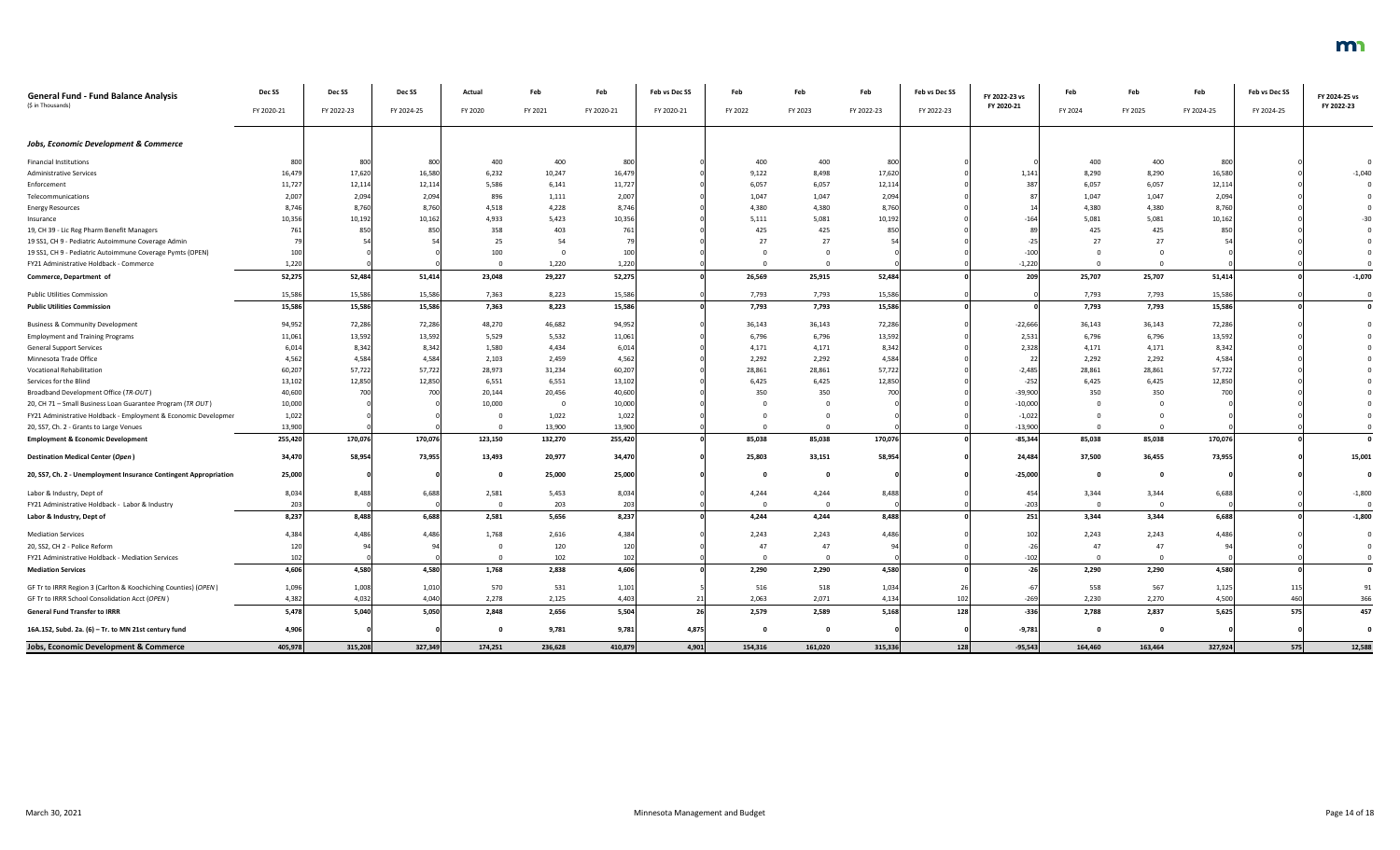| General Fund - Fund Balance Analysis ($ in Thousands) | Dec SS FY 2020-21 | Dec SS FY 2022-23 | Dec SS FY 2024-25 | Actual FY 2020 | Feb FY 2021 | Feb FY 2020-21 | Feb vs Dec SS FY 2020-21 | Feb FY 2022 | Feb FY 2023 | Feb FY 2022-23 | Feb vs Dec SS FY 2022-23 | FY 2022-23 vs FY 2020-21 | Feb FY 2024 | Feb FY 2025 | Feb FY 2024-25 | Feb vs Dec SS FY 2024-25 | FY 2024-25 vs FY 2022-23 |
|---|---|---|---|---|---|---|---|---|---|---|---|---|---|---|---|---|---|
| ***Jobs, Economic Development & Commerce*** | | | | | | | | | | | | | | | | | |
| Financial Institutions | 800 | 800 | 800 | 400 | 400 | 800 | 0 | 400 | 400 | 800 | 0 | 0 | 400 | 400 | 800 | 0 | 0 |
| Administrative Services | 16,479 | 17,620 | 16,580 | 6,232 | 10,247 | 16,479 | 0 | 9,122 | 8,498 | 17,620 | 0 | 1,141 | 8,290 | 8,290 | 16,580 | 0 | -1,040 |
| Enforcement | 11,727 | 12,114 | 12,114 | 5,586 | 6,141 | 11,727 | 0 | 6,057 | 6,057 | 12,114 | 0 | 387 | 6,057 | 6,057 | 12,114 | 0 | 0 |
| Telecommunications | 2,007 | 2,094 | 2,094 | 896 | 1,111 | 2,007 | 0 | 1,047 | 1,047 | 2,094 | 0 | 87 | 1,047 | 1,047 | 2,094 | 0 | 0 |
| Energy Resources | 8,746 | 8,760 | 8,760 | 4,518 | 4,228 | 8,746 | 0 | 4,380 | 4,380 | 8,760 | 0 | 14 | 4,380 | 4,380 | 8,760 | 0 | 0 |
| Insurance | 10,356 | 10,192 | 10,162 | 4,933 | 5,423 | 10,356 | 0 | 5,111 | 5,081 | 10,192 | 0 | -164 | 5,081 | 5,081 | 10,162 | 0 | -30 |
| 19, CH 39 - Lic Reg Pharm Benefit Managers | 761 | 850 | 850 | 358 | 403 | 761 | 0 | 425 | 425 | 850 | 0 | 89 | 425 | 425 | 850 | 0 | 0 |
| 19 SS1, CH 9 - Pediatric Autoimmune Coverage Admin | 79 | 54 | 54 | 25 | 54 | 79 | 0 | 27 | 27 | 54 | 0 | -25 | 27 | 27 | 54 | 0 | 0 |
| 19 SS1, CH 9 - Pediatric Autoimmune Coverage Pymts (OPEN) | 100 | 0 | 0 | 100 | 0 | 100 | 0 | 0 | 0 | 0 | 0 | -100 | 0 | 0 | 0 | 0 | 0 |
| FY21 Administrative Holdback - Commerce | 1,220 | 0 | 0 | 0 | 1,220 | 1,220 | 0 | 0 | 0 | 0 | 0 | -1,220 | 0 | 0 | 0 | 0 | 0 |
| **Commerce, Department of** | **52,275** | **52,484** | **51,414** | **23,048** | **29,227** | **52,275** | **0** | **26,569** | **25,915** | **52,484** | **0** | **209** | **25,707** | **25,707** | **51,414** | **0** | **-1,070** |
| Public Utilities Commission | 15,586 | 15,586 | 15,586 | 7,363 | 8,223 | 15,586 | 0 | 7,793 | 7,793 | 15,586 | 0 | 0 | 7,793 | 7,793 | 15,586 | 0 | 0 |
| **Public Utilities Commission** | **15,586** | **15,586** | **15,586** | **7,363** | **8,223** | **15,586** | **0** | **7,793** | **7,793** | **15,586** | **0** | **0** | **7,793** | **7,793** | **15,586** | **0** | **0** |
| Business & Community Development | 94,952 | 72,286 | 72,286 | 48,270 | 46,682 | 94,952 | 0 | 36,143 | 36,143 | 72,286 | 0 | -22,666 | 36,143 | 36,143 | 72,286 | 0 | 0 |
| Employment and Training Programs | 11,061 | 13,592 | 13,592 | 5,529 | 5,532 | 11,061 | 0 | 6,796 | 6,796 | 13,592 | 0 | 2,531 | 6,796 | 6,796 | 13,592 | 0 | 0 |
| General Support Services | 6,014 | 8,342 | 8,342 | 1,580 | 4,434 | 6,014 | 0 | 4,171 | 4,171 | 8,342 | 0 | 2,328 | 4,171 | 4,171 | 8,342 | 0 | 0 |
| Minnesota Trade Office | 4,562 | 4,584 | 4,584 | 2,103 | 2,459 | 4,562 | 0 | 2,292 | 2,292 | 4,584 | 0 | 22 | 2,292 | 2,292 | 4,584 | 0 | 0 |
| Vocational Rehabilitation | 60,207 | 57,722 | 57,722 | 28,973 | 31,234 | 60,207 | 0 | 28,861 | 28,861 | 57,722 | 0 | -2,485 | 28,861 | 28,861 | 57,722 | 0 | 0 |
| Services for the Blind | 13,102 | 12,850 | 12,850 | 6,551 | 6,551 | 13,102 | 0 | 6,425 | 6,425 | 12,850 | 0 | -252 | 6,425 | 6,425 | 12,850 | 0 | 0 |
| Broadband Development Office (*TR-OUT*) | 40,600 | 700 | 700 | 20,144 | 20,456 | 40,600 | 0 | 350 | 350 | 700 | 0 | -39,900 | 350 | 350 | 700 | 0 | 0 |
| 20, CH 71 – Small Business Loan Guarantee Program (*TR OUT*) | 10,000 | 0 | 0 | 10,000 | 0 | 10,000 | 0 | 0 | 0 | 0 | 0 | -10,000 | 0 | 0 | 0 | 0 | 0 |
| FY21 Administrative Holdback - Employment & Economic Developmer | 1,022 | 0 | 0 | 0 | 1,022 | 1,022 | 0 | 0 | 0 | 0 | 0 | -1,022 | 0 | 0 | 0 | 0 | 0 |
| 20, SS7, Ch. 2 - Grants to Large Venues | 13,900 | 0 | 0 | 0 | 13,900 | 13,900 | 0 | 0 | 0 | 0 | 0 | -13,900 | 0 | 0 | 0 | 0 | 0 |
| **Employment & Economic Development** | **255,420** | **170,076** | **170,076** | **123,150** | **132,270** | **255,420** | **0** | **85,038** | **85,038** | **170,076** | **0** | **-85,344** | **85,038** | **85,038** | **170,076** | **0** | **0** |
| **Destination Medical Center (*Open*)** | **34,470** | **58,954** | **73,955** | **13,493** | **20,977** | **34,470** | **0** | **25,803** | **33,151** | **58,954** | **0** | **24,484** | **37,500** | **36,455** | **73,955** | **0** | **15,001** |
| **20, SS7, Ch. 2 - Unemployment Insurance Contingent Appropriation** | **25,000** | **0** | **0** | **0** | **25,000** | **25,000** | **0** | **0** | **0** | **0** | **0** | **-25,000** | **0** | **0** | **0** | **0** | **0** |
| Labor & Industry, Dept of | 8,034 | 8,488 | 6,688 | 2,581 | 5,453 | 8,034 | 0 | 4,244 | 4,244 | 8,488 | 0 | 454 | 3,344 | 3,344 | 6,688 | 0 | -1,800 |
| FY21 Administrative Holdback - Labor & Industry | 203 | 0 | 0 | 0 | 203 | 203 | 0 | 0 | 0 | 0 | 0 | -203 | 0 | 0 | 0 | 0 | 0 |
| **Labor & Industry, Dept of** | **8,237** | **8,488** | **6,688** | **2,581** | **5,656** | **8,237** | **0** | **4,244** | **4,244** | **8,488** | **0** | **251** | **3,344** | **3,344** | **6,688** | **0** | **-1,800** |
| Mediation Services | 4,384 | 4,486 | 4,486 | 1,768 | 2,616 | 4,384 | 0 | 2,243 | 2,243 | 4,486 | 0 | 102 | 2,243 | 2,243 | 4,486 | 0 | 0 |
| 20, SS2, CH 2 - Police Reform | 120 | 94 | 94 | 0 | 120 | 120 | 0 | 47 | 47 | 94 | 0 | -26 | 47 | 47 | 94 | 0 | 0 |
| FY21 Administrative Holdback - Mediation Services | 102 | 0 | 0 | 0 | 102 | 102 | 0 | 0 | 0 | 0 | 0 | -102 | 0 | 0 | 0 | 0 | 0 |
| **Mediation Services** | **4,606** | **4,580** | **4,580** | **1,768** | **2,838** | **4,606** | **0** | **2,290** | **2,290** | **4,580** | **0** | **-26** | **2,290** | **2,290** | **4,580** | **0** | **0** |
| GF Tr to IRRR Region 3 (Carlton & Koochiching Counties) (*OPEN*) | 1,096 | 1,008 | 1,010 | 570 | 531 | 1,101 | 5 | 516 | 518 | 1,034 | 26 | -67 | 558 | 567 | 1,125 | 115 | 91 |
| GF Tr to IRRR School Consolidation Acct (*OPEN*) | 4,382 | 4,032 | 4,040 | 2,278 | 2,125 | 4,403 | 21 | 2,063 | 2,071 | 4,134 | 102 | -269 | 2,230 | 2,270 | 4,500 | 460 | 366 |
| **General Fund Transfer to IRRR** | **5,478** | **5,040** | **5,050** | **2,848** | **2,656** | **5,504** | **26** | **2,579** | **2,589** | **5,168** | **128** | **-336** | **2,788** | **2,837** | **5,625** | **575** | **457** |
| **16A.152, Subd. 2a. (6) – Tr. to MN 21st century fund** | **4,906** | **0** | **0** | **0** | **9,781** | **9,781** | **4,875** | **0** | **0** | **0** | **0** | **-9,781** | **0** | **0** | **0** | **0** | **0** |
| **Jobs, Economic Development & Commerce** | **405,978** | **315,208** | **327,349** | **174,251** | **236,628** | **410,879** | **4,901** | **154,316** | **161,020** | **315,336** | **128** | **-95,543** | **164,460** | **163,464** | **327,924** | **575** | **12,588** |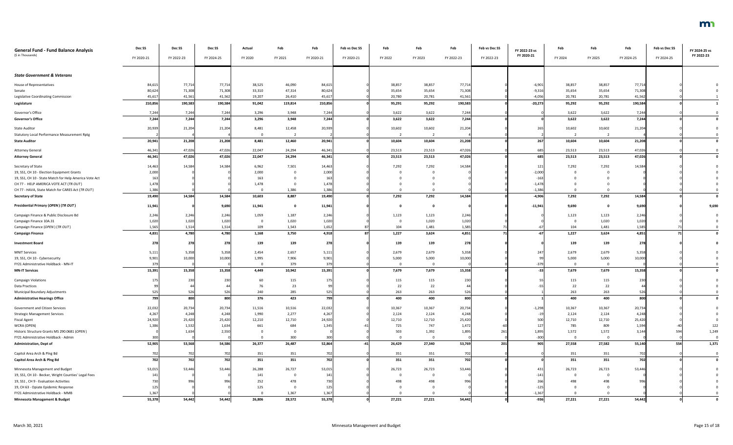| General Fund - Fund Balance Analysis ($ in Thousands) | Dec SS FY 2020-21 | Dec SS FY 2022-23 | Dec SS FY 2024-25 | Actual FY 2020 | Feb FY 2021 | Feb FY 2020-21 | Feb vs Dec SS FY 2020-21 | Feb FY 2022 | Feb FY 2023 | Feb FY 2022-23 | Feb vs Dec SS FY 2022-23 | FY 2022-23 vs FY 2020-21 | Feb FY 2024 | Feb FY 2025 | Feb FY 2024-25 | Feb vs Dec SS FY 2024-25 | FY 2024-25 vs FY 2022-23 |
|---|---|---|---|---|---|---|---|---|---|---|---|---|---|---|---|---|---|
| ***State Government & Veterans*** | | | | | | | | | | | | | | | | | |
| House of Representatives | 84,615 | 77,714 | 77,714 | 38,525 | 46,090 | 84,615 | 0 | 38,857 | 38,857 | 77,714 | 0 | -6,901 | 38,857 | 38,857 | 77,714 | 0 | 0 |
| Senate | 80,624 | 71,308 | 71,308 | 33,310 | 47,314 | 80,624 | 0 | 35,654 | 35,654 | 71,308 | 0 | -9,316 | 35,654 | 35,654 | 71,308 | 0 | 0 |
| Legislative Coordinating Commission | 45,617 | 41,561 | 41,562 | 19,207 | 26,410 | 45,617 | 0 | 20,780 | 20,781 | 41,561 | 0 | -4,056 | 20,781 | 20,781 | 41,562 | 0 | 1 |
| **Legislature** | **210,856** | **190,583** | **190,584** | **91,042** | **119,814** | **210,856** | **0** | **95,291** | **95,292** | **190,583** | **0** | **-20,273** | **95,292** | **95,292** | **190,584** | **0** | **1** |
| Governor's Office | 7,244 | 7,244 | 7,244 | 3,296 | 3,948 | 7,244 | 0 | 3,622 | 3,622 | 7,244 | 0 | 0 | 3,622 | 3,622 | 7,244 | 0 | 0 |
| **Governor's Office** | **7,244** | **7,244** | **7,244** | **3,296** | **3,948** | **7,244** | **0** | **3,622** | **3,622** | **7,244** | **0** | **0** | **3,622** | **3,622** | **7,244** | **0** | **0** |
| State Auditor | 20,939 | 21,204 | 21,204 | 8,481 | 12,458 | 20,939 | 0 | 10,602 | 10,602 | 21,204 | 0 | 265 | 10,602 | 10,602 | 21,204 | 0 | 0 |
| Statutory Local Performance Measurement Rptg | 2 | 4 | 4 | 0 | 2 | 2 | 0 | 2 | 2 | 4 | 0 | 2 | 2 | 2 | 4 | 0 | 0 |
| **State Auditor** | **20,941** | **21,208** | **21,208** | **8,481** | **12,460** | **20,941** | **0** | **10,604** | **10,604** | **21,208** | **0** | **267** | **10,604** | **10,604** | **21,208** | **0** | **0** |
| Attorney General | 46,341 | 47,026 | 47,026 | 22,047 | 24,294 | 46,341 | 0 | 23,513 | 23,513 | 47,026 | 0 | 685 | 23,513 | 23,513 | 47,026 | 0 | 0 |
| **Attorney General** | **46,341** | **47,026** | **47,026** | **22,047** | **24,294** | **46,341** | **0** | **23,513** | **23,513** | **47,026** | **0** | **685** | **23,513** | **23,513** | **47,026** | **0** | **0** |
| Secretary of State | 14,463 | 14,584 | 14,584 | 6,962 | 7,501 | 14,463 | 0 | 7,292 | 7,292 | 14,584 | 0 | 121 | 7,292 | 7,292 | 14,584 | 0 | 0 |
| 19, SS1, CH 10 - Election Equipment Grants | 2,000 | 0 | 0 | 2,000 | 0 | 2,000 | 0 | 0 | 0 | 0 | 0 | -2,000 | 0 | 0 | 0 | 0 | 0 |
| 19, SS1, CH 10 - State Match for Help America Vote Act | 163 | 0 | 0 | 163 | 0 | 163 | 0 | 0 | 0 | 0 | 0 | -163 | 0 | 0 | 0 | 0 | 0 |
| CH 77 - HELP AMERICA VOTE ACT (*TR OUT*) | 1,478 | 0 | 0 | 1,478 | 0 | 1,478 | 0 | 0 | 0 | 0 | 0 | -1,478 | 0 | 0 | 0 | 0 | 0 |
| CH 77 - HAVA, State Match for CARES Act (*TR OUT*) | 1,386 | 0 | 0 | 0 | 1,386 | 1,386 | 0 | 0 | 0 | 0 | 0 | -1,386 | 0 | 0 | 0 | 0 | 0 |
| **Secretary of State** | **19,490** | **14,584** | **14,584** | **10,603** | **8,887** | **19,490** | **0** | **7,292** | **7,292** | **14,584** | **0** | **-4,906** | **7,292** | **7,292** | **14,584** | **0** | **0** |
| **Presidential Primary (*OPEN*) (*TR OUT*)** | **11,941** | **0** | **9,690** | **11,941** | **0** | **11,941** | **0** | **0** | **0** | **0** | **0** | **-11,941** | **9,690** | **0** | **9,690** | **0** | **9,690** |
| Campaign Finance & Public Disclosure Bd | 2,246 | 2,246 | 2,246 | 1,059 | 1,187 | 2,246 | 0 | 1,123 | 1,123 | 2,246 | 0 | 0 | 1,123 | 1,123 | 2,246 | 0 | 0 |
| Campaign Finance 10A.31 | 1,020 | 1,020 | 1,020 | 0 | 1,020 | 1,020 | 0 | 0 | 1,020 | 1,020 | 0 | 0 | 0 | 1,020 | 1,020 | 0 | 0 |
| Campaign Finance (*OPEN*) (*TR OUT*) | 1,565 | 1,514 | 1,514 | 109 | 1,543 | 1,652 | 87 | 104 | 1,481 | 1,585 | 71 | -67 | 104 | 1,481 | 1,585 | 71 | 0 |
| **Campaign Finance** | **4,831** | **4,780** | **4,780** | **1,168** | **3,750** | **4,918** | **87** | **1,227** | **3,624** | **4,851** | **71** | **-67** | **1,227** | **3,624** | **4,851** | **71** | **0** |
| **Investment Board** | **278** | **278** | **278** | **139** | **139** | **278** | **0** | **139** | **139** | **278** | **0** | **0** | **139** | **139** | **278** | **0** | **0** |
| MNIT Services | 5,111 | 5,358 | 5,358 | 2,454 | 2,657 | 5,111 | 0 | 2,679 | 2,679 | 5,358 | 0 | 247 | 2,679 | 2,679 | 5,358 | 0 | 0 |
| 19, SS1, CH 10 - Cybersecurity | 9,901 | 10,000 | 10,000 | 1,995 | 7,906 | 9,901 | 0 | 5,000 | 5,000 | 10,000 | 0 | 99 | 5,000 | 5,000 | 10,000 | 0 | 0 |
| FY21 Administrative Holdback - MN-IT | 379 | 0 | 0 | 0 | 379 | 379 | 0 | 0 | 0 | 0 | 0 | -379 | 0 | 0 | 0 | 0 | 0 |
| **MN-IT Services** | **15,391** | **15,358** | **15,358** | **4,449** | **10,942** | **15,391** | **0** | **7,679** | **7,679** | **15,358** | **0** | **-33** | **7,679** | **7,679** | **15,358** | **0** | **0** |
| Campaign Violations | 175 | 230 | 230 | 60 | 115 | 175 | 0 | 115 | 115 | 230 | 0 | 55 | 115 | 115 | 230 | 0 | 0 |
| Data Practices | 99 | 44 | 44 | 76 | 23 | 99 | 0 | 22 | 22 | 44 | 0 | -55 | 22 | 22 | 44 | 0 | 0 |
| Municipal Boundary Adjustments | 525 | 526 | 526 | 240 | 285 | 525 | 0 | 263 | 263 | 526 | 0 | 1 | 263 | 263 | 526 | 0 | 0 |
| **Administrative Hearings Office** | **799** | **800** | **800** | **376** | **423** | **799** | **0** | **400** | **400** | **800** | **0** | **1** | **400** | **400** | **800** | **0** | **0** |
| Government and Citizen Services | 22,032 | 20,734 | 20,734 | 11,516 | 10,516 | 22,032 | 0 | 10,367 | 10,367 | 20,734 | 0 | -1,298 | 10,367 | 10,367 | 20,734 | 0 | 0 |
| Strategic Management Services | 4,267 | 4,248 | 4,248 | 1,990 | 2,277 | 4,267 | 0 | 2,124 | 2,124 | 4,248 | 0 | -19 | 2,124 | 2,124 | 4,248 | 0 | 0 |
| Fiscal Agent | 24,920 | 25,420 | 25,420 | 12,210 | 12,710 | 24,920 | 0 | 12,710 | 12,710 | 25,420 | 0 | 500 | 12,710 | 12,710 | 25,420 | 0 | 0 |
| WCRA (OPEN) | 1,386 | 1,532 | 1,634 | 661 | 684 | 1,345 | -41 | 725 | 747 | 1,472 | -60 | 127 | 785 | 809 | 1,594 | -40 | 122 |
| Historic Structure Grants MS 290.0681 (*OPEN*) | 0 | 1,634 | 2,550 | 0 | 0 | 0 | 0 | 503 | 1,392 | 1,895 | 261 | 1,895 | 1,572 | 1,572 | 3,144 | 594 | 1,249 |
| FY21 Administrative Holdback - Admin | 300 | 0 | 0 | 0 | 300 | 300 | 0 | 0 | 0 | 0 | 0 | -300 | 0 | 0 | 0 | 0 | 0 |
| **Administration, Dept of** | **52,905** | **53,568** | **54,586** | **26,377** | **26,487** | **52,864** | **-41** | **26,429** | **27,340** | **53,769** | **201** | **905** | **27,558** | **27,582** | **55,140** | **554** | **1,371** |
| Capitol Area Arch & Plng Bd | 702 | 702 | 702 | 351 | 351 | 702 | 0 | 351 | 351 | 702 | 0 | 0 | 351 | 351 | 702 | 0 | 0 |
| **Capitol Area Arch & Plng Bd** | **702** | **702** | **702** | **351** | **351** | **702** | **0** | **351** | **351** | **702** | **0** | **0** | **351** | **351** | **702** | **0** | **0** |
| Minnesota Management and Budget | 53,015 | 53,446 | 53,446 | 26,288 | 26,727 | 53,015 | 0 | 26,723 | 26,723 | 53,446 | 0 | 431 | 26,723 | 26,723 | 53,446 | 0 | 0 |
| 19, SS1, CH 10 - Becker, Wright Counties' Legal Fees | 141 | 0 | 0 | 141 | 0 | 141 | 0 | 0 | 0 | 0 | 0 | -141 | 0 | 0 | 0 | 0 | 0 |
| 19, SS1 , CH 9 - Evaluation Activities | 730 | 996 | 996 | 252 | 478 | 730 | 0 | 498 | 498 | 996 | 0 | 266 | 498 | 498 | 996 | 0 | 0 |
| 19, CH 63 - Opiate Epidemic Response | 125 | 0 | 0 | 125 | 0 | 125 | 0 | 0 | 0 | 0 | 0 | -125 | 0 | 0 | 0 | 0 | 0 |
| FY21 Administrative Holdback - MMB | 1,367 | 0 | 0 | 0 | 1,367 | 1,367 | 0 | 0 | 0 | 0 | 0 | -1,367 | 0 | 0 | 0 | 0 | 0 |
| **Minnesota Management & Budget** | **55,378** | **54,442** | **54,442** | **26,806** | **28,572** | **55,378** | **0** | **27,221** | **27,221** | **54,442** | **0** | **-936** | **27,221** | **27,221** | **54,442** | **0** | **0** |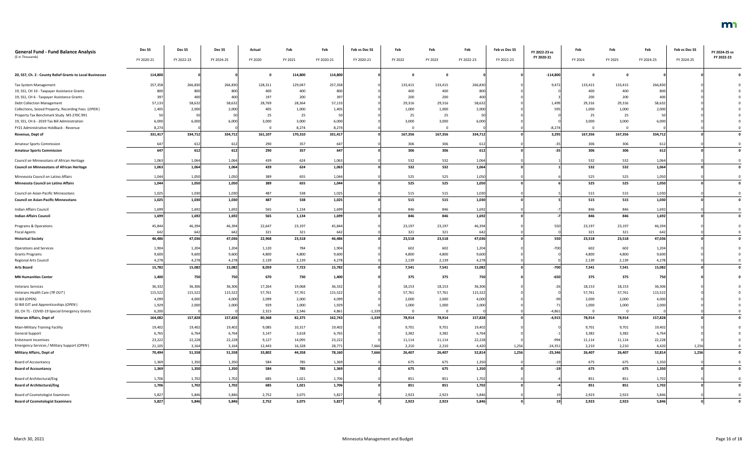| General Fund - Fund Balance Analysis<br>($ in Thousands) | Dec SS<br>FY 2020-21 | Dec SS<br>FY 2022-23 | Dec SS<br>FY 2024-25 | Actual<br>FY 2020 | Feb<br>FY 2021 | Feb<br>FY 2020-21 | Feb vs Dec SS<br>FY 2020-21 | Feb<br>FY 2022 | Feb<br>FY 2023 | Feb<br>FY 2022-23 | Feb vs Dec SS<br>FY 2022-23 | FY 2022-23 vs<br>FY 2020-21 | Feb<br>FY 2024 | Feb<br>FY 2025 | Feb<br>FY 2024-25 | Feb vs Dec SS<br>FY 2024-25 | FY 2024-25 vs<br>FY 2022-23 |
|---|---|---|---|---|---|---|---|---|---|---|---|---|---|---|---|---|---|
| **20, SS7, Ch. 2 - County Relief Grants to Local Businesses** | **114,800** | **0** | **0** | **0** | **114,800** | **114,800** | **0** | **0** | **0** | **0** | **0** | **-114,800** | **0** | **0** | **0** | **0** | **0** |
| Tax System Management | 257,358 | 266,830 | 266,830 | 128,311 | 129,047 | 257,358 | 0 | 133,415 | 133,415 | 266,830 | 0 | 9,472 | 133,415 | 133,415 | 266,830 | 0 | 0 |
| 19, SS1, CH 10 - Taxpayer Assistance Grants | 800 | 800 | 800 | 400 | 400 | 800 | 0 | 400 | 400 | 800 | 0 | 0 | 400 | 400 | 800 | 0 | 0 |
| 19, SS1, CH 6 - Taxpayer Assistance Grants | 397 | 400 | 400 | 197 | 200 | 397 | 0 | 200 | 200 | 400 | 0 | 3 | 200 | 200 | 400 | 0 | 0 |
| Debt Collection Management | 57,133 | 58,632 | 58,632 | 28,769 | 28,364 | 57,133 | 0 | 29,316 | 29,316 | 58,632 | 0 | 1,499 | 29,316 | 29,316 | 58,632 | 0 | 0 |
| Collections, Seized Property, Recording Fees (*OPEN*) | 1,405 | 2,000 | 2,000 | 405 | 1,000 | 1,405 | 0 | 1,000 | 1,000 | 2,000 | 0 | 595 | 1,000 | 1,000 | 2,000 | 0 | 0 |
| Property Tax Benchmark Study MS 270C.991 | 50 | 50 | 50 | 25 | 25 | 50 | 0 | 25 | 25 | 50 | 0 | 0 | 25 | 25 | 50 | 0 | 0 |
| 19, SS1, CH 6 - 2019 Tax Bill Administration | 6,000 | 6,000 | 6,000 | 3,000 | 3,000 | 6,000 | 0 | 3,000 | 3,000 | 6,000 | 0 | 0 | 3,000 | 3,000 | 6,000 | 0 | 0 |
| FY21 Administrative Holdback - Revenue | 8,274 | 0 | 0 | 0 | 8,274 | 8,274 | 0 | 0 | 0 | 0 | 0 | -8,274 | 0 | 0 | 0 | 0 | 0 |
| **Revenue, Dept of** | **331,417** | **334,712** | **334,712** | **161,107** | **170,310** | **331,417** | **0** | **167,356** | **167,356** | **334,712** | **0** | **3,295** | **167,356** | **167,356** | **334,712** | **0** | **0** |
| Amateur Sports Commission | 647 | 612 | 612 | 290 | 357 | 647 | 0 | 306 | 306 | 612 | 0 | -35 | 306 | 306 | 612 | 0 | 0 |
| **Amateur Sports Commission** | **647** | **612** | **612** | **290** | **357** | **647** | **0** | **306** | **306** | **612** | **0** | **-35** | **306** | **306** | **612** | **0** | **0** |
| Council on Minnesotans of African Heritage | 1,063 | 1,064 | 1,064 | 439 | 624 | 1,063 | 0 | 532 | 532 | 1,064 | 0 | 1 | 532 | 532 | 1,064 | 0 | 0 |
| **Council on Minnesotans of African Heritage** | **1,063** | **1,064** | **1,064** | **439** | **624** | **1,063** | **0** | **532** | **532** | **1,064** | **0** | **1** | **532** | **532** | **1,064** | **0** | **0** |
| Minnesota Council on Latino Affairs | 1,044 | 1,050 | 1,050 | 389 | 655 | 1,044 | 0 | 525 | 525 | 1,050 | 0 | 6 | 525 | 525 | 1,050 | 0 | 0 |
| **Minnesota Council on Latino Affairs** | **1,044** | **1,050** | **1,050** | **389** | **655** | **1,044** | **0** | **525** | **525** | **1,050** | **0** | **6** | **525** | **525** | **1,050** | **0** | **0** |
| Council on Asian-Pacific Minnesotans | 1,025 | 1,030 | 1,030 | 487 | 538 | 1,025 | 0 | 515 | 515 | 1,030 | 0 | 5 | 515 | 515 | 1,030 | 0 | 0 |
| **Council on Asian-Pacific Minnesotans** | **1,025** | **1,030** | **1,030** | **487** | **538** | **1,025** | **0** | **515** | **515** | **1,030** | **0** | **5** | **515** | **515** | **1,030** | **0** | **0** |
| Indian Affairs Council | 1,699 | 1,692 | 1,692 | 565 | 1,134 | 1,699 | 0 | 846 | 846 | 1,692 | 0 | -7 | 846 | 846 | 1,692 | 0 | 0 |
| **Indian Affairs Council** | **1,699** | **1,692** | **1,692** | **565** | **1,134** | **1,699** | **0** | **846** | **846** | **1,692** | **0** | **-7** | **846** | **846** | **1,692** | **0** | **0** |
| Programs & Operations | 45,844 | 46,394 | 46,394 | 22,647 | 23,197 | 45,844 | 0 | 23,197 | 23,197 | 46,394 | 0 | 550 | 23,197 | 23,197 | 46,394 | 0 | 0 |
| Fiscal Agents | 642 | 642 | 642 | 321 | 321 | 642 | 0 | 321 | 321 | 642 | 0 | 0 | 321 | 321 | 642 | 0 | 0 |
| **Historical Society** | **46,486** | **47,036** | **47,036** | **22,968** | **23,518** | **46,486** | **0** | **23,518** | **23,518** | **47,036** | **0** | **550** | **23,518** | **23,518** | **47,036** | **0** | **0** |
| Operations and Services | 1,904 | 1,204 | 1,204 | 1,120 | 784 | 1,904 | 0 | 602 | 602 | 1,204 | 0 | -700 | 602 | 602 | 1,204 | 0 | 0 |
| Grants Programs | 9,600 | 9,600 | 9,600 | 4,800 | 4,800 | 9,600 | 0 | 4,800 | 4,800 | 9,600 | 0 | 0 | 4,800 | 4,800 | 9,600 | 0 | 0 |
| Regional Arts Council | 4,278 | 4,278 | 4,278 | 2,139 | 2,139 | 4,278 | 0 | 2,139 | 2,139 | 4,278 | 0 | 0 | 2,139 | 2,139 | 4,278 | 0 | 0 |
| **Arts Board** | **15,782** | **15,082** | **15,082** | **8,059** | **7,723** | **15,782** | **0** | **7,541** | **7,541** | **15,082** | **0** | **-700** | **7,541** | **7,541** | **15,082** | **0** | **0** |
| **MN Humanities Center** | **1,400** | **750** | **750** | **670** | **730** | **1,400** | **0** | **375** | **375** | **750** | **0** | **-650** | **375** | **375** | **750** | **0** | **0** |
| Veterans Services | 36,332 | 36,306 | 36,306 | 17,264 | 19,068 | 36,332 | 0 | 18,153 | 18,153 | 36,306 | 0 | -26 | 18,153 | 18,153 | 36,306 | 0 | 0 |
| Veterans Health Care (*TR OUT*) | 115,522 | 115,522 | 115,522 | 57,761 | 57,761 | 115,522 | 0 | 57,761 | 57,761 | 115,522 | 0 | 0 | 57,761 | 57,761 | 115,522 | 0 | 0 |
| GI Bill (OPEN) | 4,099 | 4,000 | 4,000 | 2,099 | 2,000 | 4,099 | 0 | 2,000 | 2,000 | 4,000 | 0 | -99 | 2,000 | 2,000 | 4,000 | 0 | 0 |
| GI Bill OJT and Apprenticeships (*OPEN*) | 1,929 | 2,000 | 2,000 | 929 | 1,000 | 1,929 | 0 | 1,000 | 1,000 | 2,000 | 0 | 71 | 1,000 | 1,000 | 2,000 | 0 | 0 |
| 20, CH 71 - COVID-19 Special Emergency Grants | 6,200 | 0 | 0 | 2,315 | 2,546 | 4,861 | -1,339 | 0 | 0 | 0 | 0 | -4,861 | 0 | 0 | 0 | 0 | 0 |
| **Veteran Affairs, Dept of** | **164,082** | **157,828** | **157,828** | **80,368** | **82,375** | **162,743** | **-1,339** | **78,914** | **78,914** | **157,828** | **0** | **-4,915** | **78,914** | **78,914** | **157,828** | **0** | **0** |
| Main-Military Training Facility | 19,402 | 19,402 | 19,402 | 9,085 | 10,317 | 19,402 | 0 | 9,701 | 9,701 | 19,402 | 0 | 0 | 9,701 | 9,701 | 19,402 | 0 | 0 |
| General Support | 6,765 | 6,764 | 6,764 | 3,147 | 3,618 | 6,765 | 0 | 3,382 | 3,382 | 6,764 | 0 | -1 | 3,382 | 3,382 | 6,764 | 0 | 0 |
| Enlistment Incentives | 23,222 | 22,228 | 22,228 | 9,127 | 14,095 | 23,222 | 0 | 11,114 | 11,114 | 22,228 | 0 | -994 | 11,114 | 11,114 | 22,228 | 0 | 0 |
| Emergency Services / Military Support (*OPEN*) | 21,105 | 3,164 | 3,164 | 12,443 | 16,328 | 28,771 | 7,666 | 2,210 | 2,210 | 4,420 | 1,256 | -24,351 | 2,210 | 2,210 | 4,420 | 1,256 | 0 |
| **Military Affairs, Dept of** | **70,494** | **51,558** | **51,558** | **33,802** | **44,358** | **78,160** | **7,666** | **26,407** | **26,407** | **52,814** | **1,256** | **-25,346** | **26,407** | **26,407** | **52,814** | **1,256** | **0** |
| Board of Accountancy | 1,369 | 1,350 | 1,350 | 584 | 785 | 1,369 | 0 | 675 | 675 | 1,350 | 0 | -19 | 675 | 675 | 1,350 | 0 | 0 |
| **Board of Accountancy** | **1,369** | **1,350** | **1,350** | **584** | **785** | **1,369** | **0** | **675** | **675** | **1,350** | **0** | **-19** | **675** | **675** | **1,350** | **0** | **0** |
| Board of Architectural/Eng | 1,706 | 1,702 | 1,702 | 685 | 1,021 | 1,706 | 0 | 851 | 851 | 1,702 | 0 | -4 | 851 | 851 | 1,702 | 0 | 0 |
| **Board of Architectural/Eng** | **1,706** | **1,702** | **1,702** | **685** | **1,021** | **1,706** | **0** | **851** | **851** | **1,702** | **0** | **-4** | **851** | **851** | **1,702** | **0** | **0** |
| Board of Cosmetologist Examiners | 5,827 | 5,846 | 5,846 | 2,752 | 3,075 | 5,827 | 0 | 2,923 | 2,923 | 5,846 | 0 | 19 | 2,923 | 2,923 | 5,846 | 0 | 0 |
| **Board of Cosmetologist Examiners** | **5,827** | **5,846** | **5,846** | **2,752** | **3,075** | **5,827** | **0** | **2,923** | **2,923** | **5,846** | **0** | **19** | **2,923** | **2,923** | **5,846** | **0** | **0** |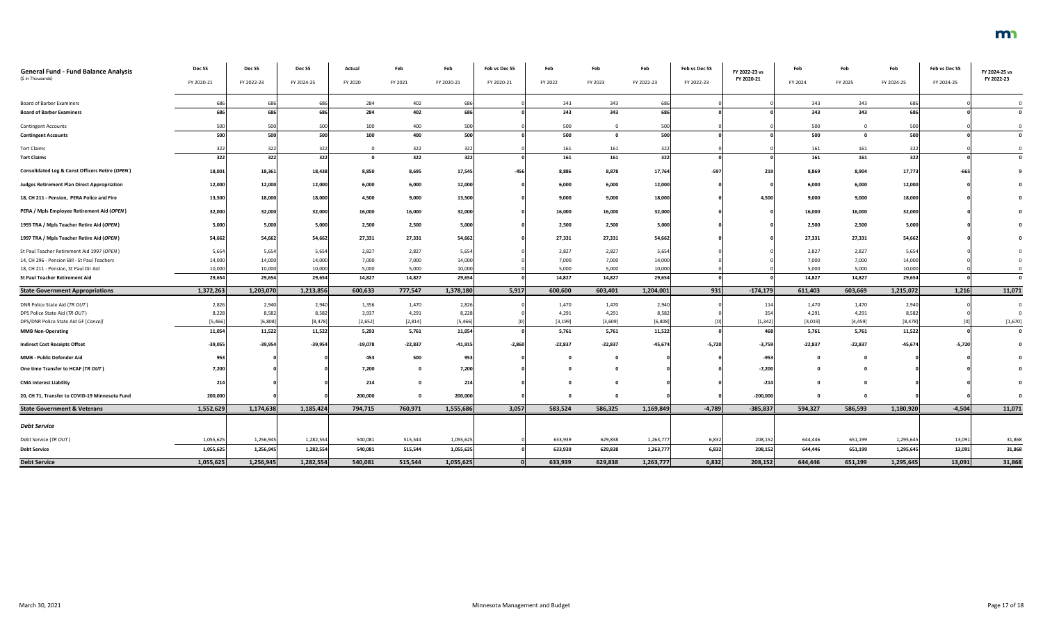| General Fund - Fund Balance Analysis ($ in Thousands) | Dec SS FY 2020-21 | Dec SS FY 2022-23 | Dec SS FY 2024-25 | Actual FY 2020 | Feb FY 2021 | Feb FY 2020-21 | Feb vs Dec SS FY 2020-21 | Feb FY 2022 | Feb FY 2023 | Feb FY 2022-23 | Feb vs Dec SS FY 2022-23 | FY 2022-23 vs FY 2020-21 | Feb FY 2024 | Feb FY 2025 | Feb FY 2024-25 | Feb vs Dec SS FY 2024-25 | FY 2024-25 vs FY 2022-23 |
|---|---|---|---|---|---|---|---|---|---|---|---|---|---|---|---|---|---|
| Board of Barber Examiners | 686 | 686 | 686 | 284 | 402 | 686 | 0 | 343 | 343 | 686 | 0 | 0 | 343 | 343 | 686 | 0 | 0 |
| **Board of Barber Examiners** | **686** | **686** | **686** | **284** | **402** | **686** | **0** | **343** | **343** | **686** | **0** | **0** | **343** | **343** | **686** | **0** | **0** |
| Contingent Accounts | 500 | 500 | 500 | 100 | 400 | 500 | 0 | 500 | 0 | 500 | 0 | 0 | 500 | 0 | 500 | 0 | 0 |
| **Contingent Accounts** | **500** | **500** | **500** | **100** | **400** | **500** | **0** | **500** | **0** | **500** | **0** | **0** | **500** | **0** | **500** | **0** | **0** |
| Tort Claims | 322 | 322 | 322 | 0 | 322 | 322 | 0 | 161 | 161 | 322 | 0 | 0 | 161 | 161 | 322 | 0 | 0 |
| **Tort Claims** | **322** | **322** | **322** | **0** | **322** | **322** | **0** | **161** | **161** | **322** | **0** | **0** | **161** | **161** | **322** | **0** | **0** |
| **Consolidated Leg & Const Officers Retire (OPEN)** | **18,001** | **18,361** | **18,438** | **8,850** | **8,695** | **17,545** | **-456** | **8,886** | **8,878** | **17,764** | **-597** | **219** | **8,869** | **8,904** | **17,773** | **-665** | **9** |
| **Judges Retirement Plan Direct Appropriation** | **12,000** | **12,000** | **12,000** | **6,000** | **6,000** | **12,000** | **0** | **6,000** | **6,000** | **12,000** | **0** | **0** | **6,000** | **6,000** | **12,000** | **0** | **0** |
| **18, CH 211 - Pension, PERA Police and Fire** | **13,500** | **18,000** | **18,000** | **4,500** | **9,000** | **13,500** | **0** | **9,000** | **9,000** | **18,000** | **0** | **4,500** | **9,000** | **9,000** | **18,000** | **0** | **0** |
| **PERA / Mpls Employee Retirement Aid (OPEN)** | **32,000** | **32,000** | **32,000** | **16,000** | **16,000** | **32,000** | **0** | **16,000** | **16,000** | **32,000** | **0** | **0** | **16,000** | **16,000** | **32,000** | **0** | **0** |
| **1993 TRA / Mpls Teacher Retire Aid (OPEN)** | **5,000** | **5,000** | **5,000** | **2,500** | **2,500** | **5,000** | **0** | **2,500** | **2,500** | **5,000** | **0** | **0** | **2,500** | **2,500** | **5,000** | **0** | **0** |
| **1997 TRA / Mpls Teacher Retire Aid (OPEN)** | **54,662** | **54,662** | **54,662** | **27,331** | **27,331** | **54,662** | **0** | **27,331** | **27,331** | **54,662** | **0** | **0** | **27,331** | **27,331** | **54,662** | **0** | **0** |
| St Paul Teacher Retirement Aid 1997 (OPEN) | 5,654 | 5,654 | 5,654 | 2,827 | 2,827 | 5,654 | 0 | 2,827 | 2,827 | 5,654 | 0 | 0 | 2,827 | 2,827 | 5,654 | 0 | 0 |
| 14, CH 296 - Pension Bill - St Paul Teachers | 14,000 | 14,000 | 14,000 | 7,000 | 7,000 | 14,000 | 0 | 7,000 | 7,000 | 14,000 | 0 | 0 | 7,000 | 7,000 | 14,000 | 0 | 0 |
| 18, CH 211 - Pension, St Paul Dir Aid | 10,000 | 10,000 | 10,000 | 5,000 | 5,000 | 10,000 | 0 | 5,000 | 5,000 | 10,000 | 0 | 0 | 5,000 | 5,000 | 10,000 | 0 | 0 |
| **St Paul Teacher Retirement Aid** | **29,654** | **29,654** | **29,654** | **14,827** | **14,827** | **29,654** | **0** | **14,827** | **14,827** | **29,654** | **0** | **0** | **14,827** | **14,827** | **29,654** | **0** | **0** |
| **State Government Appropriations** | **1,372,263** | **1,203,070** | **1,213,856** | **600,633** | **777,547** | **1,378,180** | **5,917** | **600,600** | **603,401** | **1,204,001** | **931** | **-174,179** | **611,403** | **603,669** | **1,215,072** | **1,216** | **11,071** |
| DNR Police State Aid (TR OUT) | 2,826 | 2,940 | 2,940 | 1,356 | 1,470 | 2,826 | 0 | 1,470 | 1,470 | 2,940 | 0 | 114 | 1,470 | 1,470 | 2,940 | 0 | 0 |
| DPS Police State Aid (TR OUT) | 8,228 | 8,582 | 8,582 | 3,937 | 4,291 | 8,228 | 0 | 4,291 | 4,291 | 8,582 | 0 | 354 | 4,291 | 4,291 | 8,582 | 0 | 0 |
| DPS/DNR Police State Aid GF [Cancel] | [5,466] | [6,808] | [8,478] | [2,652] | [2,814] | [5,466] | [0] | [3,199] | [3,609] | [6,808] | [0] | [1,342] | [4,019] | [4,459] | [8,478] | [0] | [1,670] |
| **MMB Non-Operating** | **11,054** | **11,522** | **11,522** | **5,293** | **5,761** | **11,054** | **0** | **5,761** | **5,761** | **11,522** | **0** | **468** | **5,761** | **5,761** | **11,522** | **0** | **0** |
| **Indirect Cost Receipts Offset** | **-39,055** | **-39,954** | **-39,954** | **-19,078** | **-22,837** | **-41,915** | **-2,860** | **-22,837** | **-22,837** | **-45,674** | **-5,720** | **-3,759** | **-22,837** | **-22,837** | **-45,674** | **-5,720** | **0** |
| **MMB - Public Defender Aid** | **953** | **0** | **0** | **453** | **500** | **953** | **0** | **0** | **0** | **0** | **0** | **-953** | **0** | **0** | **0** | **0** | **0** |
| **One time Transfer to HCAF (TR OUT)** | **7,200** | **0** | **0** | **7,200** | **0** | **7,200** | **0** | **0** | **0** | **0** | **0** | **-7,200** | **0** | **0** | **0** | **0** | **0** |
| **CMA Interest Liability** | **214** | **0** | **0** | **214** | **0** | **214** | **0** | **0** | **0** | **0** | **0** | **-214** | **0** | **0** | **0** | **0** | **0** |
| **20, CH 71, Transfer to COVID-19 Minnesota Fund** | **200,000** | **0** | **0** | **200,000** | **0** | **200,000** | **0** | **0** | **0** | **0** | **0** | **-200,000** | **0** | **0** | **0** | **0** | **0** |
| **State Government & Veterans** | **1,552,629** | **1,174,638** | **1,185,424** | **794,715** | **760,971** | **1,555,686** | **3,057** | **583,524** | **586,325** | **1,169,849** | **-4,789** | **-385,837** | **594,327** | **586,593** | **1,180,920** | **-4,504** | **11,071** |
| ***Debt Service*** | | | | | | | | | | | | | | | | | |
| Debt Service (TR OUT) | 1,055,625 | 1,256,945 | 1,282,554 | 540,081 | 515,544 | 1,055,625 | 0 | 633,939 | 629,838 | 1,263,777 | 6,832 | 208,152 | 644,446 | 651,199 | 1,295,645 | 13,091 | 31,868 |
| **Debt Service** | **1,055,625** | **1,256,945** | **1,282,554** | **540,081** | **515,544** | **1,055,625** | **0** | **633,939** | **629,838** | **1,263,777** | **6,832** | **208,152** | **644,446** | **651,199** | **1,295,645** | **13,091** | **31,868** |
| **Debt Service** | **1,055,625** | **1,256,945** | **1,282,554** | **540,081** | **515,544** | **1,055,625** | **0** | **633,939** | **629,838** | **1,263,777** | **6,832** | **208,152** | **644,446** | **651,199** | **1,295,645** | **13,091** | **31,868** |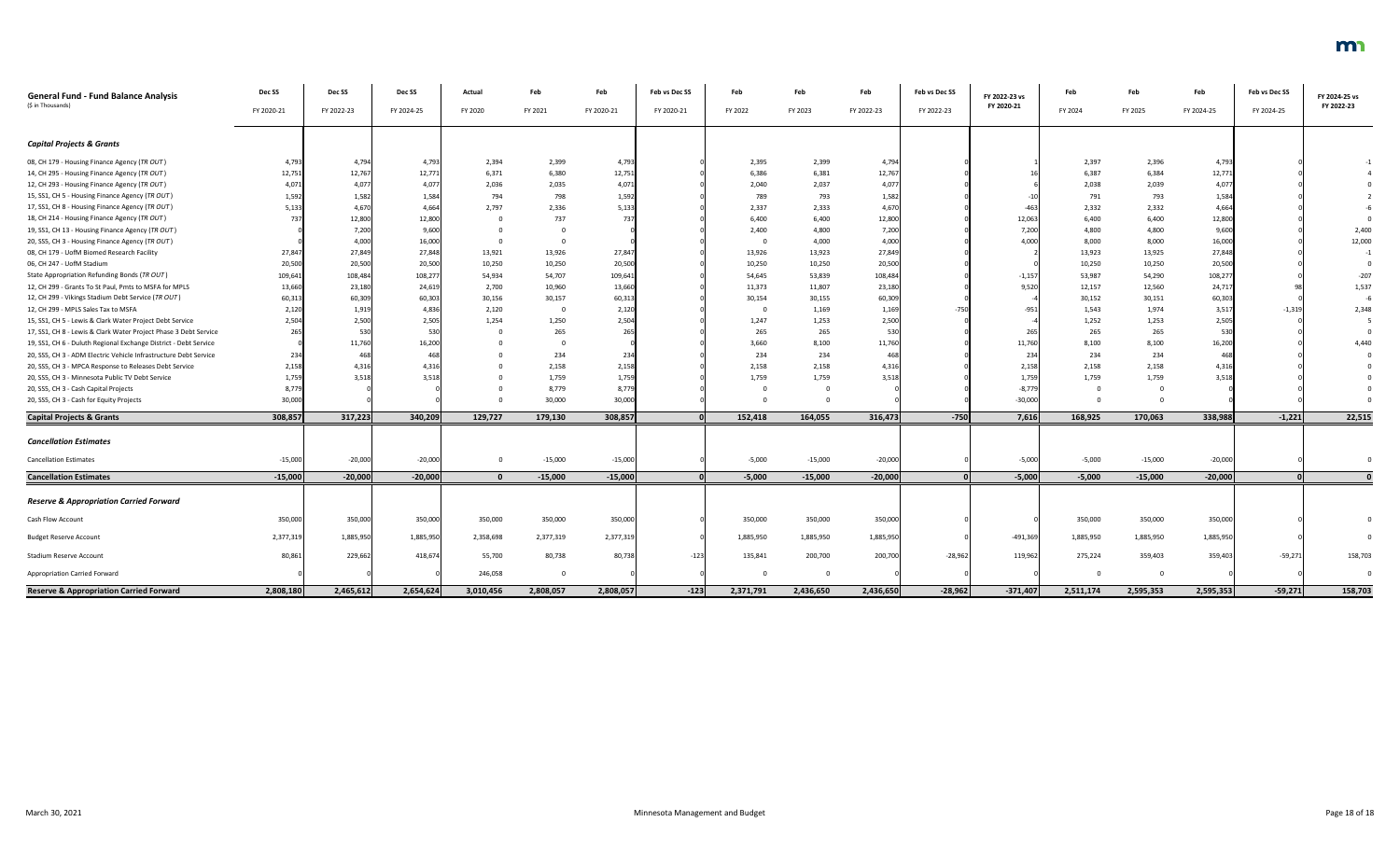| General Fund - Fund Balance Analysis ($ in Thousands) | Dec SS FY 2020-21 | Dec SS FY 2022-23 | Dec SS FY 2024-25 | Actual FY 2020 | Feb FY 2021 | Feb FY 2020-21 | Feb vs Dec SS FY 2020-21 | Feb FY 2022 | Feb FY 2023 | Feb FY 2022-23 | Feb vs Dec SS FY 2022-23 | FY 2022-23 vs FY 2020-21 | Feb FY 2024 | Feb FY 2025 | Feb FY 2024-25 | Feb vs Dec SS FY 2024-25 | FY 2024-25 vs FY 2022-23 |
|---|---|---|---|---|---|---|---|---|---|---|---|---|---|---|---|---|---|
| ***Capital Projects & Grants*** | | | | | | | | | | | | | | | | | |
| 08, CH 179 - Housing Finance Agency (*TR OUT*) | 4,793 | 4,794 | 4,793 | 2,394 | 2,399 | 4,793 | 0 | 2,395 | 2,399 | 4,794 | 0 | 1 | 2,397 | 2,396 | 4,793 | 0 | -1 |
| 14, CH 295 - Housing Finance Agency (*TR OUT*) | 12,751 | 12,767 | 12,771 | 6,371 | 6,380 | 12,751 | 0 | 6,386 | 6,381 | 12,767 | 0 | 16 | 6,387 | 6,384 | 12,771 | 0 | 4 |
| 12, CH 293 - Housing Finance Agency (*TR OUT*) | 4,071 | 4,077 | 4,077 | 2,036 | 2,035 | 4,071 | 0 | 2,040 | 2,037 | 4,077 | 0 | 6 | 2,038 | 2,039 | 4,077 | 0 | 0 |
| 15, SS1, CH 5 - Housing Finance Agency (*TR OUT*) | 1,592 | 1,582 | 1,584 | 794 | 798 | 1,592 | 0 | 789 | 793 | 1,582 | 0 | -10 | 791 | 793 | 1,584 | 0 | 2 |
| 17, SS1, CH 8 - Housing Finance Agency (*TR OUT*) | 5,133 | 4,670 | 4,664 | 2,797 | 2,336 | 5,133 | 0 | 2,337 | 2,333 | 4,670 | 0 | -463 | 2,332 | 2,332 | 4,664 | 0 | -6 |
| 18, CH 214 - Housing Finance Agency (*TR OUT*) | 737 | 12,800 | 12,800 | 0 | 737 | 737 | 0 | 6,400 | 6,400 | 12,800 | 0 | 12,063 | 6,400 | 6,400 | 12,800 | 0 | 0 |
| 19, SS1, CH 13 - Housing Finance Agency (*TR OUT*) | 0 | 7,200 | 9,600 | 0 | 0 | 0 | 0 | 2,400 | 4,800 | 7,200 | 0 | 7,200 | 4,800 | 4,800 | 9,600 | 0 | 2,400 |
| 20, SS5, CH 3 - Housing Finance Agency (*TR OUT*) | 0 | 4,000 | 16,000 | 0 | 0 | 0 | 0 | 0 | 4,000 | 4,000 | 0 | 4,000 | 8,000 | 8,000 | 16,000 | 0 | 12,000 |
| 08, CH 179 - UofM Biomed Research Facility | 27,847 | 27,849 | 27,848 | 13,921 | 13,926 | 27,847 | 0 | 13,926 | 13,923 | 27,849 | 0 | 2 | 13,923 | 13,925 | 27,848 | 0 | -1 |
| 06, CH 247 - UofM Stadium | 20,500 | 20,500 | 20,500 | 10,250 | 10,250 | 20,500 | 0 | 10,250 | 10,250 | 20,500 | 0 | 0 | 10,250 | 10,250 | 20,500 | 0 | 0 |
| State Appropriation Refunding Bonds (*TR OUT*) | 109,641 | 108,484 | 108,277 | 54,934 | 54,707 | 109,641 | 0 | 54,645 | 53,839 | 108,484 | 0 | -1,157 | 53,987 | 54,290 | 108,277 | 0 | -207 |
| 12, CH 299 - Grants To St Paul, Pmts to MSFA for MPLS | 13,660 | 23,180 | 24,619 | 2,700 | 10,960 | 13,660 | 0 | 11,373 | 11,807 | 23,180 | 0 | 9,520 | 12,157 | 12,560 | 24,717 | 98 | 1,537 |
| 12, CH 299 - Vikings Stadium Debt Service (*TR OUT*) | 60,313 | 60,309 | 60,303 | 30,156 | 30,157 | 60,313 | 0 | 30,154 | 30,155 | 60,309 | 0 | -4 | 30,152 | 30,151 | 60,303 | 0 | -6 |
| 12, CH 299 - MPLS Sales Tax to MSFA | 2,120 | 1,919 | 4,836 | 2,120 | 0 | 2,120 | 0 | 0 | 1,169 | 1,169 | -750 | -951 | 1,543 | 1,974 | 3,517 | -1,319 | 2,348 |
| 15, SS1, CH 5 - Lewis & Clark Water Project Debt Service | 2,504 | 2,500 | 2,505 | 1,254 | 1,250 | 2,504 | 0 | 1,247 | 1,253 | 2,500 | 0 | -4 | 1,252 | 1,253 | 2,505 | 0 | 5 |
| 17, SS1, CH 8 - Lewis & Clark Water Project Phase 3 Debt Service | 265 | 530 | 530 | 0 | 265 | 265 | 0 | 265 | 265 | 530 | 0 | 265 | 265 | 265 | 530 | 0 | 0 |
| 19, SS1, CH 6 - Duluth Regional Exchange District - Debt Service | 0 | 11,760 | 16,200 | 0 | 0 | 0 | 0 | 3,660 | 8,100 | 11,760 | 0 | 11,760 | 8,100 | 8,100 | 16,200 | 0 | 4,440 |
| 20, SS5, CH 3 - ADM Electric Vehicle Infrastructure Debt Service | 234 | 468 | 468 | 0 | 234 | 234 | 0 | 234 | 234 | 468 | 0 | 234 | 234 | 234 | 468 | 0 | 0 |
| 20, SS5, CH 3 - MPCA Response to Releases Debt Service | 2,158 | 4,316 | 4,316 | 0 | 2,158 | 2,158 | 0 | 2,158 | 2,158 | 4,316 | 0 | 2,158 | 2,158 | 2,158 | 4,316 | 0 | 0 |
| 20, SS5, CH 3 - Minnesota Public TV Debt Service | 1,759 | 3,518 | 3,518 | 0 | 1,759 | 1,759 | 0 | 1,759 | 1,759 | 3,518 | 0 | 1,759 | 1,759 | 1,759 | 3,518 | 0 | 0 |
| 20, SS5, CH 3 - Cash Capital Projects | 8,779 | 0 | 0 | 0 | 8,779 | 8,779 | 0 | 0 | 0 | 0 | 0 | -8,779 | 0 | 0 | 0 | 0 | 0 |
| 20, SS5, CH 3 - Cash for Equity Projects | 30,000 | 0 | 0 | 0 | 30,000 | 30,000 | 0 | 0 | 0 | 0 | 0 | -30,000 | 0 | 0 | 0 | 0 | 0 |
| **Capital Projects & Grants** | **308,857** | **317,223** | **340,209** | **129,727** | **179,130** | **308,857** | **0** | **152,418** | **164,055** | **316,473** | **-750** | **7,616** | **168,925** | **170,063** | **338,988** | **-1,221** | **22,515** |
| ***Cancellation Estimates*** | | | | | | | | | | | | | | | | | |
| Cancellation Estimates | -15,000 | -20,000 | -20,000 | 0 | -15,000 | -15,000 | 0 | -5,000 | -15,000 | -20,000 | 0 | -5,000 | -5,000 | -15,000 | -20,000 | 0 | 0 |
| **Cancellation Estimates** | **-15,000** | **-20,000** | **-20,000** | **0** | **-15,000** | **-15,000** | **0** | **-5,000** | **-15,000** | **-20,000** | **0** | **-5,000** | **-5,000** | **-15,000** | **-20,000** | **0** | **0** |
| ***Reserve & Appropriation Carried Forward*** | | | | | | | | | | | | | | | | | |
| Cash Flow Account | 350,000 | 350,000 | 350,000 | 350,000 | 350,000 | 350,000 | 0 | 350,000 | 350,000 | 350,000 | 0 | 0 | 350,000 | 350,000 | 350,000 | 0 | 0 |
| Budget Reserve Account | 2,377,319 | 1,885,950 | 1,885,950 | 2,358,698 | 2,377,319 | 2,377,319 | 0 | 1,885,950 | 1,885,950 | 1,885,950 | 0 | -491,369 | 1,885,950 | 1,885,950 | 1,885,950 | 0 | 0 |
| Stadium Reserve Account | 80,861 | 229,662 | 418,674 | 55,700 | 80,738 | 80,738 | -123 | 135,841 | 200,700 | 200,700 | -28,962 | 119,962 | 275,224 | 359,403 | 359,403 | -59,271 | 158,703 |
| Appropriation Carried Forward | 0 | 0 | 0 | 246,058 | 0 | 0 | 0 | 0 | 0 | 0 | 0 | 0 | 0 | 0 | 0 | 0 | 0 |
| **Reserve & Appropriation Carried Forward** | **2,808,180** | **2,465,612** | **2,654,624** | **3,010,456** | **2,808,057** | **2,808,057** | **-123** | **2,371,791** | **2,436,650** | **2,436,650** | **-28,962** | **-371,407** | **2,511,174** | **2,595,353** | **2,595,353** | **-59,271** | **158,703** |